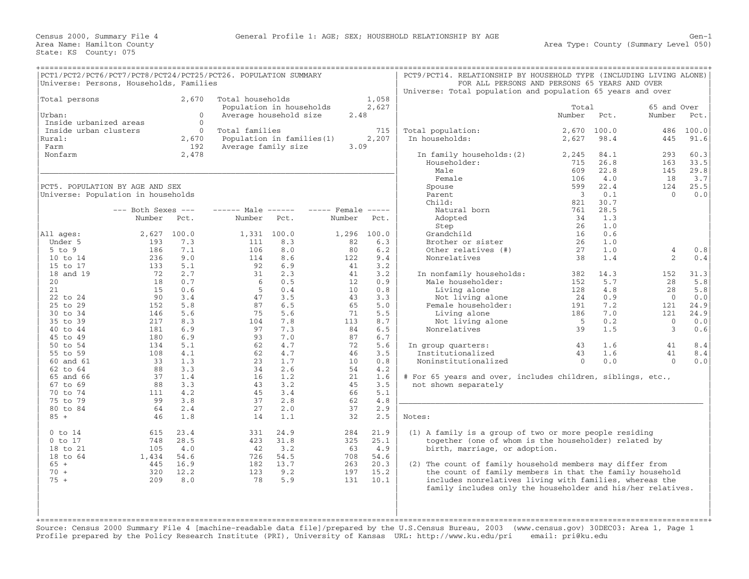Census 2000, Summary File 4 — General Profile 1: AGE; SEX; HOUSEHOLD RELATIONSHIP BY AGE — Gen-1

Area Name: Hamilton County — Area Type: County (Summary Level 050)

State: KS County: 075

## PCT1/PCT2/PCT6/PCT7/PCT8/PCT24/PCT25/PCT26. POPULATION SUMMARY

Universe: Persons, Households, Families

| | | | |
|---|---|---|---|
| Total persons | 2,670 | Total households | 1,058 |
| | | Population in households | 2,627 |
| Urban: | 0 | Average household size | 2.48 |
| Inside urbanized areas | 0 | | |
| Inside urban clusters | 0 | Total families | 715 |
| Rural: | 2,670 | Population in families(1) | 2,207 |
| Farm | 192 | Average family size | 3.09 |
| Nonfarm | 2,478 | | |

## PCT5. POPULATION BY AGE AND SEX

Universe: Population in households

| | Both Sexes Number | Both Sexes Pct. | Male Number | Male Pct. | Female Number | Female Pct. |
|---|---|---|---|---|---|---|
| All ages: | 2,627 | 100.0 | 1,331 | 100.0 | 1,296 | 100.0 |
| Under 5 | 193 | 7.3 | 111 | 8.3 | 82 | 6.3 |
| 5 to 9 | 186 | 7.1 | 106 | 8.0 | 80 | 6.2 |
| 10 to 14 | 236 | 9.0 | 114 | 8.6 | 122 | 9.4 |
| 15 to 17 | 133 | 5.1 | 92 | 6.9 | 41 | 3.2 |
| 18 and 19 | 72 | 2.7 | 31 | 2.3 | 41 | 3.2 |
| 20 | 18 | 0.7 | 6 | 0.5 | 12 | 0.9 |
| 21 | 15 | 0.6 | 5 | 0.4 | 10 | 0.8 |
| 22 to 24 | 90 | 3.4 | 47 | 3.5 | 43 | 3.3 |
| 25 to 29 | 152 | 5.8 | 87 | 6.5 | 65 | 5.0 |
| 30 to 34 | 146 | 5.6 | 75 | 5.6 | 71 | 5.5 |
| 35 to 39 | 217 | 8.3 | 104 | 7.8 | 113 | 8.7 |
| 40 to 44 | 181 | 6.9 | 97 | 7.3 | 84 | 6.5 |
| 45 to 49 | 180 | 6.9 | 93 | 7.0 | 87 | 6.7 |
| 50 to 54 | 134 | 5.1 | 62 | 4.7 | 72 | 5.6 |
| 55 to 59 | 108 | 4.1 | 62 | 4.7 | 46 | 3.5 |
| 60 and 61 | 33 | 1.3 | 23 | 1.7 | 10 | 0.8 |
| 62 to 64 | 88 | 3.3 | 34 | 2.6 | 54 | 4.2 |
| 65 and 66 | 37 | 1.4 | 16 | 1.2 | 21 | 1.6 |
| 67 to 69 | 88 | 3.3 | 43 | 3.2 | 45 | 3.5 |
| 70 to 74 | 111 | 4.2 | 45 | 3.4 | 66 | 5.1 |
| 75 to 79 | 99 | 3.8 | 37 | 2.8 | 62 | 4.8 |
| 80 to 84 | 64 | 2.4 | 27 | 2.0 | 37 | 2.9 |
| 85 + | 46 | 1.8 | 14 | 1.1 | 32 | 2.5 |
| 0 to 14 | 615 | 23.4 | 331 | 24.9 | 284 | 21.9 |
| 0 to 17 | 748 | 28.5 | 423 | 31.8 | 325 | 25.1 |
| 18 to 21 | 105 | 4.0 | 42 | 3.2 | 63 | 4.9 |
| 18 to 64 | 1,434 | 54.6 | 726 | 54.5 | 708 | 54.6 |
| 65 + | 445 | 16.9 | 182 | 13.7 | 263 | 20.3 |
| 70 + | 320 | 12.2 | 123 | 9.2 | 197 | 15.2 |
| 75 + | 209 | 8.0 | 78 | 5.9 | 131 | 10.1 |

## PCT9/PCT14. RELATIONSHIP BY HOUSEHOLD TYPE (INCLUDING LIVING ALONE) FOR ALL PERSONS AND PERSONS 65 YEARS AND OVER

Universe: Total population and population 65 years and over

| | Total Number | Total Pct. | 65 and Over Number | 65 and Over Pct. |
|---|---|---|---|---|
| Total population: | 2,670 | 100.0 | 486 | 100.0 |
| In households: | 2,627 | 98.4 | 445 | 91.6 |
| In family households:(2) | 2,245 | 84.1 | 293 | 60.3 |
| Householder: | 715 | 26.8 | 163 | 33.5 |
| Male | 609 | 22.8 | 145 | 29.8 |
| Female | 106 | 4.0 | 18 | 3.7 |
| Spouse | 599 | 22.4 | 124 | 25.5 |
| Parent | 3 | 0.1 | 0 | 0.0 |
| Child: | 821 | 30.7 | | |
| Natural born | 761 | 28.5 | | |
| Adopted | 34 | 1.3 | | |
| Step | 26 | 1.0 | | |
| Grandchild | 16 | 0.6 | | |
| Brother or sister | 26 | 1.0 | | |
| Other relatives (#) | 27 | 1.0 | 4 | 0.8 |
| Nonrelatives | 38 | 1.4 | 2 | 0.4 |
| In nonfamily households: | 382 | 14.3 | 152 | 31.3 |
| Male householder: | 152 | 5.7 | 28 | 5.8 |
| Living alone | 128 | 4.8 | 28 | 5.8 |
| Not living alone | 24 | 0.9 | 0 | 0.0 |
| Female householder: | 191 | 7.2 | 121 | 24.9 |
| Living alone | 186 | 7.0 | 121 | 24.9 |
| Not living alone | 5 | 0.2 | 0 | 0.0 |
| Nonrelatives | 39 | 1.5 | 3 | 0.6 |
| In group quarters: | 43 | 1.6 | 41 | 8.4 |
| Institutionalized | 43 | 1.6 | 41 | 8.4 |
| Noninstitutionalized | 0 | 0.0 | 0 | 0.0 |

# For 65 years and over, includes children, siblings, etc., not shown separately

Notes:

(1) A family is a group of two or more people residing together (one of whom is the householder) related by birth, marriage, or adoption.

(2) The count of family household members may differ from the count of family members in that the family household includes nonrelatives living with families, whereas the family includes only the householder and his/her relatives.

Source: Census 2000 Summary File 4 [machine-readable data file]/prepared by the U.S.Census Bureau, 2003 (www.census.gov) 30DEC03: Area 1, Page 1
Profile prepared by the Policy Research Institute (PRI), University of Kansas URL: http://www.ku.edu/pri email: pri@ku.edu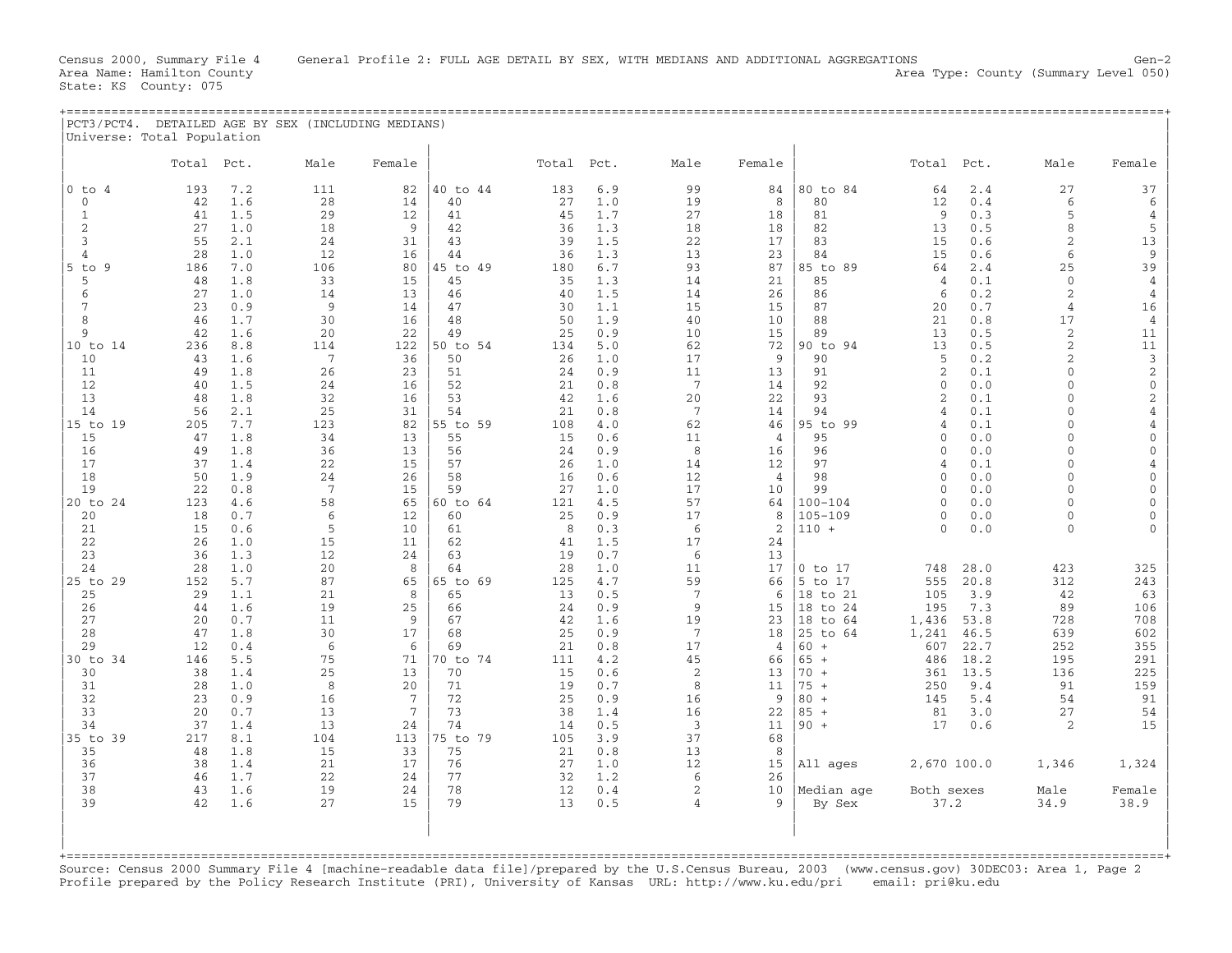Census 2000, Summary File 4 General Profile 2: FULL AGE DETAIL BY SEX, WITH MEDIANS AND ADDITIONAL AGGREGATIONS Gen-2
Area Name: Hamilton County Area Type: County (Summary Level 050)
State: KS County: 075

## PCT3/PCT4. DETAILED AGE BY SEX (INCLUDING MEDIANS)

Universe: Total Population

| | Total | Pct. | Male | Female | | Total | Pct. | Male | Female | | Total | Pct. | Male | Female |
|---|---|---|---|---|---|---|---|---|---|---|---|---|---|---|
| 0 to 4 | 193 | 7.2 | 111 | 82 | 40 to 44 | 183 | 6.9 | 99 | 84 | 80 to 84 | 64 | 2.4 | 27 | 37 |
| 0 | 42 | 1.6 | 28 | 14 | 40 | 27 | 1.0 | 19 | 8 | 80 | 12 | 0.4 | 6 | 6 |
| 1 | 41 | 1.5 | 29 | 12 | 41 | 45 | 1.7 | 27 | 18 | 81 | 9 | 0.3 | 5 | 4 |
| 2 | 27 | 1.0 | 18 | 9 | 42 | 36 | 1.3 | 18 | 18 | 82 | 13 | 0.5 | 8 | 5 |
| 3 | 55 | 2.1 | 24 | 31 | 43 | 39 | 1.5 | 22 | 17 | 83 | 15 | 0.6 | 2 | 13 |
| 4 | 28 | 1.0 | 12 | 16 | 44 | 36 | 1.3 | 13 | 23 | 84 | 15 | 0.6 | 6 | 9 |
| 5 to 9 | 186 | 7.0 | 106 | 80 | 45 to 49 | 180 | 6.7 | 93 | 87 | 85 to 89 | 64 | 2.4 | 25 | 39 |
| 5 | 48 | 1.8 | 33 | 15 | 45 | 35 | 1.3 | 14 | 21 | 85 | 4 | 0.1 | 0 | 4 |
| 6 | 27 | 1.0 | 14 | 13 | 46 | 40 | 1.5 | 14 | 26 | 86 | 6 | 0.2 | 2 | 4 |
| 7 | 23 | 0.9 | 9 | 14 | 47 | 30 | 1.1 | 15 | 15 | 87 | 20 | 0.7 | 4 | 16 |
| 8 | 46 | 1.7 | 30 | 16 | 48 | 50 | 1.9 | 40 | 10 | 88 | 21 | 0.8 | 17 | 4 |
| 9 | 42 | 1.6 | 20 | 22 | 49 | 25 | 0.9 | 10 | 15 | 89 | 13 | 0.5 | 2 | 11 |
| 10 to 14 | 236 | 8.8 | 114 | 122 | 50 to 54 | 134 | 5.0 | 62 | 72 | 90 to 94 | 13 | 0.5 | 2 | 11 |
| 10 | 43 | 1.6 | 7 | 36 | 50 | 26 | 1.0 | 17 | 9 | 90 | 5 | 0.2 | 2 | 3 |
| 11 | 49 | 1.8 | 26 | 23 | 51 | 24 | 0.9 | 11 | 13 | 91 | 2 | 0.1 | 0 | 2 |
| 12 | 40 | 1.5 | 24 | 16 | 52 | 21 | 0.8 | 7 | 14 | 92 | 0 | 0.0 | 0 | 0 |
| 13 | 48 | 1.8 | 32 | 16 | 53 | 42 | 1.6 | 20 | 22 | 93 | 2 | 0.1 | 0 | 2 |
| 14 | 56 | 2.1 | 25 | 31 | 54 | 21 | 0.8 | 7 | 14 | 94 | 4 | 0.1 | 0 | 4 |
| 15 to 19 | 205 | 7.7 | 123 | 82 | 55 to 59 | 108 | 4.0 | 62 | 46 | 95 to 99 | 4 | 0.1 | 0 | 4 |
| 15 | 47 | 1.8 | 34 | 13 | 55 | 15 | 0.6 | 11 | 4 | 95 | 0 | 0.0 | 0 | 0 |
| 16 | 49 | 1.8 | 36 | 13 | 56 | 24 | 0.9 | 8 | 16 | 96 | 0 | 0.0 | 0 | 0 |
| 17 | 37 | 1.4 | 22 | 15 | 57 | 26 | 1.0 | 14 | 12 | 97 | 4 | 0.1 | 0 | 4 |
| 18 | 50 | 1.9 | 24 | 26 | 58 | 16 | 0.6 | 12 | 4 | 98 | 0 | 0.0 | 0 | 0 |
| 19 | 22 | 0.8 | 7 | 15 | 59 | 27 | 1.0 | 17 | 10 | 99 | 0 | 0.0 | 0 | 0 |
| 20 to 24 | 123 | 4.6 | 58 | 65 | 60 to 64 | 121 | 4.5 | 57 | 64 | 100-104 | 0 | 0.0 | 0 | 0 |
| 20 | 18 | 0.7 | 6 | 12 | 60 | 25 | 0.9 | 17 | 8 | 105-109 | 0 | 0.0 | 0 | 0 |
| 21 | 15 | 0.6 | 5 | 10 | 61 | 8 | 0.3 | 6 | 2 | 110 + | 0 | 0.0 | 0 | 0 |
| 22 | 26 | 1.0 | 15 | 11 | 62 | 41 | 1.5 | 17 | 24 | | | | | |
| 23 | 36 | 1.3 | 12 | 24 | 63 | 19 | 0.7 | 6 | 13 | | | | | |
| 24 | 28 | 1.0 | 20 | 8 | 64 | 28 | 1.0 | 11 | 17 | 0 to 17 | 748 | 28.0 | 423 | 325 |
| 25 to 29 | 152 | 5.7 | 87 | 65 | 65 to 69 | 125 | 4.7 | 59 | 66 | 5 to 17 | 555 | 20.8 | 312 | 243 |
| 25 | 29 | 1.1 | 21 | 8 | 65 | 13 | 0.5 | 7 | 6 | 18 to 21 | 105 | 3.9 | 42 | 63 |
| 26 | 44 | 1.6 | 19 | 25 | 66 | 24 | 0.9 | 9 | 15 | 18 to 24 | 195 | 7.3 | 89 | 106 |
| 27 | 20 | 0.7 | 11 | 9 | 67 | 42 | 1.6 | 19 | 23 | 18 to 64 | 1,436 | 53.8 | 728 | 708 |
| 28 | 47 | 1.8 | 30 | 17 | 68 | 25 | 0.9 | 7 | 18 | 25 to 64 | 1,241 | 46.5 | 639 | 602 |
| 29 | 12 | 0.4 | 6 | 6 | 69 | 21 | 0.8 | 17 | 4 | 60 + | 607 | 22.7 | 252 | 355 |
| 30 to 34 | 146 | 5.5 | 75 | 71 | 70 to 74 | 111 | 4.2 | 45 | 66 | 65 + | 486 | 18.2 | 195 | 291 |
| 30 | 38 | 1.4 | 25 | 13 | 70 | 15 | 0.6 | 2 | 13 | 70 + | 361 | 13.5 | 136 | 225 |
| 31 | 28 | 1.0 | 8 | 20 | 71 | 19 | 0.7 | 8 | 11 | 75 + | 250 | 9.4 | 91 | 159 |
| 32 | 23 | 0.9 | 16 | 7 | 72 | 25 | 0.9 | 16 | 9 | 80 + | 145 | 5.4 | 54 | 91 |
| 33 | 20 | 0.7 | 13 | 7 | 73 | 38 | 1.4 | 16 | 22 | 85 + | 81 | 3.0 | 27 | 54 |
| 34 | 37 | 1.4 | 13 | 24 | 74 | 14 | 0.5 | 3 | 11 | 90 + | 17 | 0.6 | 2 | 15 |
| 35 to 39 | 217 | 8.1 | 104 | 113 | 75 to 79 | 105 | 3.9 | 37 | 68 | | | | | |
| 35 | 48 | 1.8 | 15 | 33 | 75 | 21 | 0.8 | 13 | 8 | | | | | |
| 36 | 38 | 1.4 | 21 | 17 | 76 | 27 | 1.0 | 12 | 15 | All ages | 2,670 | 100.0 | 1,346 | 1,324 |
| 37 | 46 | 1.7 | 22 | 24 | 77 | 32 | 1.2 | 6 | 26 | | | | | |
| 38 | 43 | 1.6 | 19 | 24 | 78 | 12 | 0.4 | 2 | 10 | Median age | Both sexes | | Male | Female |
| 39 | 42 | 1.6 | 27 | 15 | 79 | 13 | 0.5 | 4 | 9 | By Sex | 37.2 | | 34.9 | 38.9 |

Source: Census 2000 Summary File 4 [machine-readable data file]/prepared by the U.S.Census Bureau, 2003 (www.census.gov) 30DEC03: Area 1, Page 2
Profile prepared by the Policy Research Institute (PRI), University of Kansas URL: http://www.ku.edu/pri email: pri@ku.edu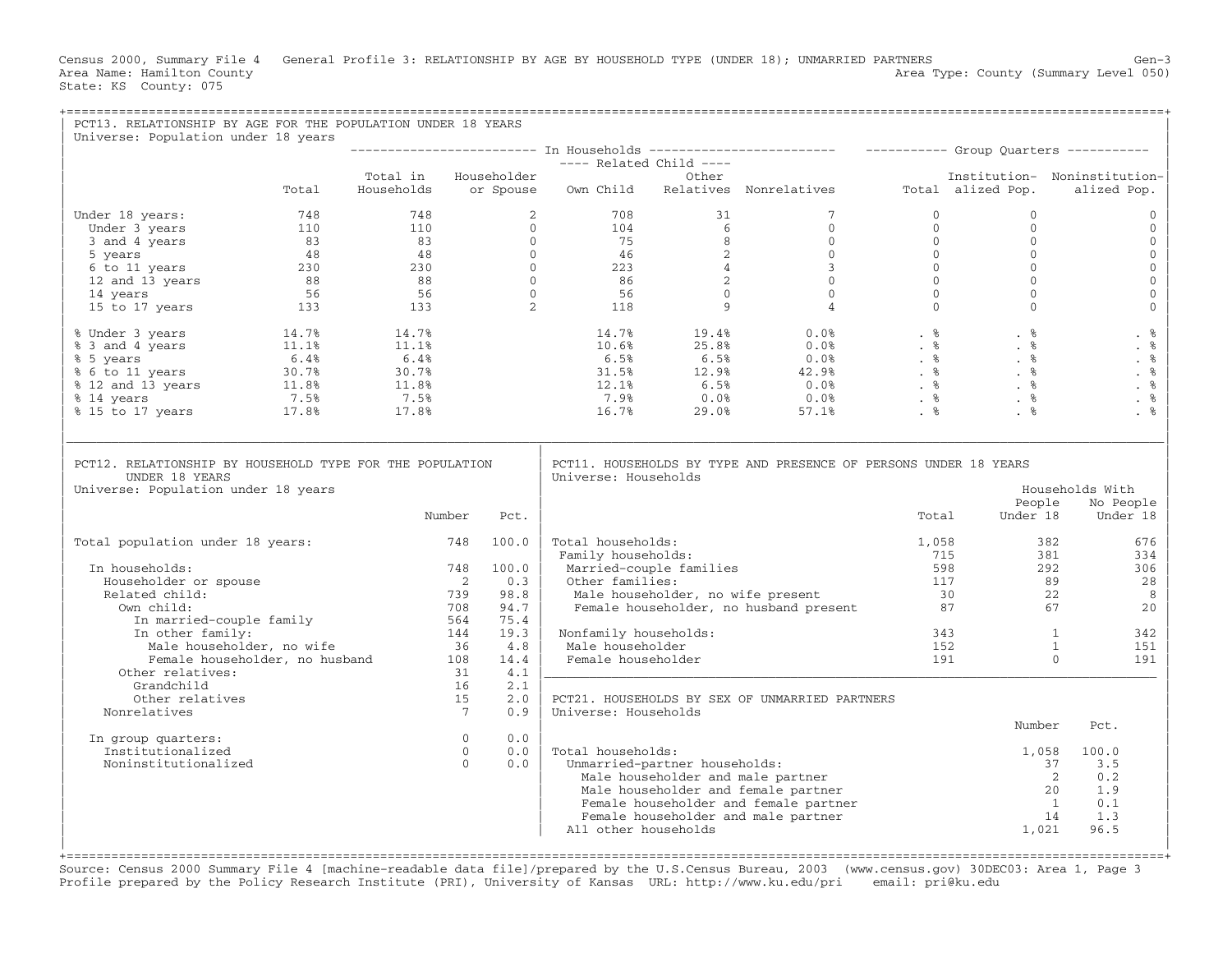Census 2000, Summary File 4 General Profile 3: RELATIONSHIP BY AGE BY HOUSEHOLD TYPE (UNDER 18); UNMARRIED PARTNERS Gen-3
Area Name: Hamilton County Area Type: County (Summary Level 050)
State: KS County: 075

## PCT13. RELATIONSHIP BY AGE FOR THE POPULATION UNDER 18 YEARS

Universe: Population under 18 years

| | | In Households | | | | | Group Quarters | | |
|---|---|---|---|---|---|---|---|---|---|
| | | | | Related Child | | | | | |
| | Total | Total in Households | Householder or Spouse | Own Child | Other Relatives | Nonrelatives | Total | Institutionalized Pop. | Noninstitutionalized Pop. |
| Under 18 years: | 748 | 748 | 2 | 708 | 31 | 7 | 0 | 0 | 0 |
| Under 3 years | 110 | 110 | 0 | 104 | 6 | 0 | 0 | 0 | 0 |
| 3 and 4 years | 83 | 83 | 0 | 75 | 8 | 0 | 0 | 0 | 0 |
| 5 years | 48 | 48 | 0 | 46 | 2 | 0 | 0 | 0 | 0 |
| 6 to 11 years | 230 | 230 | 0 | 223 | 4 | 3 | 0 | 0 | 0 |
| 12 and 13 years | 88 | 88 | 0 | 86 | 2 | 0 | 0 | 0 | 0 |
| 14 years | 56 | 56 | 0 | 56 | 0 | 0 | 0 | 0 | 0 |
| 15 to 17 years | 133 | 133 | 2 | 118 | 9 | 4 | 0 | 0 | 0 |
| % Under 3 years | 14.7% | 14.7% | | 14.7% | 19.4% | 0.0% | . % | . % | . % |
| % 3 and 4 years | 11.1% | 11.1% | | 10.6% | 25.8% | 0.0% | . % | . % | . % |
| % 5 years | 6.4% | 6.4% | | 6.5% | 6.5% | 0.0% | . % | . % | . % |
| % 6 to 11 years | 30.7% | 30.7% | | 31.5% | 12.9% | 42.9% | . % | . % | . % |
| % 12 and 13 years | 11.8% | 11.8% | | 12.1% | 6.5% | 0.0% | . % | . % | . % |
| % 14 years | 7.5% | 7.5% | | 7.9% | 0.0% | 0.0% | . % | . % | . % |
| % 15 to 17 years | 17.8% | 17.8% | | 16.7% | 29.0% | 57.1% | . % | . % | . % |

## PCT12. RELATIONSHIP BY HOUSEHOLD TYPE FOR THE POPULATION UNDER 18 YEARS

Universe: Population under 18 years

| | Number | Pct. |
|---|---|---|
| Total population under 18 years: | 748 | 100.0 |
| In households: | 748 | 100.0 |
| Householder or spouse | 2 | 0.3 |
| Related child: | 739 | 98.8 |
| Own child: | 708 | 94.7 |
| In married-couple family | 564 | 75.4 |
| In other family: | 144 | 19.3 |
| Male householder, no wife | 36 | 4.8 |
| Female householder, no husband | 108 | 14.4 |
| Other relatives: | 31 | 4.1 |
| Grandchild | 16 | 2.1 |
| Other relatives | 15 | 2.0 |
| Nonrelatives | 7 | 0.9 |
| In group quarters: | 0 | 0.0 |
| Institutionalized | 0 | 0.0 |
| Noninstitutionalized | 0 | 0.0 |

## PCT11. HOUSEHOLDS BY TYPE AND PRESENCE OF PERSONS UNDER 18 YEARS

Universe: Households

| | Total | Households With People Under 18 | Households With No People Under 18 |
|---|---|---|---|
| Total households: | 1,058 | 382 | 676 |
| Family households: | 715 | 381 | 334 |
| Married-couple families | 598 | 292 | 306 |
| Other families: | 117 | 89 | 28 |
| Male householder, no wife present | 30 | 22 | 8 |
| Female householder, no husband present | 87 | 67 | 20 |
| Nonfamily households: | 343 | 1 | 342 |
| Male householder | 152 | 1 | 151 |
| Female householder | 191 | 0 | 191 |

## PCT21. HOUSEHOLDS BY SEX OF UNMARRIED PARTNERS

Universe: Households

| | Number | Pct. |
|---|---|---|
| Total households: | 1,058 | 100.0 |
| Unmarried-partner households: | 37 | 3.5 |
| Male householder and male partner | 2 | 0.2 |
| Male householder and female partner | 20 | 1.9 |
| Female householder and female partner | 1 | 0.1 |
| Female householder and male partner | 14 | 1.3 |
| All other households | 1,021 | 96.5 |

Source: Census 2000 Summary File 4 [machine-readable data file]/prepared by the U.S.Census Bureau, 2003 (www.census.gov) 30DEC03: Area 1, Page 3
Profile prepared by the Policy Research Institute (PRI), University of Kansas URL: http://www.ku.edu/pri email: pri@ku.edu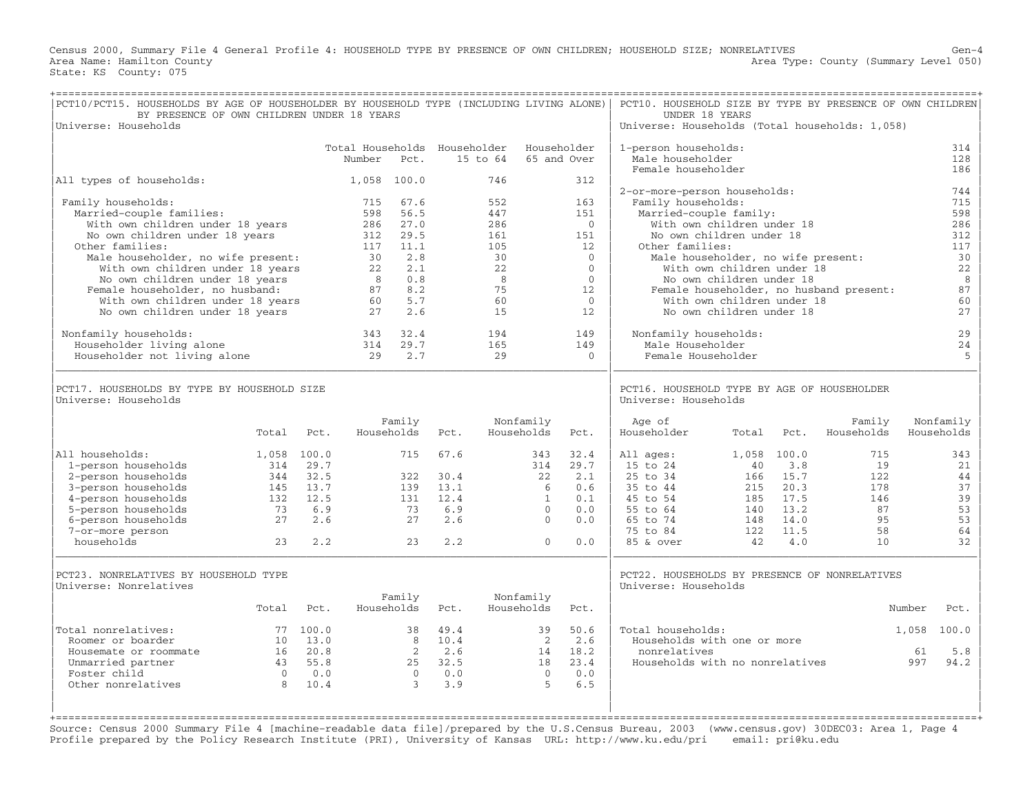Census 2000, Summary File 4 General Profile 4: HOUSEHOLD TYPE BY PRESENCE OF OWN CHILDREN; HOUSEHOLD SIZE; NONRELATIVES
Area Name: Hamilton County
State: KS County: 075

Gen-4
Area Type: County (Summary Level 050)

## PCT10/PCT15. HOUSEHOLDS BY AGE OF HOUSEHOLDER BY HOUSEHOLD TYPE (INCLUDING LIVING ALONE) BY PRESENCE OF OWN CHILDREN UNDER 18 YEARS

Universe: Households

| | Total Households Number | Pct. | Householder 15 to 64 | Householder 65 and Over |
|---|---|---|---|---|
| All types of households: | 1,058 | 100.0 | 746 | 312 |
| Family households: | 715 | 67.6 | 552 | 163 |
| Married-couple families: | 598 | 56.5 | 447 | 151 |
| With own children under 18 years | 286 | 27.0 | 286 | 0 |
| No own children under 18 years | 312 | 29.5 | 161 | 151 |
| Other families: | 117 | 11.1 | 105 | 12 |
| Male householder, no wife present: | 30 | 2.8 | 30 | 0 |
| With own children under 18 years | 22 | 2.1 | 22 | 0 |
| No own children under 18 years | 8 | 0.8 | 8 | 0 |
| Female householder, no husband: | 87 | 8.2 | 75 | 12 |
| With own children under 18 years | 60 | 5.7 | 60 | 0 |
| No own children under 18 years | 27 | 2.6 | 15 | 12 |
| Nonfamily households: | 343 | 32.4 | 194 | 149 |
| Householder living alone | 314 | 29.7 | 165 | 149 |
| Householder not living alone | 29 | 2.7 | 29 | 0 |

## PCT10. HOUSEHOLD SIZE BY TYPE BY PRESENCE OF OWN CHILDREN UNDER 18 YEARS

Universe: Households (Total households: 1,058)

| | |
|---|---|
| 1-person households: | 314 |
| Male householder | 128 |
| Female householder | 186 |
| 2-or-more-person households: | 744 |
| Family households: | 715 |
| Married-couple family: | 598 |
| With own children under 18 | 286 |
| No own children under 18 | 312 |
| Other families: | 117 |
| Male householder, no wife present: | 30 |
| With own children under 18 | 22 |
| No own children under 18 | 8 |
| Female householder, no husband present: | 87 |
| With own children under 18 | 60 |
| No own children under 18 | 27 |
| Nonfamily households: | 29 |
| Male Householder | 24 |
| Female Householder | 5 |

## PCT17. HOUSEHOLDS BY TYPE BY HOUSEHOLD SIZE

Universe: Households

| | Total | Pct. | Family Households | Pct. | Nonfamily Households | Pct. |
|---|---|---|---|---|---|---|
| All households: | 1,058 | 100.0 | 715 | 67.6 | 343 | 32.4 |
| 1-person households | 314 | 29.7 | | | 314 | 29.7 |
| 2-person households | 344 | 32.5 | 322 | 30.4 | 22 | 2.1 |
| 3-person households | 145 | 13.7 | 139 | 13.1 | 6 | 0.6 |
| 4-person households | 132 | 12.5 | 131 | 12.4 | 1 | 0.1 |
| 5-person households | 73 | 6.9 | 73 | 6.9 | 0 | 0.0 |
| 6-person households | 27 | 2.6 | 27 | 2.6 | 0 | 0.0 |
| 7-or-more person households | 23 | 2.2 | 23 | 2.2 | 0 | 0.0 |

## PCT16. HOUSEHOLD TYPE BY AGE OF HOUSEHOLDER

Universe: Households

| Age of Householder | Total | Pct. | Family Households | Nonfamily Households |
|---|---|---|---|---|
| All ages: | 1,058 | 100.0 | 715 | 343 |
| 15 to 24 | 40 | 3.8 | 19 | 21 |
| 25 to 34 | 166 | 15.7 | 122 | 44 |
| 35 to 44 | 215 | 20.3 | 178 | 37 |
| 45 to 54 | 185 | 17.5 | 146 | 39 |
| 55 to 64 | 140 | 13.2 | 87 | 53 |
| 65 to 74 | 148 | 14.0 | 95 | 53 |
| 75 to 84 | 122 | 11.5 | 58 | 64 |
| 85 & over | 42 | 4.0 | 10 | 32 |

## PCT23. NONRELATIVES BY HOUSEHOLD TYPE

Universe: Nonrelatives

| | Total | Pct. | Family Households | Pct. | Nonfamily Households | Pct. |
|---|---|---|---|---|---|---|
| Total nonrelatives: | 77 | 100.0 | 38 | 49.4 | 39 | 50.6 |
| Roomer or boarder | 10 | 13.0 | 8 | 10.4 | 2 | 2.6 |
| Housemate or roommate | 16 | 20.8 | 2 | 2.6 | 14 | 18.2 |
| Unmarried partner | 43 | 55.8 | 25 | 32.5 | 18 | 23.4 |
| Foster child | 0 | 0.0 | 0 | 0.0 | 0 | 0.0 |
| Other nonrelatives | 8 | 10.4 | 3 | 3.9 | 5 | 6.5 |

## PCT22. HOUSEHOLDS BY PRESENCE OF NONRELATIVES

Universe: Households

| | Number | Pct. |
|---|---|---|
| Total households: | 1,058 | 100.0 |
| Households with one or more nonrelatives | 61 | 5.8 |
| Households with no nonrelatives | 997 | 94.2 |

Source: Census 2000 Summary File 4 [machine-readable data file]/prepared by the U.S.Census Bureau, 2003 (www.census.gov) 30DEC03: Area 1, Page 4
Profile prepared by the Policy Research Institute (PRI), University of Kansas URL: http://www.ku.edu/pri email: pri@ku.edu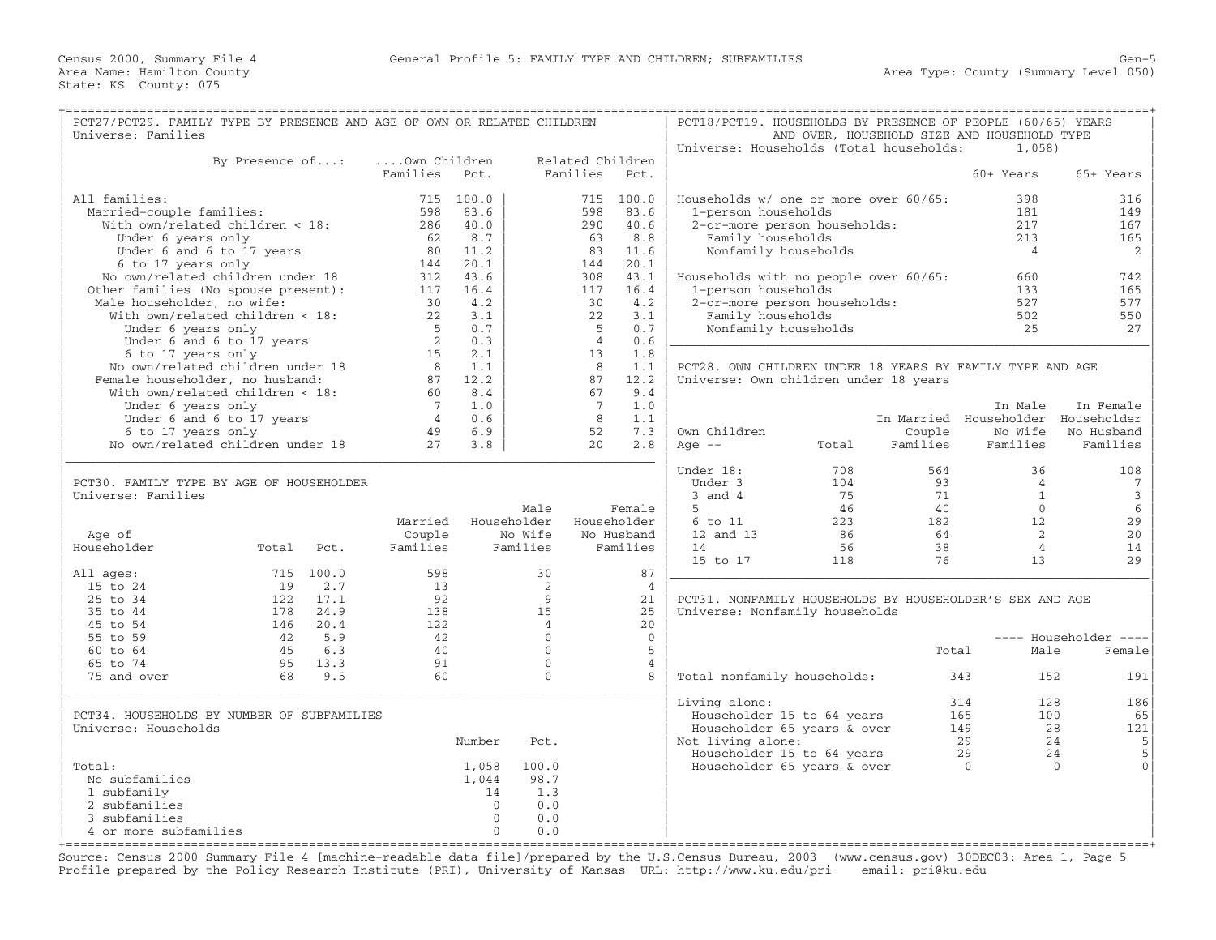Census 2000, Summary File 4 — General Profile 5: FAMILY TYPE AND CHILDREN; SUBFAMILIES — Gen-5

Area Name: Hamilton County — Area Type: County (Summary Level 050)

State: KS County: 075

## PCT27/PCT29. FAMILY TYPE BY PRESENCE AND AGE OF OWN OR RELATED CHILDREN

Universe: Families

| By Presence of...: | ....Own Children Families | Pct. | Related Children Families | Pct. |
|---|---|---|---|---|
| All families: | 715 | 100.0 | 715 | 100.0 |
| Married-couple families: | 598 | 83.6 | 598 | 83.6 |
| With own/related children < 18: | 286 | 40.0 | 290 | 40.6 |
| Under 6 years only | 62 | 8.7 | 63 | 8.8 |
| Under 6 and 6 to 17 years | 80 | 11.2 | 83 | 11.6 |
| 6 to 17 years only | 144 | 20.1 | 144 | 20.1 |
| No own/related children under 18 | 312 | 43.6 | 308 | 43.1 |
| Other families (No spouse present): | 117 | 16.4 | 117 | 16.4 |
| Male householder, no wife: | 30 | 4.2 | 30 | 4.2 |
| With own/related children < 18: | 22 | 3.1 | 22 | 3.1 |
| Under 6 years only | 5 | 0.7 | 5 | 0.7 |
| Under 6 and 6 to 17 years | 2 | 0.3 | 4 | 0.6 |
| 6 to 17 years only | 15 | 2.1 | 13 | 1.8 |
| No own/related children under 18 | 8 | 1.1 | 8 | 1.1 |
| Female householder, no husband: | 87 | 12.2 | 87 | 12.2 |
| With own/related children < 18: | 60 | 8.4 | 67 | 9.4 |
| Under 6 years only | 7 | 1.0 | 7 | 1.0 |
| Under 6 and 6 to 17 years | 4 | 0.6 | 8 | 1.1 |
| 6 to 17 years only | 49 | 6.9 | 52 | 7.3 |
| No own/related children under 18 | 27 | 3.8 | 20 | 2.8 |

## PCT30. FAMILY TYPE BY AGE OF HOUSEHOLDER

Universe: Families

| Age of Householder | Total | Pct. | Married Couple Families | Male Householder No Wife Families | Female Householder No Husband Families |
|---|---|---|---|---|---|
| All ages: | 715 | 100.0 | 598 | 30 | 87 |
| 15 to 24 | 19 | 2.7 | 13 | 2 | 4 |
| 25 to 34 | 122 | 17.1 | 92 | 9 | 21 |
| 35 to 44 | 178 | 24.9 | 138 | 15 | 25 |
| 45 to 54 | 146 | 20.4 | 122 | 4 | 20 |
| 55 to 59 | 42 | 5.9 | 42 | 0 | 0 |
| 60 to 64 | 45 | 6.3 | 40 | 0 | 5 |
| 65 to 74 | 95 | 13.3 | 91 | 0 | 4 |
| 75 and over | 68 | 9.5 | 60 | 0 | 8 |

## PCT34. HOUSEHOLDS BY NUMBER OF SUBFAMILIES

Universe: Households

| | Number | Pct. |
|---|---|---|
| Total: | 1,058 | 100.0 |
| No subfamilies | 1,044 | 98.7 |
| 1 subfamily | 14 | 1.3 |
| 2 subfamilies | 0 | 0.0 |
| 3 subfamilies | 0 | 0.0 |
| 4 or more subfamilies | 0 | 0.0 |

## PCT18/PCT19. HOUSEHOLDS BY PRESENCE OF PEOPLE (60/65) YEARS AND OVER, HOUSEHOLD SIZE AND HOUSEHOLD TYPE

Universe: Households (Total households: 1,058)

| | 60+ Years | 65+ Years |
|---|---|---|
| Households w/ one or more over 60/65: | 398 | 316 |
| 1-person households | 181 | 149 |
| 2-or-more person households: | 217 | 167 |
| Family households | 213 | 165 |
| Nonfamily households | 4 | 2 |
| Households with no people over 60/65: | 660 | 742 |
| 1-person households | 133 | 165 |
| 2-or-more person households: | 527 | 577 |
| Family households | 502 | 550 |
| Nonfamily households | 25 | 27 |

## PCT28. OWN CHILDREN UNDER 18 YEARS BY FAMILY TYPE AND AGE

Universe: Own children under 18 years

| Own Children Age -- | Total | In Married Couple Families | In Male Householder No Wife Families | In Female Householder No Husband Families |
|---|---|---|---|---|
| Under 18: | 708 | 564 | 36 | 108 |
| Under 3 | 104 | 93 | 4 | 7 |
| 3 and 4 | 75 | 71 | 1 | 3 |
| 5 | 46 | 40 | 0 | 6 |
| 6 to 11 | 223 | 182 | 12 | 29 |
| 12 and 13 | 86 | 64 | 2 | 20 |
| 14 | 56 | 38 | 4 | 14 |
| 15 to 17 | 118 | 76 | 13 | 29 |

## PCT31. NONFAMILY HOUSEHOLDS BY HOUSEHOLDER'S SEX AND AGE

Universe: Nonfamily households

| | Total | Householder Male | Householder Female |
|---|---|---|---|
| Total nonfamily households: | 343 | 152 | 191 |
| Living alone: | 314 | 128 | 186 |
| Householder 15 to 64 years | 165 | 100 | 65 |
| Householder 65 years & over | 149 | 28 | 121 |
| Not living alone: | 29 | 24 | 5 |
| Householder 15 to 64 years | 29 | 24 | 5 |
| Householder 65 years & over | 0 | 0 | 0 |

Source: Census 2000 Summary File 4 [machine-readable data file]/prepared by the U.S.Census Bureau, 2003 (www.census.gov) 30DEC03: Area 1, Page 5

Profile prepared by the Policy Research Institute (PRI), University of Kansas URL: http://www.ku.edu/pri email: pri@ku.edu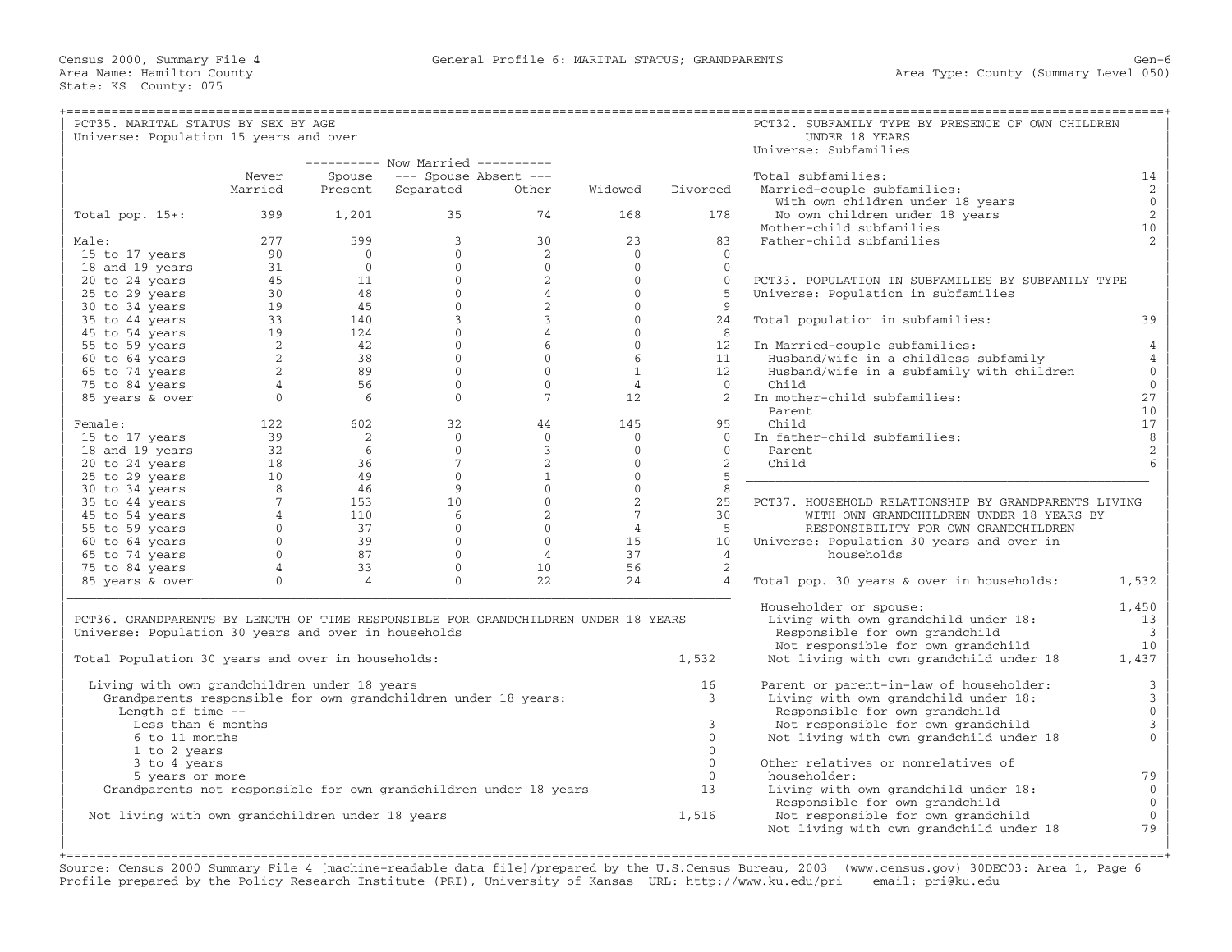Census 2000, Summary File 4 — General Profile 6: MARITAL STATUS; GRANDPARENTS — Gen-6

Area Name: Hamilton County — Area Type: County (Summary Level 050)

State: KS County: 075

## PCT35. MARITAL STATUS BY SEX BY AGE

Universe: Population 15 years and over

| | Never Married | Now Married: Spouse Present | Now Married: Spouse Absent: Separated | Now Married: Spouse Absent: Other | Widowed | Divorced |
|---|---|---|---|---|---|---|
| Total pop. 15+: | 399 | 1,201 | 35 | 74 | 168 | 178 |
| Male: | 277 | 599 | 3 | 30 | 23 | 83 |
| 15 to 17 years | 90 | 0 | 0 | 2 | 0 | 0 |
| 18 and 19 years | 31 | 0 | 0 | 0 | 0 | 0 |
| 20 to 24 years | 45 | 11 | 0 | 2 | 0 | 0 |
| 25 to 29 years | 30 | 48 | 0 | 4 | 0 | 5 |
| 30 to 34 years | 19 | 45 | 0 | 2 | 0 | 9 |
| 35 to 44 years | 33 | 140 | 3 | 3 | 0 | 24 |
| 45 to 54 years | 19 | 124 | 0 | 4 | 0 | 8 |
| 55 to 59 years | 2 | 42 | 0 | 6 | 0 | 12 |
| 60 to 64 years | 2 | 38 | 0 | 0 | 6 | 11 |
| 65 to 74 years | 2 | 89 | 0 | 0 | 1 | 12 |
| 75 to 84 years | 4 | 56 | 0 | 0 | 4 | 0 |
| 85 years & over | 0 | 6 | 0 | 7 | 12 | 2 |
| Female: | 122 | 602 | 32 | 44 | 145 | 95 |
| 15 to 17 years | 39 | 2 | 0 | 0 | 0 | 0 |
| 18 and 19 years | 32 | 6 | 0 | 3 | 0 | 0 |
| 20 to 24 years | 18 | 36 | 7 | 2 | 0 | 2 |
| 25 to 29 years | 10 | 49 | 0 | 1 | 0 | 5 |
| 30 to 34 years | 8 | 46 | 9 | 0 | 0 | 8 |
| 35 to 44 years | 7 | 153 | 10 | 0 | 2 | 25 |
| 45 to 54 years | 4 | 110 | 6 | 2 | 7 | 30 |
| 55 to 59 years | 0 | 37 | 0 | 0 | 4 | 5 |
| 60 to 64 years | 0 | 39 | 0 | 0 | 15 | 10 |
| 65 to 74 years | 0 | 87 | 0 | 4 | 37 | 4 |
| 75 to 84 years | 4 | 33 | 0 | 10 | 56 | 2 |
| 85 years & over | 0 | 4 | 0 | 22 | 24 | 4 |

## PCT36. GRANDPARENTS BY LENGTH OF TIME RESPONSIBLE FOR GRANDCHILDREN UNDER 18 YEARS

Universe: Population 30 years and over in households

| | |
|---|---|
| Total Population 30 years and over in households: | 1,532 |
| Living with own grandchildren under 18 years | 16 |
| Grandparents responsible for own grandchildren under 18 years: | 3 |
| Length of time -- | |
| Less than 6 months | 3 |
| 6 to 11 months | 0 |
| 1 to 2 years | 0 |
| 3 to 4 years | 0 |
| 5 years or more | 0 |
| Grandparents not responsible for own grandchildren under 18 years | 13 |
| Not living with own grandchildren under 18 years | 1,516 |

## PCT32. SUBFAMILY TYPE BY PRESENCE OF OWN CHILDREN UNDER 18 YEARS

Universe: Subfamilies

| | |
|---|---|
| Total subfamilies: | 14 |
| Married-couple subfamilies: | 2 |
| With own children under 18 years | 0 |
| No own children under 18 years | 2 |
| Mother-child subfamilies | 10 |
| Father-child subfamilies | 2 |

## PCT33. POPULATION IN SUBFAMILIES BY SUBFAMILY TYPE

Universe: Population in subfamilies

| | |
|---|---|
| Total population in subfamilies: | 39 |
| In Married-couple subfamilies: | 4 |
| Husband/wife in a childless subfamily | 4 |
| Husband/wife in a subfamily with children | 0 |
| Child | 0 |
| In mother-child subfamilies: | 27 |
| Parent | 10 |
| Child | 17 |
| In father-child subfamilies: | 8 |
| Parent | 2 |
| Child | 6 |

## PCT37. HOUSEHOLD RELATIONSHIP BY GRANDPARENTS LIVING WITH OWN GRANDCHILDREN UNDER 18 YEARS BY RESPONSIBILITY FOR OWN GRANDCHILDREN

Universe: Population 30 years and over in households

| | |
|---|---|
| Total pop. 30 years & over in households: | 1,532 |
| Householder or spouse: | 1,450 |
| Living with own grandchild under 18: | 13 |
| Responsible for own grandchild | 3 |
| Not responsible for own grandchild | 10 |
| Not living with own grandchild under 18 | 1,437 |
| Parent or parent-in-law of householder: | 3 |
| Living with own grandchild under 18: | 3 |
| Responsible for own grandchild | 0 |
| Not responsible for own grandchild | 3 |
| Not living with own grandchild under 18 | 0 |
| Other relatives or nonrelatives of householder: | 79 |
| Living with own grandchild under 18: | 0 |
| Responsible for own grandchild | 0 |
| Not responsible for own grandchild | 0 |
| Not living with own grandchild under 18 | 79 |

Source: Census 2000 Summary File 4 [machine-readable data file]/prepared by the U.S.Census Bureau, 2003 (www.census.gov) 30DEC03: Area 1, Page 6
Profile prepared by the Policy Research Institute (PRI), University of Kansas URL: http://www.ku.edu/pri email: pri@ku.edu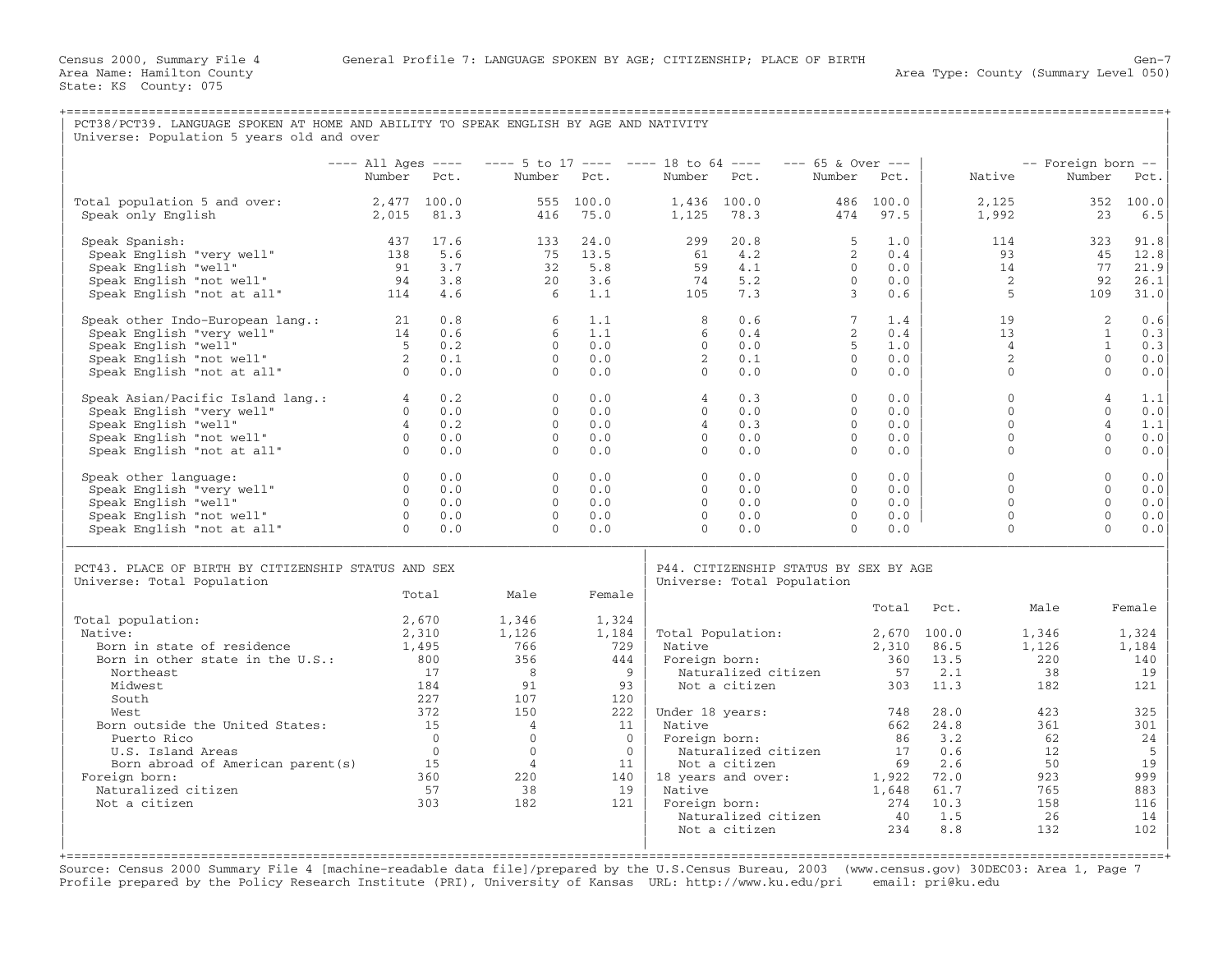Census 2000, Summary File 4 — General Profile 7: LANGUAGE SPOKEN BY AGE; CITIZENSHIP; PLACE OF BIRTH — Gen-7

Area Name: Hamilton County — Area Type: County (Summary Level 050)

State: KS County: 075

## PCT38/PCT39. LANGUAGE SPOKEN AT HOME AND ABILITY TO SPEAK ENGLISH BY AGE AND NATIVITY

Universe: Population 5 years old and over

| | All Ages Number | All Ages Pct. | 5 to 17 Number | 5 to 17 Pct. | 18 to 64 Number | 18 to 64 Pct. | 65 & Over Number | 65 & Over Pct. | Native | Foreign born Number | Foreign born Pct. |
|---|---|---|---|---|---|---|---|---|---|---|---|
| Total population 5 and over: | 2,477 | 100.0 | 555 | 100.0 | 1,436 | 100.0 | 486 | 100.0 | 2,125 | 352 | 100.0 |
| Speak only English | 2,015 | 81.3 | 416 | 75.0 | 1,125 | 78.3 | 474 | 97.5 | 1,992 | 23 | 6.5 |
| Speak Spanish: | 437 | 17.6 | 133 | 24.0 | 299 | 20.8 | 5 | 1.0 | 114 | 323 | 91.8 |
| Speak English "very well" | 138 | 5.6 | 75 | 13.5 | 61 | 4.2 | 2 | 0.4 | 93 | 45 | 12.8 |
| Speak English "well" | 91 | 3.7 | 32 | 5.8 | 59 | 4.1 | 0 | 0.0 | 14 | 77 | 21.9 |
| Speak English "not well" | 94 | 3.8 | 20 | 3.6 | 74 | 5.2 | 0 | 0.0 | 2 | 92 | 26.1 |
| Speak English "not at all" | 114 | 4.6 | 6 | 1.1 | 105 | 7.3 | 3 | 0.6 | 5 | 109 | 31.0 |
| Speak other Indo-European lang.: | 21 | 0.8 | 6 | 1.1 | 8 | 0.6 | 7 | 1.4 | 19 | 2 | 0.6 |
| Speak English "very well" | 14 | 0.6 | 6 | 1.1 | 6 | 0.4 | 2 | 0.4 | 13 | 1 | 0.3 |
| Speak English "well" | 5 | 0.2 | 0 | 0.0 | 0 | 0.0 | 5 | 1.0 | 4 | 1 | 0.3 |
| Speak English "not well" | 2 | 0.1 | 0 | 0.0 | 2 | 0.1 | 0 | 0.0 | 2 | 0 | 0.0 |
| Speak English "not at all" | 0 | 0.0 | 0 | 0.0 | 0 | 0.0 | 0 | 0.0 | 0 | 0 | 0.0 |
| Speak Asian/Pacific Island lang.: | 4 | 0.2 | 0 | 0.0 | 4 | 0.3 | 0 | 0.0 | 0 | 4 | 1.1 |
| Speak English "very well" | 0 | 0.0 | 0 | 0.0 | 0 | 0.0 | 0 | 0.0 | 0 | 0 | 0.0 |
| Speak English "well" | 4 | 0.2 | 0 | 0.0 | 4 | 0.3 | 0 | 0.0 | 0 | 4 | 1.1 |
| Speak English "not well" | 0 | 0.0 | 0 | 0.0 | 0 | 0.0 | 0 | 0.0 | 0 | 0 | 0.0 |
| Speak English "not at all" | 0 | 0.0 | 0 | 0.0 | 0 | 0.0 | 0 | 0.0 | 0 | 0 | 0.0 |
| Speak other language: | 0 | 0.0 | 0 | 0.0 | 0 | 0.0 | 0 | 0.0 | 0 | 0 | 0.0 |
| Speak English "very well" | 0 | 0.0 | 0 | 0.0 | 0 | 0.0 | 0 | 0.0 | 0 | 0 | 0.0 |
| Speak English "well" | 0 | 0.0 | 0 | 0.0 | 0 | 0.0 | 0 | 0.0 | 0 | 0 | 0.0 |
| Speak English "not well" | 0 | 0.0 | 0 | 0.0 | 0 | 0.0 | 0 | 0.0 | 0 | 0 | 0.0 |
| Speak English "not at all" | 0 | 0.0 | 0 | 0.0 | 0 | 0.0 | 0 | 0.0 | 0 | 0 | 0.0 |

## PCT43. PLACE OF BIRTH BY CITIZENSHIP STATUS AND SEX

Universe: Total Population

| | Total | Male | Female |
|---|---|---|---|
| Total population: | 2,670 | 1,346 | 1,324 |
| Native: | 2,310 | 1,126 | 1,184 |
| Born in state of residence | 1,495 | 766 | 729 |
| Born in other state in the U.S.: | 800 | 356 | 444 |
| Northeast | 17 | 8 | 9 |
| Midwest | 184 | 91 | 93 |
| South | 227 | 107 | 120 |
| West | 372 | 150 | 222 |
| Born outside the United States: | 15 | 4 | 11 |
| Puerto Rico | 0 | 0 | 0 |
| U.S. Island Areas | 0 | 0 | 0 |
| Born abroad of American parent(s) | 15 | 4 | 11 |
| Foreign born: | 360 | 220 | 140 |
| Naturalized citizen | 57 | 38 | 19 |
| Not a citizen | 303 | 182 | 121 |

## P44. CITIZENSHIP STATUS BY SEX BY AGE

Universe: Total Population

| | Total | Pct. | Male | Female |
|---|---|---|---|---|
| Total Population: | 2,670 | 100.0 | 1,346 | 1,324 |
| Native | 2,310 | 86.5 | 1,126 | 1,184 |
| Foreign born: | 360 | 13.5 | 220 | 140 |
| Naturalized citizen | 57 | 2.1 | 38 | 19 |
| Not a citizen | 303 | 11.3 | 182 | 121 |
| Under 18 years: | 748 | 28.0 | 423 | 325 |
| Native | 662 | 24.8 | 361 | 301 |
| Foreign born: | 86 | 3.2 | 62 | 24 |
| Naturalized citizen | 17 | 0.6 | 12 | 5 |
| Not a citizen | 69 | 2.6 | 50 | 19 |
| 18 years and over: | 1,922 | 72.0 | 923 | 999 |
| Native | 1,648 | 61.7 | 765 | 883 |
| Foreign born: | 274 | 10.3 | 158 | 116 |
| Naturalized citizen | 40 | 1.5 | 26 | 14 |
| Not a citizen | 234 | 8.8 | 132 | 102 |

Source: Census 2000 Summary File 4 [machine-readable data file]/prepared by the U.S.Census Bureau, 2003 (www.census.gov) 30DEC03: Area 1, Page 7
Profile prepared by the Policy Research Institute (PRI), University of Kansas URL: http://www.ku.edu/pri email: pri@ku.edu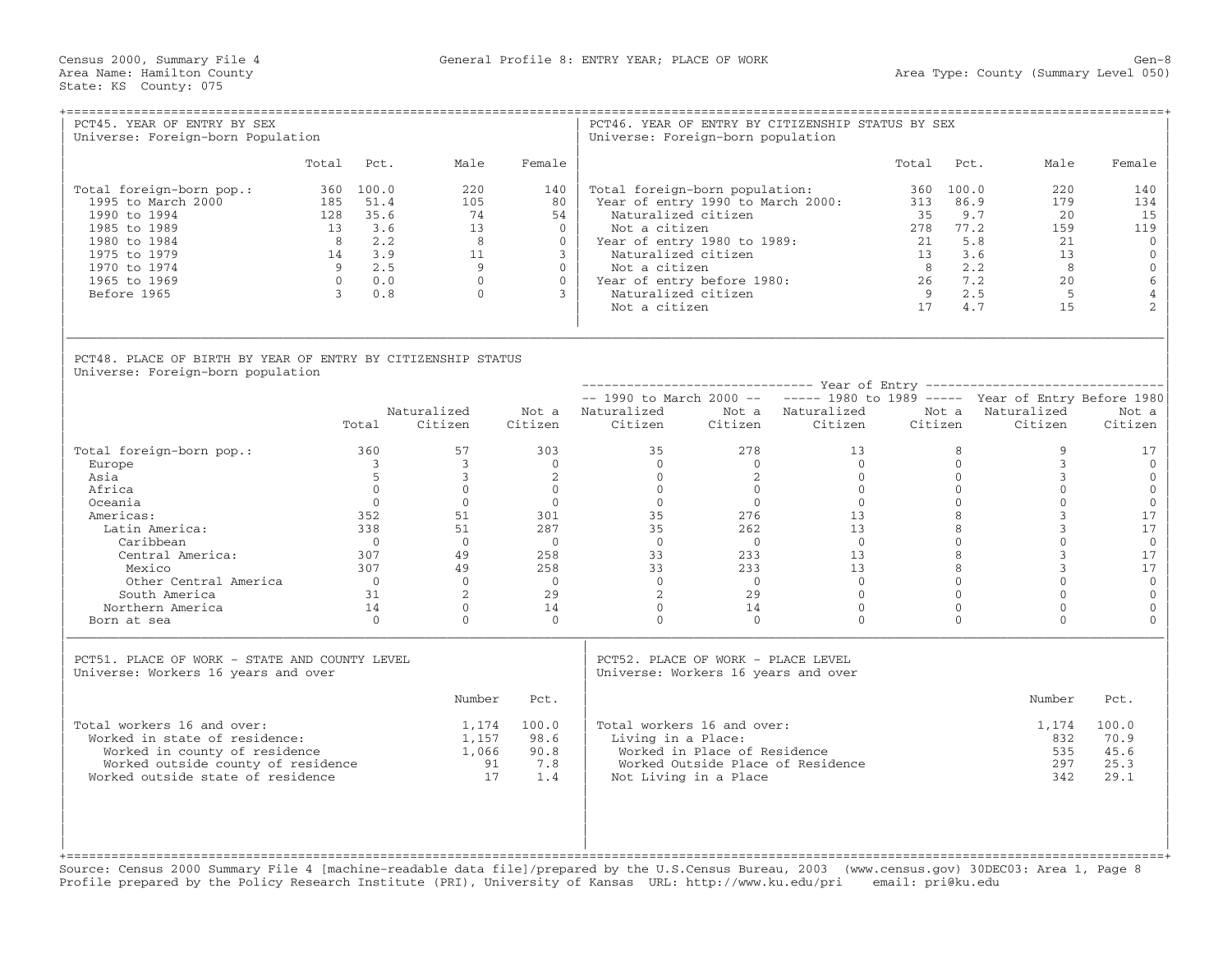Census 2000, Summary File 4 — General Profile 8: ENTRY YEAR; PLACE OF WORK — Gen-8

Area Name: Hamilton County — Area Type: County (Summary Level 050)

State: KS County: 075

## PCT45. YEAR OF ENTRY BY SEX

Universe: Foreign-born Population

| | Total | Pct. | Male | Female |
|---|---|---|---|---|
| Total foreign-born pop.: | 360 | 100.0 | 220 | 140 |
| 1995 to March 2000 | 185 | 51.4 | 105 | 80 |
| 1990 to 1994 | 128 | 35.6 | 74 | 54 |
| 1985 to 1989 | 13 | 3.6 | 13 | 0 |
| 1980 to 1984 | 8 | 2.2 | 8 | 0 |
| 1975 to 1979 | 14 | 3.9 | 11 | 3 |
| 1970 to 1974 | 9 | 2.5 | 9 | 0 |
| 1965 to 1969 | 0 | 0.0 | 0 | 0 |
| Before 1965 | 3 | 0.8 | 0 | 3 |

## PCT46. YEAR OF ENTRY BY CITIZENSHIP STATUS BY SEX

Universe: Foreign-born population

| | Total | Pct. | Male | Female |
|---|---|---|---|---|
| Total foreign-born population: | 360 | 100.0 | 220 | 140 |
| Year of entry 1990 to March 2000: | 313 | 86.9 | 179 | 134 |
| Naturalized citizen | 35 | 9.7 | 20 | 15 |
| Not a citizen | 278 | 77.2 | 159 | 119 |
| Year of entry 1980 to 1989: | 21 | 5.8 | 21 | 0 |
| Naturalized citizen | 13 | 3.6 | 13 | 0 |
| Not a citizen | 8 | 2.2 | 8 | 0 |
| Year of entry before 1980: | 26 | 7.2 | 20 | 6 |
| Naturalized citizen | 9 | 2.5 | 5 | 4 |
| Not a citizen | 17 | 4.7 | 15 | 2 |

## PCT48. PLACE OF BIRTH BY YEAR OF ENTRY BY CITIZENSHIP STATUS

Universe: Foreign-born population

| | | | | Year of Entry: 1990 to March 2000 | | 1980 to 1989 | | Year of Entry Before 1980 | |
|---|---|---|---|---|---|---|---|---|---|
| | Total | Naturalized Citizen | Not a Citizen | Naturalized Citizen | Not a Citizen | Naturalized Citizen | Not a Citizen | Naturalized Citizen | Not a Citizen |
| Total foreign-born pop.: | 360 | 57 | 303 | 35 | 278 | 13 | 8 | 9 | 17 |
| Europe | 3 | 3 | 0 | 0 | 0 | 0 | 0 | 3 | 0 |
| Asia | 5 | 3 | 2 | 0 | 2 | 0 | 0 | 3 | 0 |
| Africa | 0 | 0 | 0 | 0 | 0 | 0 | 0 | 0 | 0 |
| Oceania | 0 | 0 | 0 | 0 | 0 | 0 | 0 | 0 | 0 |
| Americas: | 352 | 51 | 301 | 35 | 276 | 13 | 8 | 3 | 17 |
| Latin America: | 338 | 51 | 287 | 35 | 262 | 13 | 8 | 3 | 17 |
| Caribbean | 0 | 0 | 0 | 0 | 0 | 0 | 0 | 0 | 0 |
| Central America: | 307 | 49 | 258 | 33 | 233 | 13 | 8 | 3 | 17 |
| Mexico | 307 | 49 | 258 | 33 | 233 | 13 | 8 | 3 | 17 |
| Other Central America | 0 | 0 | 0 | 0 | 0 | 0 | 0 | 0 | 0 |
| South America | 31 | 2 | 29 | 2 | 29 | 0 | 0 | 0 | 0 |
| Northern America | 14 | 0 | 14 | 0 | 14 | 0 | 0 | 0 | 0 |
| Born at sea | 0 | 0 | 0 | 0 | 0 | 0 | 0 | 0 | 0 |

## PCT51. PLACE OF WORK - STATE AND COUNTY LEVEL

Universe: Workers 16 years and over

| | Number | Pct. |
|---|---|---|
| Total workers 16 and over: | 1,174 | 100.0 |
| Worked in state of residence: | 1,157 | 98.6 |
| Worked in county of residence | 1,066 | 90.8 |
| Worked outside county of residence | 91 | 7.8 |
| Worked outside state of residence | 17 | 1.4 |

## PCT52. PLACE OF WORK - PLACE LEVEL

Universe: Workers 16 years and over

| | Number | Pct. |
|---|---|---|
| Total workers 16 and over: | 1,174 | 100.0 |
| Living in a Place: | 832 | 70.9 |
| Worked in Place of Residence | 535 | 45.6 |
| Worked Outside Place of Residence | 297 | 25.3 |
| Not Living in a Place | 342 | 29.1 |

Source: Census 2000 Summary File 4 [machine-readable data file]/prepared by the U.S.Census Bureau, 2003 (www.census.gov) 30DEC03: Area 1, Page 8
Profile prepared by the Policy Research Institute (PRI), University of Kansas URL: http://www.ku.edu/pri email: pri@ku.edu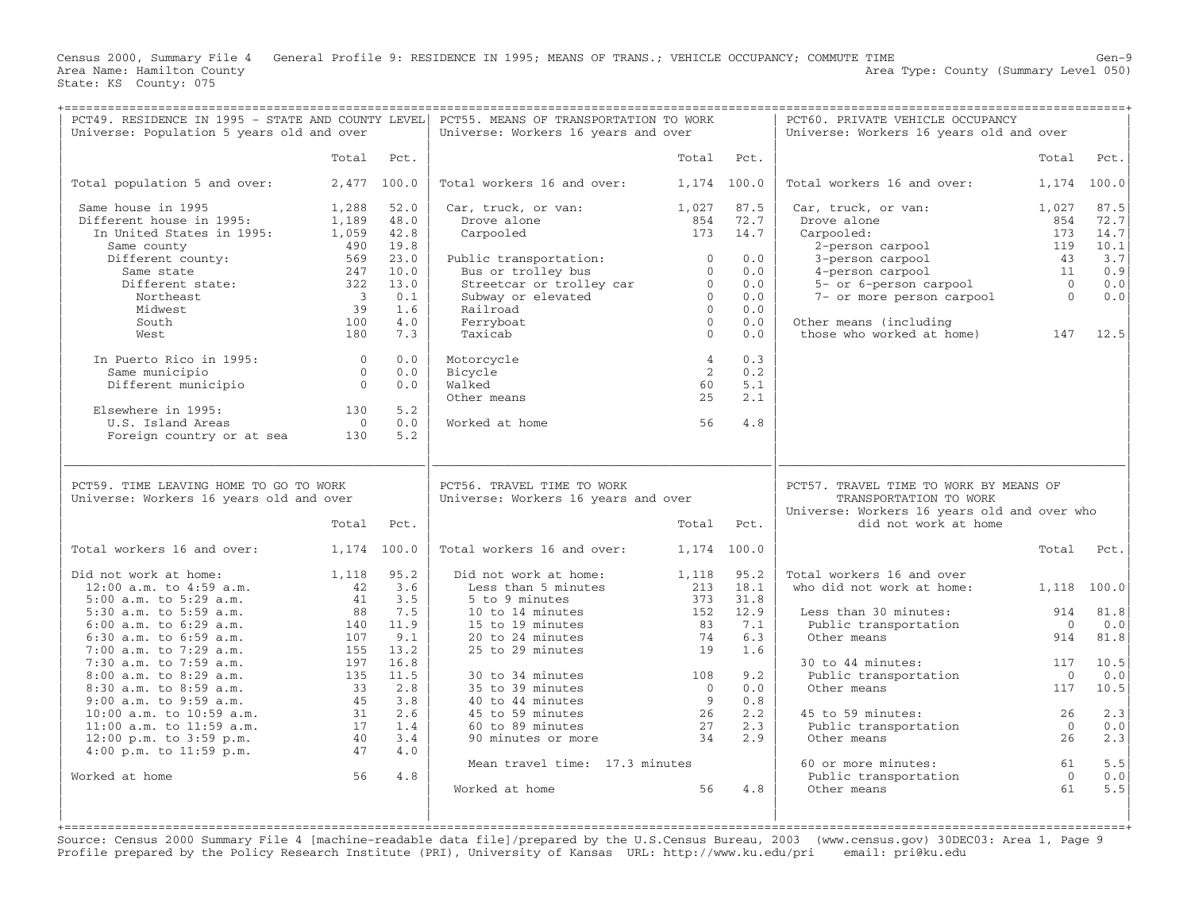Census 2000, Summary File 4 General Profile 9: RESIDENCE IN 1995; MEANS OF TRANS.; VEHICLE OCCUPANCY; COMMUTE TIME
Area Name: Hamilton County
State: KS County: 075

Gen-9
Area Type: County (Summary Level 050)

## PCT49. RESIDENCE IN 1995 - STATE AND COUNTY LEVEL
Universe: Population 5 years old and over

| | Total | Pct. |
|---|---|---|
| Total population 5 and over: | 2,477 | 100.0 |
| Same house in 1995 | 1,288 | 52.0 |
| Different house in 1995: | 1,189 | 48.0 |
| In United States in 1995: | 1,059 | 42.8 |
| Same county | 490 | 19.8 |
| Different county: | 569 | 23.0 |
| Same state | 247 | 10.0 |
| Different state: | 322 | 13.0 |
| Northeast | 3 | 0.1 |
| Midwest | 39 | 1.6 |
| South | 100 | 4.0 |
| West | 180 | 7.3 |
| In Puerto Rico in 1995: | 0 | 0.0 |
| Same municipio | 0 | 0.0 |
| Different municipio | 0 | 0.0 |
| Elsewhere in 1995: | 130 | 5.2 |
| U.S. Island Areas | 0 | 0.0 |
| Foreign country or at sea | 130 | 5.2 |

## PCT55. MEANS OF TRANSPORTATION TO WORK
Universe: Workers 16 years and over

| | Total | Pct. |
|---|---|---|
| Total workers 16 and over: | 1,174 | 100.0 |
| Car, truck, or van: | 1,027 | 87.5 |
| Drove alone | 854 | 72.7 |
| Carpooled | 173 | 14.7 |
| Public transportation: | 0 | 0.0 |
| Bus or trolley bus | 0 | 0.0 |
| Streetcar or trolley car | 0 | 0.0 |
| Subway or elevated | 0 | 0.0 |
| Railroad | 0 | 0.0 |
| Ferryboat | 0 | 0.0 |
| Taxicab | 0 | 0.0 |
| Motorcycle | 4 | 0.3 |
| Bicycle | 2 | 0.2 |
| Walked | 60 | 5.1 |
| Other means | 25 | 2.1 |
| Worked at home | 56 | 4.8 |

## PCT60. PRIVATE VEHICLE OCCUPANCY
Universe: Workers 16 years old and over

| | Total | Pct. |
|---|---|---|
| Total workers 16 and over: | 1,174 | 100.0 |
| Car, truck, or van: | 1,027 | 87.5 |
| Drove alone | 854 | 72.7 |
| Carpooled: | 173 | 14.7 |
| 2-person carpool | 119 | 10.1 |
| 3-person carpool | 43 | 3.7 |
| 4-person carpool | 11 | 0.9 |
| 5- or 6-person carpool | 0 | 0.0 |
| 7- or more person carpool | 0 | 0.0 |
| Other means (including those who worked at home) | 147 | 12.5 |

## PCT59. TIME LEAVING HOME TO GO TO WORK
Universe: Workers 16 years old and over

| | Total | Pct. |
|---|---|---|
| Total workers 16 and over: | 1,174 | 100.0 |
| Did not work at home: | 1,118 | 95.2 |
| 12:00 a.m. to 4:59 a.m. | 42 | 3.6 |
| 5:00 a.m. to 5:29 a.m. | 41 | 3.5 |
| 5:30 a.m. to 5:59 a.m. | 88 | 7.5 |
| 6:00 a.m. to 6:29 a.m. | 140 | 11.9 |
| 6:30 a.m. to 6:59 a.m. | 107 | 9.1 |
| 7:00 a.m. to 7:29 a.m. | 155 | 13.2 |
| 7:30 a.m. to 7:59 a.m. | 197 | 16.8 |
| 8:00 a.m. to 8:29 a.m. | 135 | 11.5 |
| 8:30 a.m. to 8:59 a.m. | 33 | 2.8 |
| 9:00 a.m. to 9:59 a.m. | 45 | 3.8 |
| 10:00 a.m. to 10:59 a.m. | 31 | 2.6 |
| 11:00 a.m. to 11:59 a.m. | 17 | 1.4 |
| 12:00 p.m. to 3:59 p.m. | 40 | 3.4 |
| 4:00 p.m. to 11:59 p.m. | 47 | 4.0 |
| Worked at home | 56 | 4.8 |

## PCT56. TRAVEL TIME TO WORK
Universe: Workers 16 years and over

| | Total | Pct. |
|---|---|---|
| Total workers 16 and over: | 1,174 | 100.0 |
| Did not work at home: | 1,118 | 95.2 |
| Less than 5 minutes | 213 | 18.1 |
| 5 to 9 minutes | 373 | 31.8 |
| 10 to 14 minutes | 152 | 12.9 |
| 15 to 19 minutes | 83 | 7.1 |
| 20 to 24 minutes | 74 | 6.3 |
| 25 to 29 minutes | 19 | 1.6 |
| 30 to 34 minutes | 108 | 9.2 |
| 35 to 39 minutes | 0 | 0.0 |
| 40 to 44 minutes | 9 | 0.8 |
| 45 to 59 minutes | 26 | 2.2 |
| 60 to 89 minutes | 27 | 2.3 |
| 90 minutes or more | 34 | 2.9 |
| Mean travel time: 17.3 minutes | | |
| Worked at home | 56 | 4.8 |

## PCT57. TRAVEL TIME TO WORK BY MEANS OF TRANSPORTATION TO WORK
Universe: Workers 16 years old and over who did not work at home

| | Total | Pct. |
|---|---|---|
| Total workers 16 and over who did not work at home: | 1,118 | 100.0 |
| Less than 30 minutes: | 914 | 81.8 |
| Public transportation | 0 | 0.0 |
| Other means | 914 | 81.8 |
| 30 to 44 minutes: | 117 | 10.5 |
| Public transportation | 0 | 0.0 |
| Other means | 117 | 10.5 |
| 45 to 59 minutes: | 26 | 2.3 |
| Public transportation | 0 | 0.0 |
| Other means | 26 | 2.3 |
| 60 or more minutes: | 61 | 5.5 |
| Public transportation | 0 | 0.0 |
| Other means | 61 | 5.5 |

Source: Census 2000 Summary File 4 [machine-readable data file]/prepared by the U.S.Census Bureau, 2003 (www.census.gov) 30DEC03: Area 1, Page 9
Profile prepared by the Policy Research Institute (PRI), University of Kansas URL: http://www.ku.edu/pri email: pri@ku.edu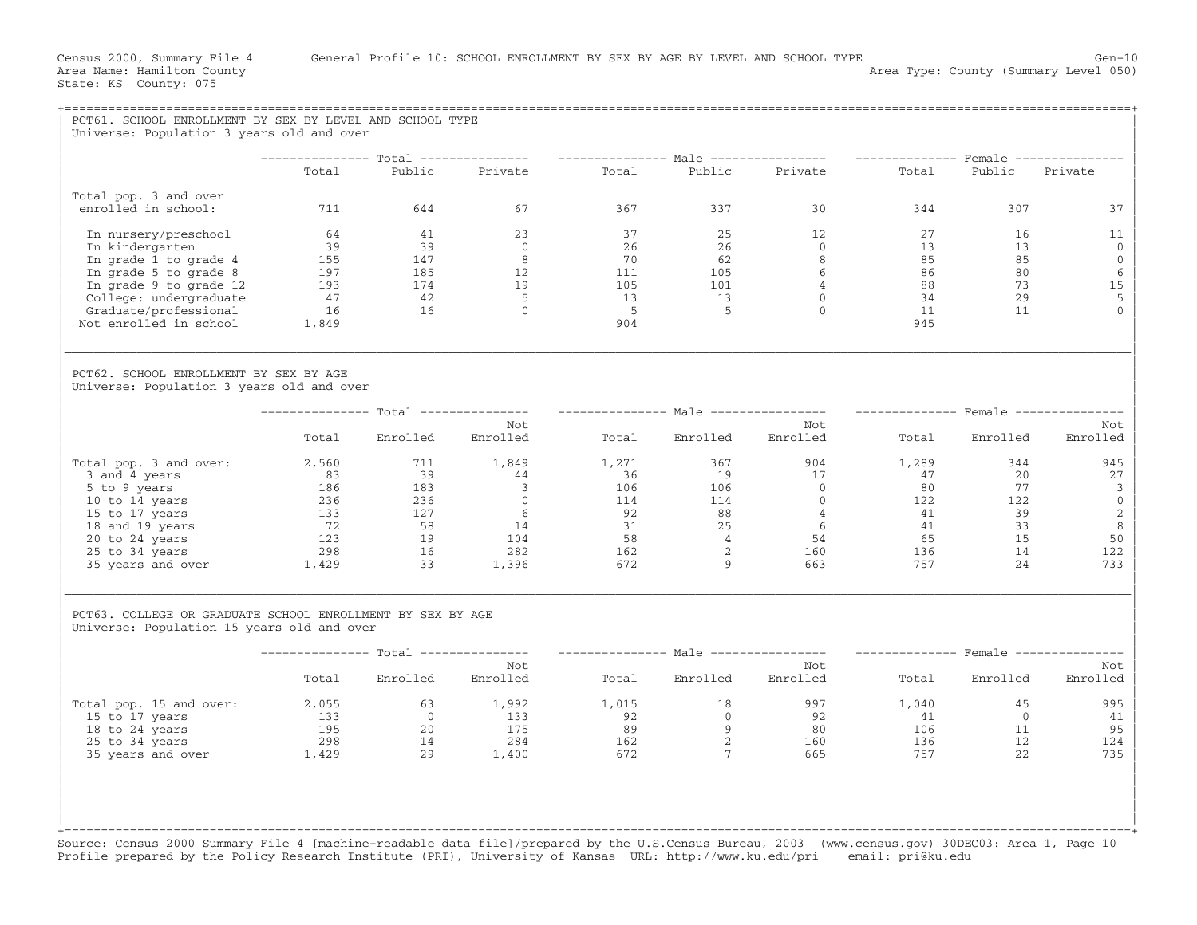Census 2000, Summary File 4 General Profile 10: SCHOOL ENROLLMENT BY SEX BY AGE BY LEVEL AND SCHOOL TYPE Gen-10
Area Name: Hamilton County Area Type: County (Summary Level 050)
State: KS County: 075

## PCT61. SCHOOL ENROLLMENT BY SEX BY LEVEL AND SCHOOL TYPE

Universe: Population 3 years old and over

| | Total | | | Male | | | Female | | |
|---|---|---|---|---|---|---|---|---|---|
| | Total | Public | Private | Total | Public | Private | Total | Public | Private |
| Total pop. 3 and over enrolled in school: | 711 | 644 | 67 | 367 | 337 | 30 | 344 | 307 | 37 |
| In nursery/preschool | 64 | 41 | 23 | 37 | 25 | 12 | 27 | 16 | 11 |
| In kindergarten | 39 | 39 | 0 | 26 | 26 | 0 | 13 | 13 | 0 |
| In grade 1 to grade 4 | 155 | 147 | 8 | 70 | 62 | 8 | 85 | 85 | 0 |
| In grade 5 to grade 8 | 197 | 185 | 12 | 111 | 105 | 6 | 86 | 80 | 6 |
| In grade 9 to grade 12 | 193 | 174 | 19 | 105 | 101 | 4 | 88 | 73 | 15 |
| College: undergraduate | 47 | 42 | 5 | 13 | 13 | 0 | 34 | 29 | 5 |
| Graduate/professional | 16 | 16 | 0 | 5 | 5 | 0 | 11 | 11 | 0 |
| Not enrolled in school | 1,849 | | | 904 | | | 945 | | |

## PCT62. SCHOOL ENROLLMENT BY SEX BY AGE

Universe: Population 3 years old and over

| | Total | | | Male | | | Female | | |
|---|---|---|---|---|---|---|---|---|---|
| | Total | Enrolled | Not Enrolled | Total | Enrolled | Not Enrolled | Total | Enrolled | Not Enrolled |
| Total pop. 3 and over: | 2,560 | 711 | 1,849 | 1,271 | 367 | 904 | 1,289 | 344 | 945 |
| 3 and 4 years | 83 | 39 | 44 | 36 | 19 | 17 | 47 | 20 | 27 |
| 5 to 9 years | 186 | 183 | 3 | 106 | 106 | 0 | 80 | 77 | 3 |
| 10 to 14 years | 236 | 236 | 0 | 114 | 114 | 0 | 122 | 122 | 0 |
| 15 to 17 years | 133 | 127 | 6 | 92 | 88 | 4 | 41 | 39 | 2 |
| 18 and 19 years | 72 | 58 | 14 | 31 | 25 | 6 | 41 | 33 | 8 |
| 20 to 24 years | 123 | 19 | 104 | 58 | 4 | 54 | 65 | 15 | 50 |
| 25 to 34 years | 298 | 16 | 282 | 162 | 2 | 160 | 136 | 14 | 122 |
| 35 years and over | 1,429 | 33 | 1,396 | 672 | 9 | 663 | 757 | 24 | 733 |

## PCT63. COLLEGE OR GRADUATE SCHOOL ENROLLMENT BY SEX BY AGE

Universe: Population 15 years old and over

| | Total | | | Male | | | Female | | |
|---|---|---|---|---|---|---|---|---|---|
| | Total | Enrolled | Not Enrolled | Total | Enrolled | Not Enrolled | Total | Enrolled | Not Enrolled |
| Total pop. 15 and over: | 2,055 | 63 | 1,992 | 1,015 | 18 | 997 | 1,040 | 45 | 995 |
| 15 to 17 years | 133 | 0 | 133 | 92 | 0 | 92 | 41 | 0 | 41 |
| 18 to 24 years | 195 | 20 | 175 | 89 | 9 | 80 | 106 | 11 | 95 |
| 25 to 34 years | 298 | 14 | 284 | 162 | 2 | 160 | 136 | 12 | 124 |
| 35 years and over | 1,429 | 29 | 1,400 | 672 | 7 | 665 | 757 | 22 | 735 |

Source: Census 2000 Summary File 4 [machine-readable data file]/prepared by the U.S.Census Bureau, 2003 (www.census.gov) 30DEC03: Area 1, Page 10
Profile prepared by the Policy Research Institute (PRI), University of Kansas URL: http://www.ku.edu/pri email: pri@ku.edu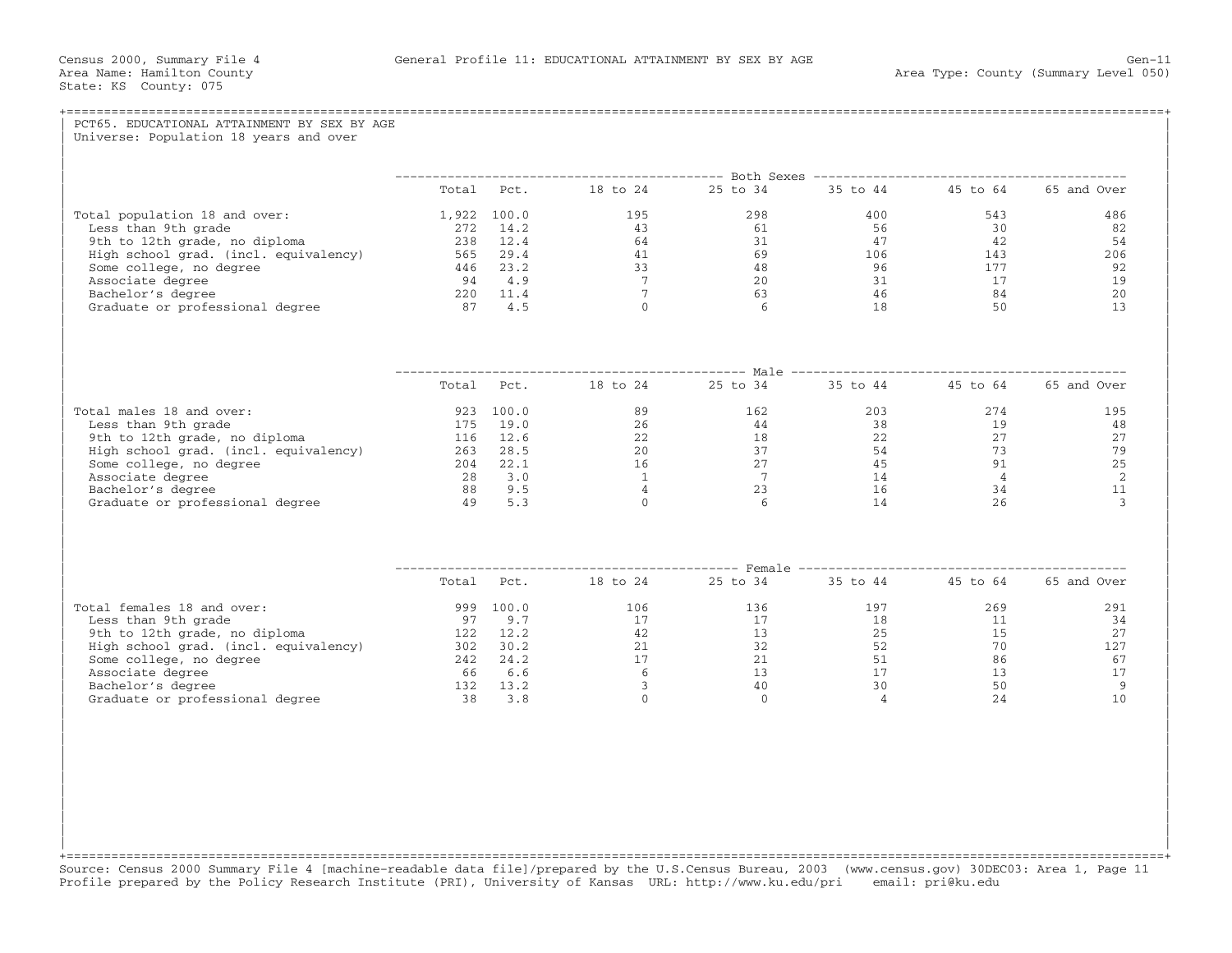Census 2000, Summary File 4 General Profile 11: EDUCATIONAL ATTAINMENT BY SEX BY AGE Gen-11
Area Name: Hamilton County Area Type: County (Summary Level 050)
State: KS County: 075

## PCT65. EDUCATIONAL ATTAINMENT BY SEX BY AGE

Universe: Population 18 years and over

| | Both Sexes | | | | | | |
|---|---|---|---|---|---|---|---|
| | Total | Pct. | 18 to 24 | 25 to 34 | 35 to 44 | 45 to 64 | 65 and Over |
| Total population 18 and over: | 1,922 | 100.0 | 195 | 298 | 400 | 543 | 486 |
| Less than 9th grade | 272 | 14.2 | 43 | 61 | 56 | 30 | 82 |
| 9th to 12th grade, no diploma | 238 | 12.4 | 64 | 31 | 47 | 42 | 54 |
| High school grad. (incl. equivalency) | 565 | 29.4 | 41 | 69 | 106 | 143 | 206 |
| Some college, no degree | 446 | 23.2 | 33 | 48 | 96 | 177 | 92 |
| Associate degree | 94 | 4.9 | 7 | 20 | 31 | 17 | 19 |
| Bachelor's degree | 220 | 11.4 | 7 | 63 | 46 | 84 | 20 |
| Graduate or professional degree | 87 | 4.5 | 0 | 6 | 18 | 50 | 13 |

| | Male | | | | | | |
|---|---|---|---|---|---|---|---|
| | Total | Pct. | 18 to 24 | 25 to 34 | 35 to 44 | 45 to 64 | 65 and Over |
| Total males 18 and over: | 923 | 100.0 | 89 | 162 | 203 | 274 | 195 |
| Less than 9th grade | 175 | 19.0 | 26 | 44 | 38 | 19 | 48 |
| 9th to 12th grade, no diploma | 116 | 12.6 | 22 | 18 | 22 | 27 | 27 |
| High school grad. (incl. equivalency) | 263 | 28.5 | 20 | 37 | 54 | 73 | 79 |
| Some college, no degree | 204 | 22.1 | 16 | 27 | 45 | 91 | 25 |
| Associate degree | 28 | 3.0 | 1 | 7 | 14 | 4 | 2 |
| Bachelor's degree | 88 | 9.5 | 4 | 23 | 16 | 34 | 11 |
| Graduate or professional degree | 49 | 5.3 | 0 | 6 | 14 | 26 | 3 |

| | Female | | | | | | |
|---|---|---|---|---|---|---|---|
| | Total | Pct. | 18 to 24 | 25 to 34 | 35 to 44 | 45 to 64 | 65 and Over |
| Total females 18 and over: | 999 | 100.0 | 106 | 136 | 197 | 269 | 291 |
| Less than 9th grade | 97 | 9.7 | 17 | 17 | 18 | 11 | 34 |
| 9th to 12th grade, no diploma | 122 | 12.2 | 42 | 13 | 25 | 15 | 27 |
| High school grad. (incl. equivalency) | 302 | 30.2 | 21 | 32 | 52 | 70 | 127 |
| Some college, no degree | 242 | 24.2 | 17 | 21 | 51 | 86 | 67 |
| Associate degree | 66 | 6.6 | 6 | 13 | 17 | 13 | 17 |
| Bachelor's degree | 132 | 13.2 | 3 | 40 | 30 | 50 | 9 |
| Graduate or professional degree | 38 | 3.8 | 0 | 0 | 4 | 24 | 10 |

Source: Census 2000 Summary File 4 [machine-readable data file]/prepared by the U.S.Census Bureau, 2003 (www.census.gov) 30DEC03: Area 1, Page 11
Profile prepared by the Policy Research Institute (PRI), University of Kansas URL: http://www.ku.edu/pri email: pri@ku.edu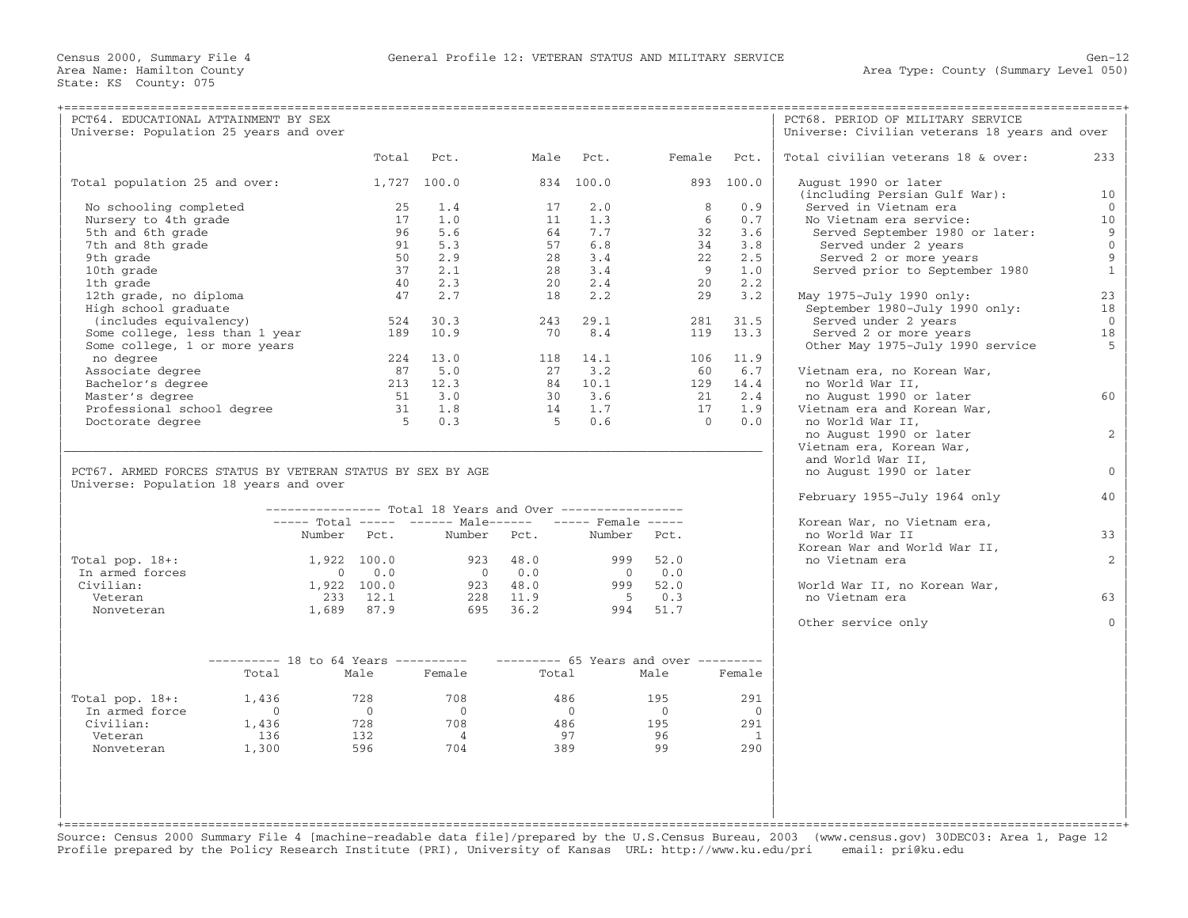Census 2000, Summary File 4 — General Profile 12: VETERAN STATUS AND MILITARY SERVICE — Gen-12

Area Name: Hamilton County — Area Type: County (Summary Level 050)

State: KS County: 075

## PCT64. EDUCATIONAL ATTAINMENT BY SEX

Universe: Population 25 years and over

| | Total | Pct. | Male | Pct. | Female | Pct. |
|---|---|---|---|---|---|---|
| Total population 25 and over: | 1,727 | 100.0 | 834 | 100.0 | 893 | 100.0 |
| No schooling completed | 25 | 1.4 | 17 | 2.0 | 8 | 0.9 |
| Nursery to 4th grade | 17 | 1.0 | 11 | 1.3 | 6 | 0.7 |
| 5th and 6th grade | 96 | 5.6 | 64 | 7.7 | 32 | 3.6 |
| 7th and 8th grade | 91 | 5.3 | 57 | 6.8 | 34 | 3.8 |
| 9th grade | 50 | 2.9 | 28 | 3.4 | 22 | 2.5 |
| 10th grade | 37 | 2.1 | 28 | 3.4 | 9 | 1.0 |
| 1th grade | 40 | 2.3 | 20 | 2.4 | 20 | 2.2 |
| 12th grade, no diploma | 47 | 2.7 | 18 | 2.2 | 29 | 3.2 |
| High school graduate (includes equivalency) | 524 | 30.3 | 243 | 29.1 | 281 | 31.5 |
| Some college, less than 1 year | 189 | 10.9 | 70 | 8.4 | 119 | 13.3 |
| Some college, 1 or more years no degree | 224 | 13.0 | 118 | 14.1 | 106 | 11.9 |
| Associate degree | 87 | 5.0 | 27 | 3.2 | 60 | 6.7 |
| Bachelor's degree | 213 | 12.3 | 84 | 10.1 | 129 | 14.4 |
| Master's degree | 51 | 3.0 | 30 | 3.6 | 21 | 2.4 |
| Professional school degree | 31 | 1.8 | 14 | 1.7 | 17 | 1.9 |
| Doctorate degree | 5 | 0.3 | 5 | 0.6 | 0 | 0.0 |

## PCT67. ARMED FORCES STATUS BY VETERAN STATUS BY SEX BY AGE

Universe: Population 18 years and over

| | Total 18 Years and Over: Total Number | Pct. | Male Number | Pct. | Female Number | Pct. |
|---|---|---|---|---|---|---|
| Total pop. 18+: | 1,922 | 100.0 | 923 | 48.0 | 999 | 52.0 |
| In armed forces | 0 | 0.0 | 0 | 0.0 | 0 | 0.0 |
| Civilian: | 1,922 | 100.0 | 923 | 48.0 | 999 | 52.0 |
| Veteran | 233 | 12.1 | 228 | 11.9 | 5 | 0.3 |
| Nonveteran | 1,689 | 87.9 | 695 | 36.2 | 994 | 51.7 |

| | 18 to 64 Years: Total | Male | Female | 65 Years and over: Total | Male | Female |
|---|---|---|---|---|---|---|
| Total pop. 18+: | 1,436 | 728 | 708 | 486 | 195 | 291 |
| In armed force | 0 | 0 | 0 | 0 | 0 | 0 |
| Civilian: | 1,436 | 728 | 708 | 486 | 195 | 291 |
| Veteran | 136 | 132 | 4 | 97 | 96 | 1 |
| Nonveteran | 1,300 | 596 | 704 | 389 | 99 | 290 |

## PCT68. PERIOD OF MILITARY SERVICE

Universe: Civilian veterans 18 years and over

| | |
|---|---|
| Total civilian veterans 18 & over: | 233 |
| August 1990 or later (including Persian Gulf War): | 10 |
| Served in Vietnam era | 0 |
| No Vietnam era service: | 10 |
| Served September 1980 or later: | 9 |
| Served under 2 years | 0 |
| Served 2 or more years | 9 |
| Served prior to September 1980 | 1 |
| May 1975-July 1990 only: | 23 |
| September 1980-July 1990 only: | 18 |
| Served under 2 years | 0 |
| Served 2 or more years | 18 |
| Other May 1975-July 1990 service | 5 |
| Vietnam era, no Korean War, no World War II, no August 1990 or later | 60 |
| Vietnam era and Korean War, no World War II, no August 1990 or later | 2 |
| Vietnam era, Korean War, and World War II, no August 1990 or later | 0 |
| February 1955-July 1964 only | 40 |
| Korean War, no Vietnam era, no World War II | 33 |
| Korean War and World War II, no Vietnam era | 2 |
| World War II, no Korean War, no Vietnam era | 63 |
| Other service only | 0 |

Source: Census 2000 Summary File 4 [machine-readable data file]/prepared by the U.S.Census Bureau, 2003 (www.census.gov) 30DEC03: Area 1, Page 12
Profile prepared by the Policy Research Institute (PRI), University of Kansas URL: http://www.ku.edu/pri email: pri@ku.edu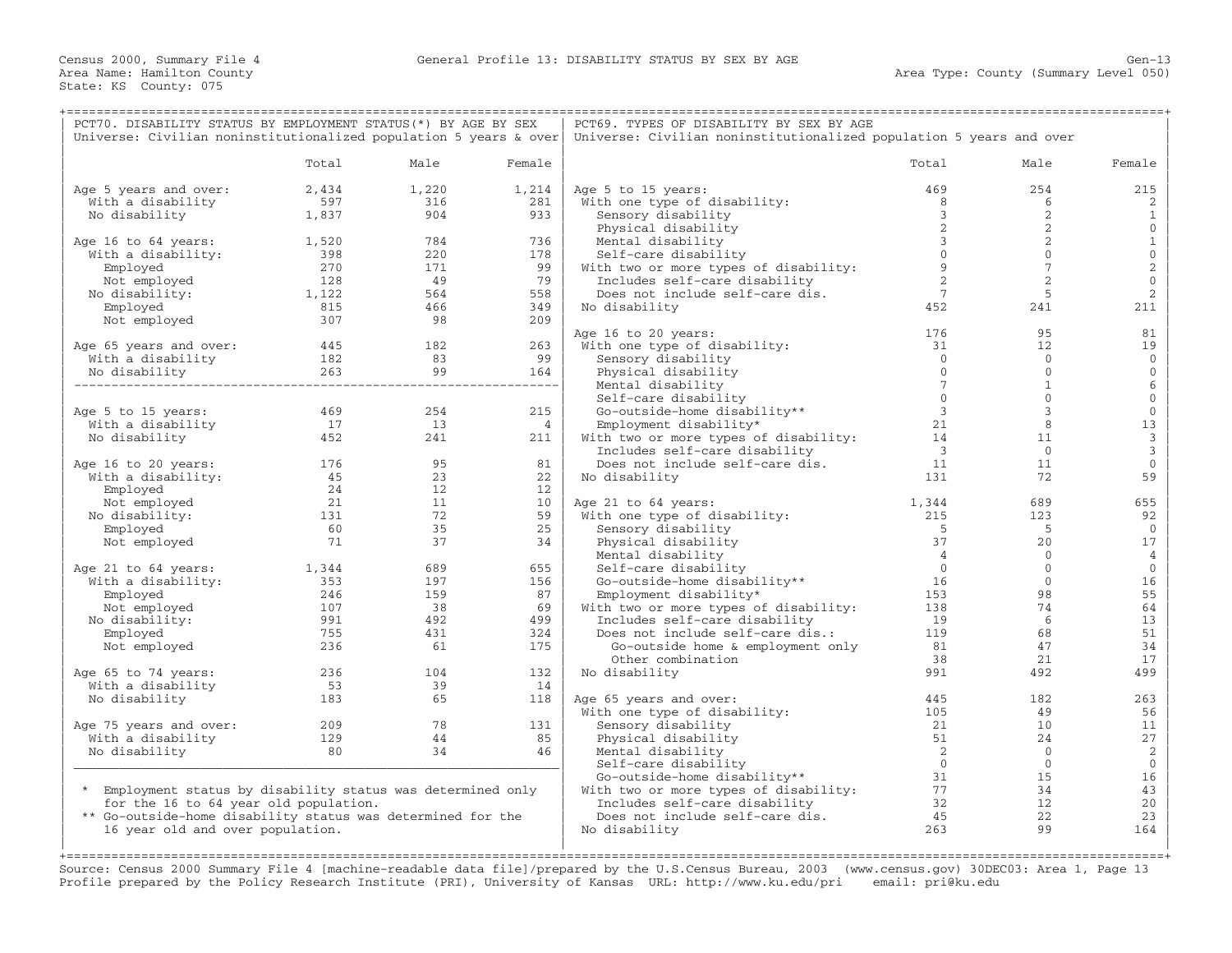Census 2000, Summary File 4 — General Profile 13: DISABILITY STATUS BY SEX BY AGE — Gen-13

Area Name: Hamilton County — Area Type: County (Summary Level 050)

State: KS County: 075

## PCT70. DISABILITY STATUS BY EMPLOYMENT STATUS(*) BY AGE BY SEX

Universe: Civilian noninstitutionalized population 5 years & over

| | Total | Male | Female |
|---|---|---|---|
| Age 5 years and over: | 2,434 | 1,220 | 1,214 |
| With a disability | 597 | 316 | 281 |
| No disability | 1,837 | 904 | 933 |
| Age 16 to 64 years: | 1,520 | 784 | 736 |
| With a disability: | 398 | 220 | 178 |
| Employed | 270 | 171 | 99 |
| Not employed | 128 | 49 | 79 |
| No disability: | 1,122 | 564 | 558 |
| Employed | 815 | 466 | 349 |
| Not employed | 307 | 98 | 209 |
| Age 65 years and over: | 445 | 182 | 263 |
| With a disability | 182 | 83 | 99 |
| No disability | 263 | 99 | 164 |
| Age 5 to 15 years: | 469 | 254 | 215 |
| With a disability | 17 | 13 | 4 |
| No disability | 452 | 241 | 211 |
| Age 16 to 20 years: | 176 | 95 | 81 |
| With a disability: | 45 | 23 | 22 |
| Employed | 24 | 12 | 12 |
| Not employed | 21 | 11 | 10 |
| No disability: | 131 | 72 | 59 |
| Employed | 60 | 35 | 25 |
| Not employed | 71 | 37 | 34 |
| Age 21 to 64 years: | 1,344 | 689 | 655 |
| With a disability: | 353 | 197 | 156 |
| Employed | 246 | 159 | 87 |
| Not employed | 107 | 38 | 69 |
| No disability: | 991 | 492 | 499 |
| Employed | 755 | 431 | 324 |
| Not employed | 236 | 61 | 175 |
| Age 65 to 74 years: | 236 | 104 | 132 |
| With a disability | 53 | 39 | 14 |
| No disability | 183 | 65 | 118 |
| Age 75 years and over: | 209 | 78 | 131 |
| With a disability | 129 | 44 | 85 |
| No disability | 80 | 34 | 46 |

\* Employment status by disability status was determined only for the 16 to 64 year old population.

\*\* Go-outside-home disability status was determined for the 16 year old and over population.

## PCT69. TYPES OF DISABILITY BY SEX BY AGE

Universe: Civilian noninstitutionalized population 5 years and over

| | Total | Male | Female |
|---|---|---|---|
| Age 5 to 15 years: | 469 | 254 | 215 |
| With one type of disability: | 8 | 6 | 2 |
| Sensory disability | 3 | 2 | 1 |
| Physical disability | 2 | 2 | 0 |
| Mental disability | 3 | 2 | 1 |
| Self-care disability | 0 | 0 | 0 |
| With two or more types of disability: | 9 | 7 | 2 |
| Includes self-care disability | 2 | 2 | 0 |
| Does not include self-care dis. | 7 | 5 | 2 |
| No disability | 452 | 241 | 211 |
| Age 16 to 20 years: | 176 | 95 | 81 |
| With one type of disability: | 31 | 12 | 19 |
| Sensory disability | 0 | 0 | 0 |
| Physical disability | 0 | 0 | 0 |
| Mental disability | 7 | 1 | 6 |
| Self-care disability | 0 | 0 | 0 |
| Go-outside-home disability** | 3 | 3 | 0 |
| Employment disability* | 21 | 8 | 13 |
| With two or more types of disability: | 14 | 11 | 3 |
| Includes self-care disability | 3 | 0 | 3 |
| Does not include self-care dis. | 11 | 11 | 0 |
| No disability | 131 | 72 | 59 |
| Age 21 to 64 years: | 1,344 | 689 | 655 |
| With one type of disability: | 215 | 123 | 92 |
| Sensory disability | 5 | 5 | 0 |
| Physical disability | 37 | 20 | 17 |
| Mental disability | 4 | 0 | 4 |
| Self-care disability | 0 | 0 | 0 |
| Go-outside-home disability** | 16 | 0 | 16 |
| Employment disability* | 153 | 98 | 55 |
| With two or more types of disability: | 138 | 74 | 64 |
| Includes self-care disability | 19 | 6 | 13 |
| Does not include self-care dis.: | 119 | 68 | 51 |
| Go-outside home & employment only | 81 | 47 | 34 |
| Other combination | 38 | 21 | 17 |
| No disability | 991 | 492 | 499 |
| Age 65 years and over: | 445 | 182 | 263 |
| With one type of disability: | 105 | 49 | 56 |
| Sensory disability | 21 | 10 | 11 |
| Physical disability | 51 | 24 | 27 |
| Mental disability | 2 | 0 | 2 |
| Self-care disability | 0 | 0 | 0 |
| Go-outside-home disability** | 31 | 15 | 16 |
| With two or more types of disability: | 77 | 34 | 43 |
| Includes self-care disability | 32 | 12 | 20 |
| Does not include self-care dis. | 45 | 22 | 23 |
| No disability | 263 | 99 | 164 |

Source: Census 2000 Summary File 4 [machine-readable data file]/prepared by the U.S.Census Bureau, 2003 (www.census.gov) 30DEC03: Area 1, Page 13
Profile prepared by the Policy Research Institute (PRI), University of Kansas URL: http://www.ku.edu/pri email: pri@ku.edu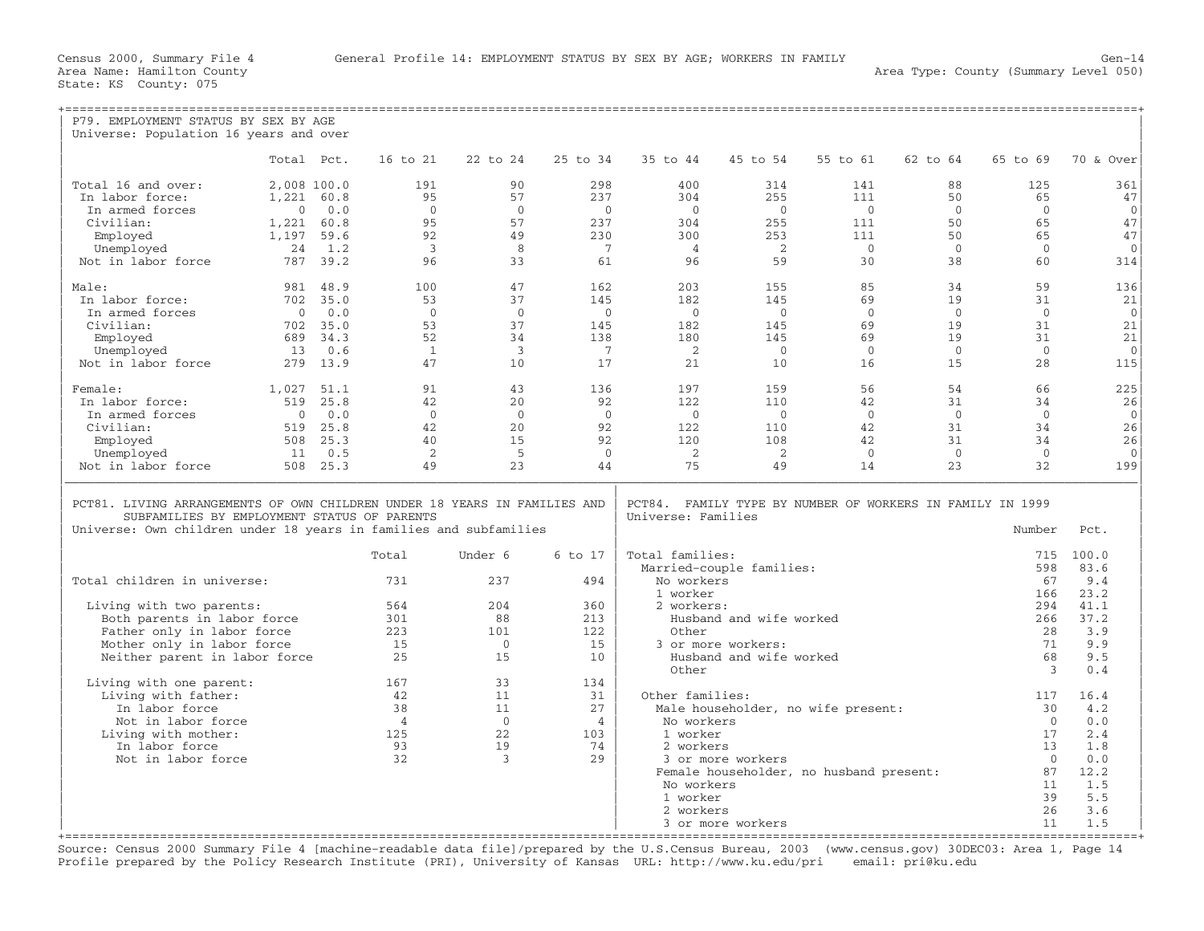Census 2000, Summary File 4 General Profile 14: EMPLOYMENT STATUS BY SEX BY AGE; WORKERS IN FAMILY Gen-14
Area Name: Hamilton County Area Type: County (Summary Level 050)
State: KS County: 075

## P79. EMPLOYMENT STATUS BY SEX BY AGE
Universe: Population 16 years and over

| | Total | Pct. | 16 to 21 | 22 to 24 | 25 to 34 | 35 to 44 | 45 to 54 | 55 to 61 | 62 to 64 | 65 to 69 | 70 & Over |
|---|---|---|---|---|---|---|---|---|---|---|---|
| Total 16 and over: | 2,008 | 100.0 | 191 | 90 | 298 | 400 | 314 | 141 | 88 | 125 | 361 |
| In labor force: | 1,221 | 60.8 | 95 | 57 | 237 | 304 | 255 | 111 | 50 | 65 | 47 |
| In armed forces | 0 | 0.0 | 0 | 0 | 0 | 0 | 0 | 0 | 0 | 0 | 0 |
| Civilian: | 1,221 | 60.8 | 95 | 57 | 237 | 304 | 255 | 111 | 50 | 65 | 47 |
| Employed | 1,197 | 59.6 | 92 | 49 | 230 | 300 | 253 | 111 | 50 | 65 | 47 |
| Unemployed | 24 | 1.2 | 3 | 8 | 7 | 4 | 2 | 0 | 0 | 0 | 0 |
| Not in labor force | 787 | 39.2 | 96 | 33 | 61 | 96 | 59 | 30 | 38 | 60 | 314 |
| Male: | 981 | 48.9 | 100 | 47 | 162 | 203 | 155 | 85 | 34 | 59 | 136 |
| In labor force: | 702 | 35.0 | 53 | 37 | 145 | 182 | 145 | 69 | 19 | 31 | 21 |
| In armed forces | 0 | 0.0 | 0 | 0 | 0 | 0 | 0 | 0 | 0 | 0 | 0 |
| Civilian: | 702 | 35.0 | 53 | 37 | 145 | 182 | 145 | 69 | 19 | 31 | 21 |
| Employed | 689 | 34.3 | 52 | 34 | 138 | 180 | 145 | 69 | 19 | 31 | 21 |
| Unemployed | 13 | 0.6 | 1 | 3 | 7 | 2 | 0 | 0 | 0 | 0 | 0 |
| Not in labor force | 279 | 13.9 | 47 | 10 | 17 | 21 | 10 | 16 | 15 | 28 | 115 |
| Female: | 1,027 | 51.1 | 91 | 43 | 136 | 197 | 159 | 56 | 54 | 66 | 225 |
| In labor force: | 519 | 25.8 | 42 | 20 | 92 | 122 | 110 | 42 | 31 | 34 | 26 |
| In armed forces | 0 | 0.0 | 0 | 0 | 0 | 0 | 0 | 0 | 0 | 0 | 0 |
| Civilian: | 519 | 25.8 | 42 | 20 | 92 | 122 | 110 | 42 | 31 | 34 | 26 |
| Employed | 508 | 25.3 | 40 | 15 | 92 | 120 | 108 | 42 | 31 | 34 | 26 |
| Unemployed | 11 | 0.5 | 2 | 5 | 0 | 2 | 2 | 0 | 0 | 0 | 0 |
| Not in labor force | 508 | 25.3 | 49 | 23 | 44 | 75 | 49 | 14 | 23 | 32 | 199 |

## PCT81. LIVING ARRANGEMENTS OF OWN CHILDREN UNDER 18 YEARS IN FAMILIES AND SUBFAMILIES BY EMPLOYMENT STATUS OF PARENTS
Universe: Own children under 18 years in families and subfamilies

| | Total | Under 6 | 6 to 17 |
|---|---|---|---|
| Total children in universe: | 731 | 237 | 494 |
| Living with two parents: | 564 | 204 | 360 |
| Both parents in labor force | 301 | 88 | 213 |
| Father only in labor force | 223 | 101 | 122 |
| Mother only in labor force | 15 | 0 | 15 |
| Neither parent in labor force | 25 | 15 | 10 |
| Living with one parent: | 167 | 33 | 134 |
| Living with father: | 42 | 11 | 31 |
| In labor force | 38 | 11 | 27 |
| Not in labor force | 4 | 0 | 4 |
| Living with mother: | 125 | 22 | 103 |
| In labor force | 93 | 19 | 74 |
| Not in labor force | 32 | 3 | 29 |

## PCT84. FAMILY TYPE BY NUMBER OF WORKERS IN FAMILY IN 1999
Universe: Families

| | Number | Pct. |
|---|---|---|
| Total families: | 715 | 100.0 |
| Married-couple families: | 598 | 83.6 |
| No workers | 67 | 9.4 |
| 1 worker | 166 | 23.2 |
| 2 workers: | 294 | 41.1 |
| Husband and wife worked | 266 | 37.2 |
| Other | 28 | 3.9 |
| 3 or more workers: | 71 | 9.9 |
| Husband and wife worked | 68 | 9.5 |
| Other | 3 | 0.4 |
| Other families: | 117 | 16.4 |
| Male householder, no wife present: | 30 | 4.2 |
| No workers | 0 | 0.0 |
| 1 worker | 17 | 2.4 |
| 2 workers | 13 | 1.8 |
| 3 or more workers | 0 | 0.0 |
| Female householder, no husband present: | 87 | 12.2 |
| No workers | 11 | 1.5 |
| 1 worker | 39 | 5.5 |
| 2 workers | 26 | 3.6 |
| 3 or more workers | 11 | 1.5 |

Source: Census 2000 Summary File 4 [machine-readable data file]/prepared by the U.S.Census Bureau, 2003 (www.census.gov) 30DEC03: Area 1, Page 14
Profile prepared by the Policy Research Institute (PRI), University of Kansas URL: http://www.ku.edu/pri email: pri@ku.edu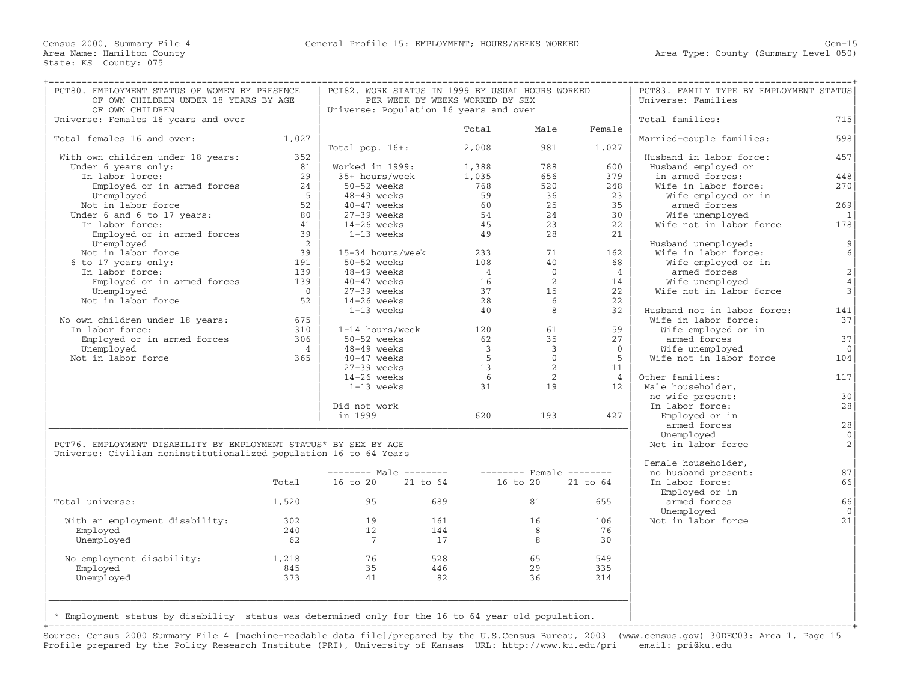Census 2000, Summary File 4 — General Profile 15: EMPLOYMENT; HOURS/WEEKS WORKED — Gen-15

Area Name: Hamilton County — Area Type: County (Summary Level 050)

State: KS County: 075

## PCT80. EMPLOYMENT STATUS OF WOMEN BY PRESENCE OF OWN CHILDREN UNDER 18 YEARS BY AGE OF OWN CHILDREN

Universe: Females 16 years and over

| | |
|---|---|
| Total females 16 and over: | 1,027 |
| With own children under 18 years: | 352 |
| Under 6 years only: | 81 |
| In labor lorce: | 29 |
| Employed or in armed forces | 24 |
| Unemployed | 5 |
| Not in labor force | 52 |
| Under 6 and 6 to 17 years: | 80 |
| In labor force: | 41 |
| Employed or in armed forces | 39 |
| Unemployed | 2 |
| Not in labor force | 39 |
| 6 to 17 years only: | 191 |
| In labor force: | 139 |
| Employed or in armed forces | 139 |
| Unemployed | 0 |
| Not in labor force | 52 |
| No own children under 18 years: | 675 |
| In labor force: | 310 |
| Employed or in armed forces | 306 |
| Unemployed | 4 |
| Not in labor force | 365 |

## PCT82. WORK STATUS IN 1999 BY USUAL HOURS WORKED PER WEEK BY WEEKS WORKED BY SEX

Universe: Population 16 years and over

| | Total | Male | Female |
|---|---|---|---|
| Total pop. 16+: | 2,008 | 981 | 1,027 |
| Worked in 1999: | 1,388 | 788 | 600 |
| 35+ hours/week | 1,035 | 656 | 379 |
| 50-52 weeks | 768 | 520 | 248 |
| 48-49 weeks | 59 | 36 | 23 |
| 40-47 weeks | 60 | 25 | 35 |
| 27-39 weeks | 54 | 24 | 30 |
| 14-26 weeks | 45 | 23 | 22 |
| 1-13 weeks | 49 | 28 | 21 |
| 15-34 hours/week | 233 | 71 | 162 |
| 50-52 weeks | 108 | 40 | 68 |
| 48-49 weeks | 4 | 0 | 4 |
| 40-47 weeks | 16 | 2 | 14 |
| 27-39 weeks | 37 | 15 | 22 |
| 14-26 weeks | 28 | 6 | 22 |
| 1-13 weeks | 40 | 8 | 32 |
| 1-14 hours/week | 120 | 61 | 59 |
| 50-52 weeks | 62 | 35 | 27 |
| 48-49 weeks | 3 | 3 | 0 |
| 40-47 weeks | 5 | 0 | 5 |
| 27-39 weeks | 13 | 2 | 11 |
| 14-26 weeks | 6 | 2 | 4 |
| 1-13 weeks | 31 | 19 | 12 |
| Did not work in 1999 | 620 | 193 | 427 |

## PCT83. FAMILY TYPE BY EMPLOYMENT STATUS

Universe: Families

| | |
|---|---|
| Total families: | 715 |
| Married-couple families: | 598 |
| Husband in labor force: | 457 |
| Husband employed or in armed forces: | 448 |
| Wife in labor force: | 270 |
| Wife employed or in armed forces | 269 |
| Wife unemployed | 1 |
| Wife not in labor force | 178 |
| Husband unemployed: | 9 |
| Wife in labor force: | 6 |
| Wife employed or in armed forces | 2 |
| Wife unemployed | 4 |
| Wife not in labor force | 3 |
| Husband not in labor force: | 141 |
| Wife in labor force: | 37 |
| Wife employed or in armed forces | 37 |
| Wife unemployed | 0 |
| Wife not in labor force | 104 |
| Other families: | 117 |
| Male householder, no wife present: | 30 |
| In labor force: | 28 |
| Employed or in armed forces | 28 |
| Unemployed | 0 |
| Not in labor force | 2 |
| Female householder, no husband present: | 87 |
| In labor force: | 66 |
| Employed or in armed forces | 66 |
| Unemployed | 0 |
| Not in labor force | 21 |

## PCT76. EMPLOYMENT DISABILITY BY EMPLOYMENT STATUS* BY SEX BY AGE

Universe: Civilian noninstitutionalized population 16 to 64 Years

| | | Male | | Female | |
|---|---|---|---|---|---|
| | Total | 16 to 20 | 21 to 64 | 16 to 20 | 21 to 64 |
| Total universe: | 1,520 | 95 | 689 | 81 | 655 |
| With an employment disability: | 302 | 19 | 161 | 16 | 106 |
| Employed | 240 | 12 | 144 | 8 | 76 |
| Unemployed | 62 | 7 | 17 | 8 | 30 |
| No employment disability: | 1,218 | 76 | 528 | 65 | 549 |
| Employed | 845 | 35 | 446 | 29 | 335 |
| Unemployed | 373 | 41 | 82 | 36 | 214 |

* Employment status by disability status was determined only for the 16 to 64 year old population.

Source: Census 2000 Summary File 4 [machine-readable data file]/prepared by the U.S.Census Bureau, 2003 (www.census.gov) 30DEC03: Area 1, Page 15
Profile prepared by the Policy Research Institute (PRI), University of Kansas URL: http://www.ku.edu/pri email: pri@ku.edu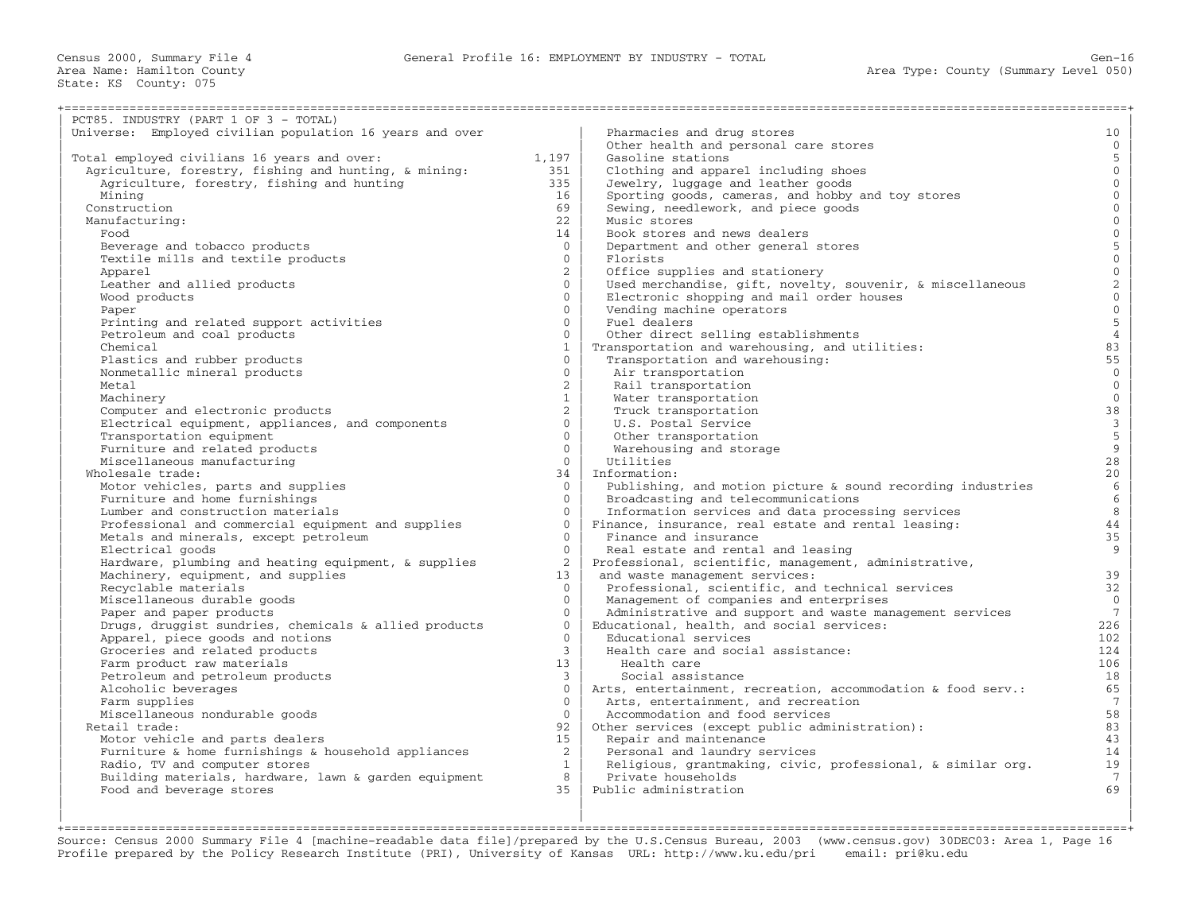Census 2000, Summary File 4 — General Profile 16: EMPLOYMENT BY INDUSTRY - TOTAL — Gen-16
Area Name: Hamilton County — Area Type: County (Summary Level 050)
State: KS County: 075

PCT85. INDUSTRY (PART 1 OF 3 - TOTAL)
Universe: Employed civilian population 16 years and over

| | |
|---|---|
| Total employed civilians 16 years and over: | 1,197 |
| Agriculture, forestry, fishing and hunting, & mining: | 351 |
| Agriculture, forestry, fishing and hunting | 335 |
| Mining | 16 |
| Construction | 69 |
| Manufacturing: | 22 |
| Food | 14 |
| Beverage and tobacco products | 0 |
| Textile mills and textile products | 0 |
| Apparel | 2 |
| Leather and allied products | 0 |
| Wood products | 0 |
| Paper | 0 |
| Printing and related support activities | 0 |
| Petroleum and coal products | 0 |
| Chemical | 1 |
| Plastics and rubber products | 0 |
| Nonmetallic mineral products | 0 |
| Metal | 2 |
| Machinery | 1 |
| Computer and electronic products | 2 |
| Electrical equipment, appliances, and components | 0 |
| Transportation equipment | 0 |
| Furniture and related products | 0 |
| Miscellaneous manufacturing | 0 |
| Wholesale trade: | 34 |
| Motor vehicles, parts and supplies | 0 |
| Furniture and home furnishings | 0 |
| Lumber and construction materials | 0 |
| Professional and commercial equipment and supplies | 0 |
| Metals and minerals, except petroleum | 0 |
| Electrical goods | 0 |
| Hardware, plumbing and heating equipment, & supplies | 2 |
| Machinery, equipment, and supplies | 13 |
| Recyclable materials | 0 |
| Miscellaneous durable goods | 0 |
| Paper and paper products | 0 |
| Drugs, druggist sundries, chemicals & allied products | 0 |
| Apparel, piece goods and notions | 0 |
| Groceries and related products | 3 |
| Farm product raw materials | 13 |
| Petroleum and petroleum products | 3 |
| Alcoholic beverages | 0 |
| Farm supplies | 0 |
| Miscellaneous nondurable goods | 0 |
| Retail trade: | 92 |
| Motor vehicle and parts dealers | 15 |
| Furniture & home furnishings & household appliances | 2 |
| Radio, TV and computer stores | 1 |
| Building materials, hardware, lawn & garden equipment | 8 |
| Food and beverage stores | 35 |
| Pharmacies and drug stores | 10 |
| Other health and personal care stores | 0 |
| Gasoline stations | 5 |
| Clothing and apparel including shoes | 0 |
| Jewelry, luggage and leather goods | 0 |
| Sporting goods, cameras, and hobby and toy stores | 0 |
| Sewing, needlework, and piece goods | 0 |
| Music stores | 0 |
| Book stores and news dealers | 0 |
| Department and other general stores | 5 |
| Florists | 0 |
| Office supplies and stationery | 0 |
| Used merchandise, gift, novelty, souvenir, & miscellaneous | 2 |
| Electronic shopping and mail order houses | 0 |
| Vending machine operators | 0 |
| Fuel dealers | 5 |
| Other direct selling establishments | 4 |
| Transportation and warehousing, and utilities: | 83 |
| Transportation and warehousing: | 55 |
| Air transportation | 0 |
| Rail transportation | 0 |
| Water transportation | 0 |
| Truck transportation | 38 |
| U.S. Postal Service | 3 |
| Other transportation | 5 |
| Warehousing and storage | 9 |
| Utilities | 28 |
| Information: | 20 |
| Publishing, and motion picture & sound recording industries | 6 |
| Broadcasting and telecommunications | 6 |
| Information services and data processing services | 8 |
| Finance, insurance, real estate and rental leasing: | 44 |
| Finance and insurance | 35 |
| Real estate and rental and leasing | 9 |
| Professional, scientific, management, administrative, and waste management services: | 39 |
| Professional, scientific, and technical services | 32 |
| Management of companies and enterprises | 0 |
| Administrative and support and waste management services | 7 |
| Educational, health, and social services: | 226 |
| Educational services | 102 |
| Health care and social assistance: | 124 |
| Health care | 106 |
| Social assistance | 18 |
| Arts, entertainment, recreation, accommodation & food serv.: | 65 |
| Arts, entertainment, and recreation | 7 |
| Accommodation and food services | 58 |
| Other services (except public administration): | 83 |
| Repair and maintenance | 43 |
| Personal and laundry services | 14 |
| Religious, grantmaking, civic, professional, & similar org. | 19 |
| Private households | 7 |
| Public administration | 69 |

Source: Census 2000 Summary File 4 [machine-readable data file]/prepared by the U.S.Census Bureau, 2003 (www.census.gov) 30DEC03: Area 1, Page 16
Profile prepared by the Policy Research Institute (PRI), University of Kansas URL: http://www.ku.edu/pri email: pri@ku.edu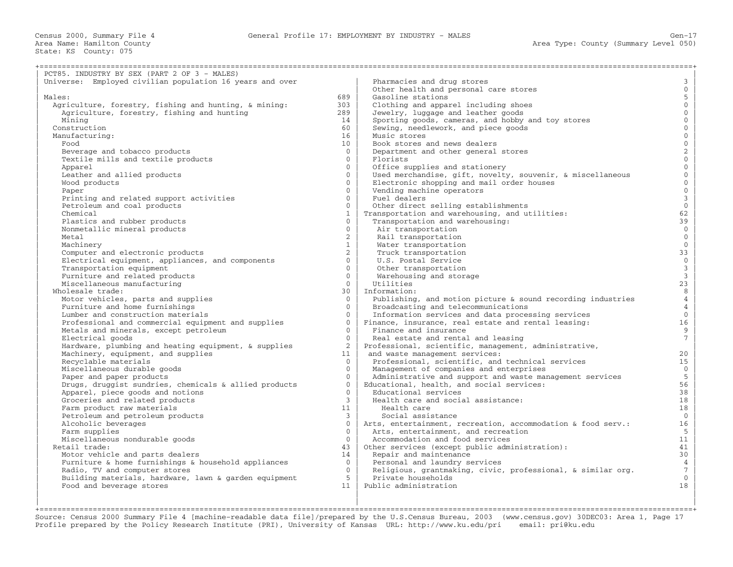Census 2000, Summary File 4 General Profile 17: EMPLOYMENT BY INDUSTRY - MALES Gen-17
Area Name: Hamilton County Area Type: County (Summary Level 050)
State: KS County: 075

## PCT85. INDUSTRY BY SEX (PART 2 OF 3 - MALES)

Universe: Employed civilian population 16 years and over

| Category | Count |
|---|---|
| Males: | 689 |
| Agriculture, forestry, fishing and hunting, & mining: | 303 |
| Agriculture, forestry, fishing and hunting | 289 |
| Mining | 14 |
| Construction | 60 |
| Manufacturing: | 16 |
| Food | 10 |
| Beverage and tobacco products | 0 |
| Textile mills and textile products | 0 |
| Apparel | 0 |
| Leather and allied products | 0 |
| Wood products | 0 |
| Paper | 0 |
| Printing and related support activities | 0 |
| Petroleum and coal products | 0 |
| Chemical | 1 |
| Plastics and rubber products | 0 |
| Nonmetallic mineral products | 0 |
| Metal | 2 |
| Machinery | 1 |
| Computer and electronic products | 2 |
| Electrical equipment, appliances, and components | 0 |
| Transportation equipment | 0 |
| Furniture and related products | 0 |
| Miscellaneous manufacturing | 0 |
| Wholesale trade: | 30 |
| Motor vehicles, parts and supplies | 0 |
| Furniture and home furnishings | 0 |
| Lumber and construction materials | 0 |
| Professional and commercial equipment and supplies | 0 |
| Metals and minerals, except petroleum | 0 |
| Electrical goods | 0 |
| Hardware, plumbing and heating equipment, & supplies | 2 |
| Machinery, equipment, and supplies | 11 |
| Recyclable materials | 0 |
| Miscellaneous durable goods | 0 |
| Paper and paper products | 0 |
| Drugs, druggist sundries, chemicals & allied products | 0 |
| Apparel, piece goods and notions | 0 |
| Groceries and related products | 3 |
| Farm product raw materials | 11 |
| Petroleum and petroleum products | 3 |
| Alcoholic beverages | 0 |
| Farm supplies | 0 |
| Miscellaneous nondurable goods | 0 |
| Retail trade: | 43 |
| Motor vehicle and parts dealers | 14 |
| Furniture & home furnishings & household appliances | 0 |
| Radio, TV and computer stores | 0 |
| Building materials, hardware, lawn & garden equipment | 5 |
| Food and beverage stores | 11 |
| Pharmacies and drug stores | 3 |
| Other health and personal care stores | 0 |
| Gasoline stations | 5 |
| Clothing and apparel including shoes | 0 |
| Jewelry, luggage and leather goods | 0 |
| Sporting goods, cameras, and hobby and toy stores | 0 |
| Sewing, needlework, and piece goods | 0 |
| Music stores | 0 |
| Book stores and news dealers | 0 |
| Department and other general stores | 2 |
| Florists | 0 |
| Office supplies and stationery | 0 |
| Used merchandise, gift, novelty, souvenir, & miscellaneous | 0 |
| Electronic shopping and mail order houses | 0 |
| Vending machine operators | 0 |
| Fuel dealers | 3 |
| Other direct selling establishments | 0 |
| Transportation and warehousing, and utilities: | 62 |
| Transportation and warehousing: | 39 |
| Air transportation | 0 |
| Rail transportation | 0 |
| Water transportation | 0 |
| Truck transportation | 33 |
| U.S. Postal Service | 0 |
| Other transportation | 3 |
| Warehousing and storage | 3 |
| Utilities | 23 |
| Information: | 8 |
| Publishing, and motion picture & sound recording industries | 4 |
| Broadcasting and telecommunications | 4 |
| Information services and data processing services | 0 |
| Finance, insurance, real estate and rental leasing: | 16 |
| Finance and insurance | 9 |
| Real estate and rental and leasing | 7 |
| Professional, scientific, management, administrative, and waste management services: | 20 |
| Professional, scientific, and technical services | 15 |
| Management of companies and enterprises | 0 |
| Administrative and support and waste management services | 5 |
| Educational, health, and social services: | 56 |
| Educational services | 38 |
| Health care and social assistance: | 18 |
| Health care | 18 |
| Social assistance | 0 |
| Arts, entertainment, recreation, accommodation & food serv.: | 16 |
| Arts, entertainment, and recreation | 5 |
| Accommodation and food services | 11 |
| Other services (except public administration): | 41 |
| Repair and maintenance | 30 |
| Personal and laundry services | 4 |
| Religious, grantmaking, civic, professional, & similar org. | 7 |
| Private households | 0 |
| Public administration | 18 |

Source: Census 2000 Summary File 4 [machine-readable data file]/prepared by the U.S.Census Bureau, 2003 (www.census.gov) 30DEC03: Area 1, Page 17
Profile prepared by the Policy Research Institute (PRI), University of Kansas URL: http://www.ku.edu/pri email: pri@ku.edu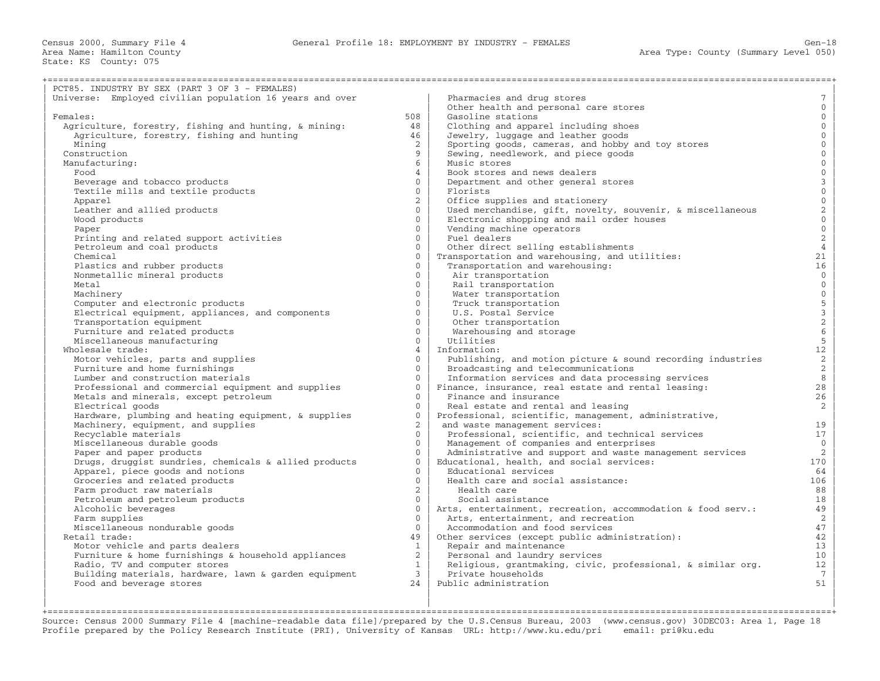Census 2000, Summary File 4 — General Profile 18: EMPLOYMENT BY INDUSTRY - FEMALES — Gen-18

Area Name: Hamilton County — Area Type: County (Summary Level 050)

State: KS County: 075

## PCT85. INDUSTRY BY SEX (PART 3 OF 3 - FEMALES)

Universe: Employed civilian population 16 years and over

| | |
|---|---|
| Females: | 508 |
| Agriculture, forestry, fishing and hunting, & mining: | 48 |
| Agriculture, forestry, fishing and hunting | 46 |
| Mining | 2 |
| Construction | 9 |
| Manufacturing: | 6 |
| Food | 4 |
| Beverage and tobacco products | 0 |
| Textile mills and textile products | 0 |
| Apparel | 2 |
| Leather and allied products | 0 |
| Wood products | 0 |
| Paper | 0 |
| Printing and related support activities | 0 |
| Petroleum and coal products | 0 |
| Chemical | 0 |
| Plastics and rubber products | 0 |
| Nonmetallic mineral products | 0 |
| Metal | 0 |
| Machinery | 0 |
| Computer and electronic products | 0 |
| Electrical equipment, appliances, and components | 0 |
| Transportation equipment | 0 |
| Furniture and related products | 0 |
| Miscellaneous manufacturing | 0 |
| Wholesale trade: | 4 |
| Motor vehicles, parts and supplies | 0 |
| Furniture and home furnishings | 0 |
| Lumber and construction materials | 0 |
| Professional and commercial equipment and supplies | 0 |
| Metals and minerals, except petroleum | 0 |
| Electrical goods | 0 |
| Hardware, plumbing and heating equipment, & supplies | 0 |
| Machinery, equipment, and supplies | 2 |
| Recyclable materials | 0 |
| Miscellaneous durable goods | 0 |
| Paper and paper products | 0 |
| Drugs, druggist sundries, chemicals & allied products | 0 |
| Apparel, piece goods and notions | 0 |
| Groceries and related products | 0 |
| Farm product raw materials | 2 |
| Petroleum and petroleum products | 0 |
| Alcoholic beverages | 0 |
| Farm supplies | 0 |
| Miscellaneous nondurable goods | 0 |
| Retail trade: | 49 |
| Motor vehicle and parts dealers | 1 |
| Furniture & home furnishings & household appliances | 2 |
| Radio, TV and computer stores | 1 |
| Building materials, hardware, lawn & garden equipment | 3 |
| Food and beverage stores | 24 |
| Pharmacies and drug stores | 7 |
| Other health and personal care stores | 0 |
| Gasoline stations | 0 |
| Clothing and apparel including shoes | 0 |
| Jewelry, luggage and leather goods | 0 |
| Sporting goods, cameras, and hobby and toy stores | 0 |
| Sewing, needlework, and piece goods | 0 |
| Music stores | 0 |
| Book stores and news dealers | 0 |
| Department and other general stores | 3 |
| Florists | 0 |
| Office supplies and stationery | 0 |
| Used merchandise, gift, novelty, souvenir, & miscellaneous | 2 |
| Electronic shopping and mail order houses | 0 |
| Vending machine operators | 0 |
| Fuel dealers | 2 |
| Other direct selling establishments | 4 |
| Transportation and warehousing, and utilities: | 21 |
| Transportation and warehousing: | 16 |
| Air transportation | 0 |
| Rail transportation | 0 |
| Water transportation | 0 |
| Truck transportation | 5 |
| U.S. Postal Service | 3 |
| Other transportation | 2 |
| Warehousing and storage | 6 |
| Utilities | 5 |
| Information: | 12 |
| Publishing, and motion picture & sound recording industries | 2 |
| Broadcasting and telecommunications | 2 |
| Information services and data processing services | 8 |
| Finance, insurance, real estate and rental leasing: | 28 |
| Finance and insurance | 26 |
| Real estate and rental and leasing | 2 |
| Professional, scientific, management, administrative, and waste management services: | 19 |
| Professional, scientific, and technical services | 17 |
| Management of companies and enterprises | 0 |
| Administrative and support and waste management services | 2 |
| Educational, health, and social services: | 170 |
| Educational services | 64 |
| Health care and social assistance: | 106 |
| Health care | 88 |
| Social assistance | 18 |
| Arts, entertainment, recreation, accommodation & food serv.: | 49 |
| Arts, entertainment, and recreation | 2 |
| Accommodation and food services | 47 |
| Other services (except public administration): | 42 |
| Repair and maintenance | 13 |
| Personal and laundry services | 10 |
| Religious, grantmaking, civic, professional, & similar org. | 12 |
| Private households | 7 |
| Public administration | 51 |

Source: Census 2000 Summary File 4 [machine-readable data file]/prepared by the U.S.Census Bureau, 2003 (www.census.gov) 30DEC03: Area 1, Page 18
Profile prepared by the Policy Research Institute (PRI), University of Kansas URL: http://www.ku.edu/pri email: pri@ku.edu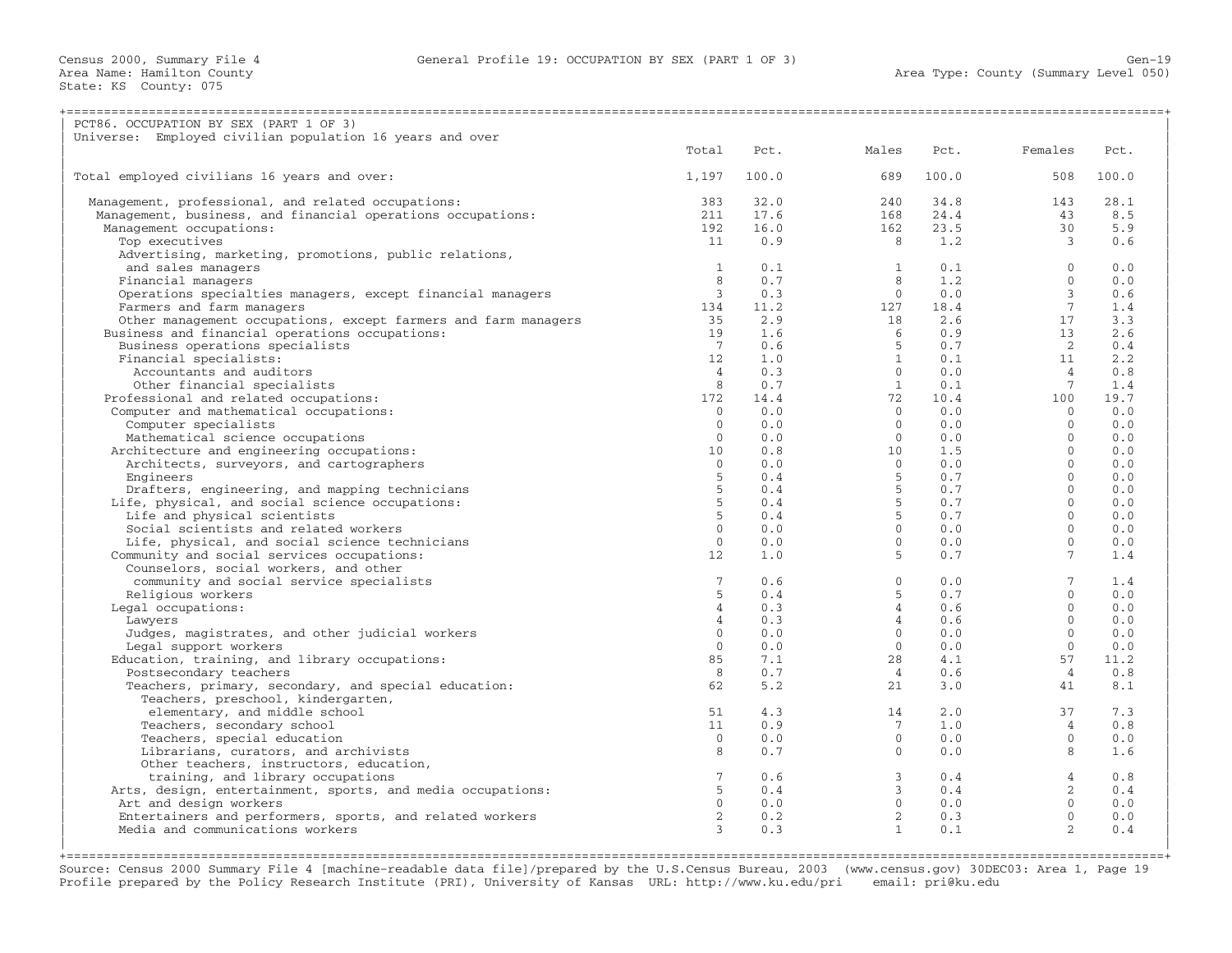Census 2000, Summary File 4 General Profile 19: OCCUPATION BY SEX (PART 1 OF 3)
Area Name: Hamilton County Area Type: County (Summary Level 050)
State: KS County: 075

PCT86. OCCUPATION BY SEX (PART 1 OF 3)
Universe: Employed civilian population 16 years and over

| | Total | Pct. | Males | Pct. | Females | Pct. |
|---|---|---|---|---|---|---|
| Total employed civilians 16 years and over: | 1,197 | 100.0 | 689 | 100.0 | 508 | 100.0 |
| Management, professional, and related occupations: | 383 | 32.0 | 240 | 34.8 | 143 | 28.1 |
| Management, business, and financial operations occupations: | 211 | 17.6 | 168 | 24.4 | 43 | 8.5 |
| Management occupations: | 192 | 16.0 | 162 | 23.5 | 30 | 5.9 |
| Top executives | 11 | 0.9 | 8 | 1.2 | 3 | 0.6 |
| Advertising, marketing, promotions, public relations, and sales managers | 1 | 0.1 | 1 | 0.1 | 0 | 0.0 |
| Financial managers | 8 | 0.7 | 8 | 1.2 | 0 | 0.0 |
| Operations specialties managers, except financial managers | 3 | 0.3 | 0 | 0.0 | 3 | 0.6 |
| Farmers and farm managers | 134 | 11.2 | 127 | 18.4 | 7 | 1.4 |
| Other management occupations, except farmers and farm managers | 35 | 2.9 | 18 | 2.6 | 17 | 3.3 |
| Business and financial operations occupations: | 19 | 1.6 | 6 | 0.9 | 13 | 2.6 |
| Business operations specialists | 7 | 0.6 | 5 | 0.7 | 2 | 0.4 |
| Financial specialists: | 12 | 1.0 | 1 | 0.1 | 11 | 2.2 |
| Accountants and auditors | 4 | 0.3 | 0 | 0.0 | 4 | 0.8 |
| Other financial specialists | 8 | 0.7 | 1 | 0.1 | 7 | 1.4 |
| Professional and related occupations: | 172 | 14.4 | 72 | 10.4 | 100 | 19.7 |
| Computer and mathematical occupations: | 0 | 0.0 | 0 | 0.0 | 0 | 0.0 |
| Computer specialists | 0 | 0.0 | 0 | 0.0 | 0 | 0.0 |
| Mathematical science occupations | 0 | 0.0 | 0 | 0.0 | 0 | 0.0 |
| Architecture and engineering occupations: | 10 | 0.8 | 10 | 1.5 | 0 | 0.0 |
| Architects, surveyors, and cartographers | 0 | 0.0 | 0 | 0.0 | 0 | 0.0 |
| Engineers | 5 | 0.4 | 5 | 0.7 | 0 | 0.0 |
| Drafters, engineering, and mapping technicians | 5 | 0.4 | 5 | 0.7 | 0 | 0.0 |
| Life, physical, and social science occupations: | 5 | 0.4 | 5 | 0.7 | 0 | 0.0 |
| Life and physical scientists | 5 | 0.4 | 5 | 0.7 | 0 | 0.0 |
| Social scientists and related workers | 0 | 0.0 | 0 | 0.0 | 0 | 0.0 |
| Life, physical, and social science technicians | 0 | 0.0 | 0 | 0.0 | 0 | 0.0 |
| Community and social services occupations: | 12 | 1.0 | 5 | 0.7 | 7 | 1.4 |
| Counselors, social workers, and other community and social service specialists | 7 | 0.6 | 0 | 0.0 | 7 | 1.4 |
| Religious workers | 5 | 0.4 | 5 | 0.7 | 0 | 0.0 |
| Legal occupations: | 4 | 0.3 | 4 | 0.6 | 0 | 0.0 |
| Lawyers | 4 | 0.3 | 4 | 0.6 | 0 | 0.0 |
| Judges, magistrates, and other judicial workers | 0 | 0.0 | 0 | 0.0 | 0 | 0.0 |
| Legal support workers | 0 | 0.0 | 0 | 0.0 | 0 | 0.0 |
| Education, training, and library occupations: | 85 | 7.1 | 28 | 4.1 | 57 | 11.2 |
| Postsecondary teachers | 8 | 0.7 | 4 | 0.6 | 4 | 0.8 |
| Teachers, primary, secondary, and special education: | 62 | 5.2 | 21 | 3.0 | 41 | 8.1 |
| Teachers, preschool, kindergarten, elementary, and middle school | 51 | 4.3 | 14 | 2.0 | 37 | 7.3 |
| Teachers, secondary school | 11 | 0.9 | 7 | 1.0 | 4 | 0.8 |
| Teachers, special education | 0 | 0.0 | 0 | 0.0 | 0 | 0.0 |
| Librarians, curators, and archivists | 8 | 0.7 | 0 | 0.0 | 8 | 1.6 |
| Other teachers, instructors, education, training, and library occupations | 7 | 0.6 | 3 | 0.4 | 4 | 0.8 |
| Arts, design, entertainment, sports, and media occupations: | 5 | 0.4 | 3 | 0.4 | 2 | 0.4 |
| Art and design workers | 0 | 0.0 | 0 | 0.0 | 0 | 0.0 |
| Entertainers and performers, sports, and related workers | 2 | 0.2 | 2 | 0.3 | 0 | 0.0 |
| Media and communications workers | 3 | 0.3 | 1 | 0.1 | 2 | 0.4 |

Source: Census 2000 Summary File 4 [machine-readable data file]/prepared by the U.S.Census Bureau, 2003 (www.census.gov) 30DEC03: Area 1, Page 19
Profile prepared by the Policy Research Institute (PRI), University of Kansas URL: http://www.ku.edu/pri email: pri@ku.edu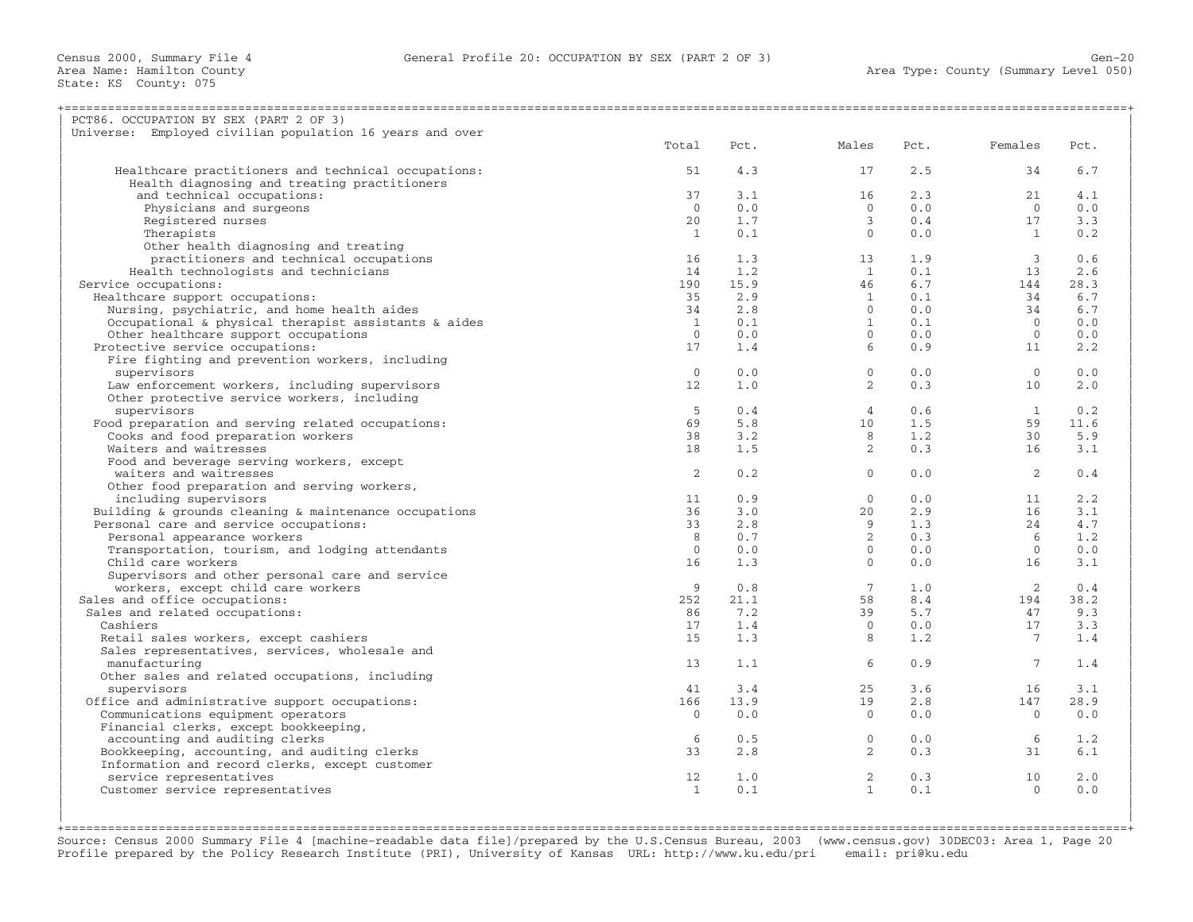Census 2000, Summary File 4 — General Profile 20: OCCUPATION BY SEX (PART 2 OF 3)

Area Name: Hamilton County
State: KS County: 075

Area Type: County (Summary Level 050)

## PCT86. OCCUPATION BY SEX (PART 2 OF 3)

Universe: Employed civilian population 16 years and over

| Occupation | Total | Pct. | Males | Pct. | Females | Pct. |
|---|---|---|---|---|---|---|
| Healthcare practitioners and technical occupations: | 51 | 4.3 | 17 | 2.5 | 34 | 6.7 |
| Health diagnosing and treating practitioners and technical occupations: | 37 | 3.1 | 16 | 2.3 | 21 | 4.1 |
| Physicians and surgeons | 0 | 0.0 | 0 | 0.0 | 0 | 0.0 |
| Registered nurses | 20 | 1.7 | 3 | 0.4 | 17 | 3.3 |
| Therapists | 1 | 0.1 | 0 | 0.0 | 1 | 0.2 |
| Other health diagnosing and treating practitioners and technical occupations | 16 | 1.3 | 13 | 1.9 | 3 | 0.6 |
| Health technologists and technicians | 14 | 1.2 | 1 | 0.1 | 13 | 2.6 |
| Service occupations: | 190 | 15.9 | 46 | 6.7 | 144 | 28.3 |
| Healthcare support occupations: | 35 | 2.9 | 1 | 0.1 | 34 | 6.7 |
| Nursing, psychiatric, and home health aides | 34 | 2.8 | 0 | 0.0 | 34 | 6.7 |
| Occupational & physical therapist assistants & aides | 1 | 0.1 | 1 | 0.1 | 0 | 0.0 |
| Other healthcare support occupations | 0 | 0.0 | 0 | 0.0 | 0 | 0.0 |
| Protective service occupations: | 17 | 1.4 | 6 | 0.9 | 11 | 2.2 |
| Fire fighting and prevention workers, including supervisors | 0 | 0.0 | 0 | 0.0 | 0 | 0.0 |
| Law enforcement workers, including supervisors | 12 | 1.0 | 2 | 0.3 | 10 | 2.0 |
| Other protective service workers, including supervisors | 5 | 0.4 | 4 | 0.6 | 1 | 0.2 |
| Food preparation and serving related occupations: | 69 | 5.8 | 10 | 1.5 | 59 | 11.6 |
| Cooks and food preparation workers | 38 | 3.2 | 8 | 1.2 | 30 | 5.9 |
| Waiters and waitresses | 18 | 1.5 | 2 | 0.3 | 16 | 3.1 |
| Food and beverage serving workers, except waiters and waitresses | 2 | 0.2 | 0 | 0.0 | 2 | 0.4 |
| Other food preparation and serving workers, including supervisors | 11 | 0.9 | 0 | 0.0 | 11 | 2.2 |
| Building & grounds cleaning & maintenance occupations | 36 | 3.0 | 20 | 2.9 | 16 | 3.1 |
| Personal care and service occupations: | 33 | 2.8 | 9 | 1.3 | 24 | 4.7 |
| Personal appearance workers | 8 | 0.7 | 2 | 0.3 | 6 | 1.2 |
| Transportation, tourism, and lodging attendants | 0 | 0.0 | 0 | 0.0 | 0 | 0.0 |
| Child care workers | 16 | 1.3 | 0 | 0.0 | 16 | 3.1 |
| Supervisors and other personal care and service workers, except child care workers | 9 | 0.8 | 7 | 1.0 | 2 | 0.4 |
| Sales and office occupations: | 252 | 21.1 | 58 | 8.4 | 194 | 38.2 |
| Sales and related occupations: | 86 | 7.2 | 39 | 5.7 | 47 | 9.3 |
| Cashiers | 17 | 1.4 | 0 | 0.0 | 17 | 3.3 |
| Retail sales workers, except cashiers | 15 | 1.3 | 8 | 1.2 | 7 | 1.4 |
| Sales representatives, services, wholesale and manufacturing | 13 | 1.1 | 6 | 0.9 | 7 | 1.4 |
| Other sales and related occupations, including supervisors | 41 | 3.4 | 25 | 3.6 | 16 | 3.1 |
| Office and administrative support occupations: | 166 | 13.9 | 19 | 2.8 | 147 | 28.9 |
| Communications equipment operators | 0 | 0.0 | 0 | 0.0 | 0 | 0.0 |
| Financial clerks, except bookkeeping, accounting and auditing clerks | 6 | 0.5 | 0 | 0.0 | 6 | 1.2 |
| Bookkeeping, accounting, and auditing clerks | 33 | 2.8 | 2 | 0.3 | 31 | 6.1 |
| Information and record clerks, except customer service representatives | 12 | 1.0 | 2 | 0.3 | 10 | 2.0 |
| Customer service representatives | 1 | 0.1 | 1 | 0.1 | 0 | 0.0 |

Source: Census 2000 Summary File 4 [machine-readable data file]/prepared by the U.S.Census Bureau, 2003 (www.census.gov) 30DEC03: Area 1, Page 20
Profile prepared by the Policy Research Institute (PRI), University of Kansas URL: http://www.ku.edu/pri email: pri@ku.edu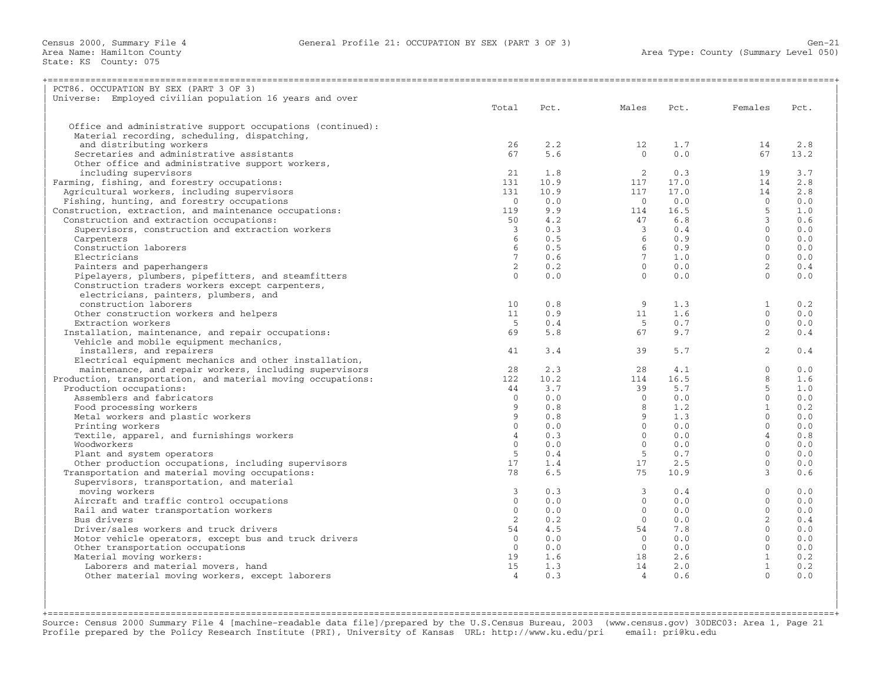Census 2000, Summary File 4 — General Profile 21: OCCUPATION BY SEX (PART 3 OF 3)
Area Name: Hamilton County
State: KS County: 075
Area Type: County (Summary Level 050)

## PCT86. OCCUPATION BY SEX (PART 3 OF 3)

Universe: Employed civilian population 16 years and over

| | Total | Pct. | Males | Pct. | Females | Pct. |
|---|---|---|---|---|---|---|
| Office and administrative support occupations (continued): | | | | | | |
| Material recording, scheduling, dispatching, and distributing workers | 26 | 2.2 | 12 | 1.7 | 14 | 2.8 |
| Secretaries and administrative assistants | 67 | 5.6 | 0 | 0.0 | 67 | 13.2 |
| Other office and administrative support workers, including supervisors | 21 | 1.8 | 2 | 0.3 | 19 | 3.7 |
| Farming, fishing, and forestry occupations: | 131 | 10.9 | 117 | 17.0 | 14 | 2.8 |
| Agricultural workers, including supervisors | 131 | 10.9 | 117 | 17.0 | 14 | 2.8 |
| Fishing, hunting, and forestry occupations | 0 | 0.0 | 0 | 0.0 | 0 | 0.0 |
| Construction, extraction, and maintenance occupations: | 119 | 9.9 | 114 | 16.5 | 5 | 1.0 |
| Construction and extraction occupations: | 50 | 4.2 | 47 | 6.8 | 3 | 0.6 |
| Supervisors, construction and extraction workers | 3 | 0.3 | 3 | 0.4 | 0 | 0.0 |
| Carpenters | 6 | 0.5 | 6 | 0.9 | 0 | 0.0 |
| Construction laborers | 6 | 0.5 | 6 | 0.9 | 0 | 0.0 |
| Electricians | 7 | 0.6 | 7 | 1.0 | 0 | 0.0 |
| Painters and paperhangers | 2 | 0.2 | 0 | 0.0 | 2 | 0.4 |
| Pipelayers, plumbers, pipefitters, and steamfitters | 0 | 0.0 | 0 | 0.0 | 0 | 0.0 |
| Construction traders workers except carpenters, electricians, painters, plumbers, and construction laborers | 10 | 0.8 | 9 | 1.3 | 1 | 0.2 |
| Other construction workers and helpers | 11 | 0.9 | 11 | 1.6 | 0 | 0.0 |
| Extraction workers | 5 | 0.4 | 5 | 0.7 | 0 | 0.0 |
| Installation, maintenance, and repair occupations: | 69 | 5.8 | 67 | 9.7 | 2 | 0.4 |
| Vehicle and mobile equipment mechanics, installers, and repairers | 41 | 3.4 | 39 | 5.7 | 2 | 0.4 |
| Electrical equipment mechanics and other installation, maintenance, and repair workers, including supervisors | 28 | 2.3 | 28 | 4.1 | 0 | 0.0 |
| Production, transportation, and material moving occupations: | 122 | 10.2 | 114 | 16.5 | 8 | 1.6 |
| Production occupations: | 44 | 3.7 | 39 | 5.7 | 5 | 1.0 |
| Assemblers and fabricators | 0 | 0.0 | 0 | 0.0 | 0 | 0.0 |
| Food processing workers | 9 | 0.8 | 8 | 1.2 | 1 | 0.2 |
| Metal workers and plastic workers | 9 | 0.8 | 9 | 1.3 | 0 | 0.0 |
| Printing workers | 0 | 0.0 | 0 | 0.0 | 0 | 0.0 |
| Textile, apparel, and furnishings workers | 4 | 0.3 | 0 | 0.0 | 4 | 0.8 |
| Woodworkers | 0 | 0.0 | 0 | 0.0 | 0 | 0.0 |
| Plant and system operators | 5 | 0.4 | 5 | 0.7 | 0 | 0.0 |
| Other production occupations, including supervisors | 17 | 1.4 | 17 | 2.5 | 0 | 0.0 |
| Transportation and material moving occupations: | 78 | 6.5 | 75 | 10.9 | 3 | 0.6 |
| Supervisors, transportation, and material moving workers | 3 | 0.3 | 3 | 0.4 | 0 | 0.0 |
| Aircraft and traffic control occupations | 0 | 0.0 | 0 | 0.0 | 0 | 0.0 |
| Rail and water transportation workers | 0 | 0.0 | 0 | 0.0 | 0 | 0.0 |
| Bus drivers | 2 | 0.2 | 0 | 0.0 | 2 | 0.4 |
| Driver/sales workers and truck drivers | 54 | 4.5 | 54 | 7.8 | 0 | 0.0 |
| Motor vehicle operators, except bus and truck drivers | 0 | 0.0 | 0 | 0.0 | 0 | 0.0 |
| Other transportation occupations | 0 | 0.0 | 0 | 0.0 | 0 | 0.0 |
| Material moving workers: | 19 | 1.6 | 18 | 2.6 | 1 | 0.2 |
| Laborers and material movers, hand | 15 | 1.3 | 14 | 2.0 | 1 | 0.2 |
| Other material moving workers, except laborers | 4 | 0.3 | 4 | 0.6 | 0 | 0.0 |

Source: Census 2000 Summary File 4 [machine-readable data file]/prepared by the U.S.Census Bureau, 2003 (www.census.gov) 30DEC03: Area 1, Page 21
Profile prepared by the Policy Research Institute (PRI), University of Kansas URL: http://www.ku.edu/pri email: pri@ku.edu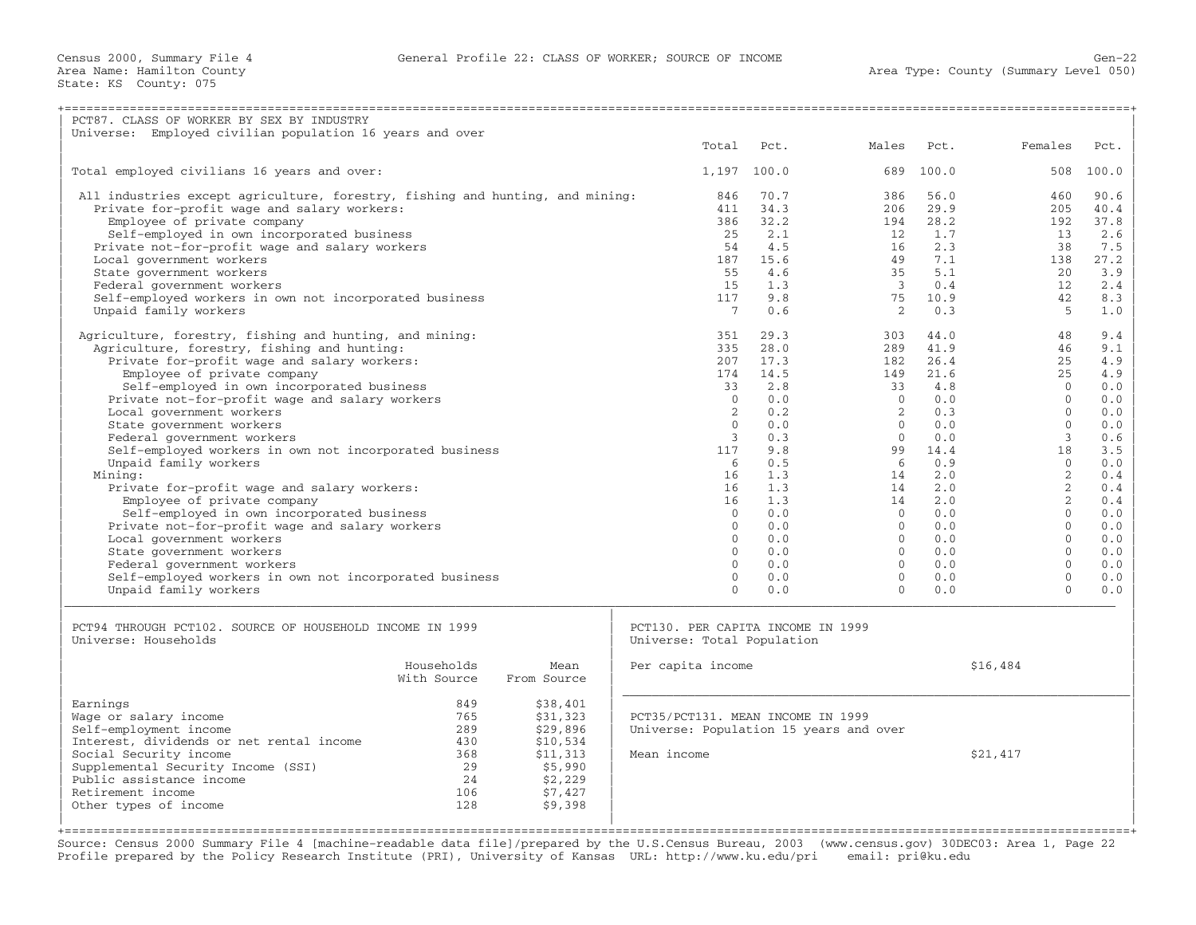Census 2000, Summary File 4 — General Profile 22: CLASS OF WORKER; SOURCE OF INCOME — Gen-22

Area Name: Hamilton County
State: KS County: 075

Area Type: County (Summary Level 050)

## PCT87. CLASS OF WORKER BY SEX BY INDUSTRY

Universe: Employed civilian population 16 years and over

| | Total | Pct. | Males | Pct. | Females | Pct. |
|---|---|---|---|---|---|---|
| Total employed civilians 16 years and over: | 1,197 | 100.0 | 689 | 100.0 | 508 | 100.0 |
| All industries except agriculture, forestry, fishing and hunting, and mining: | 846 | 70.7 | 386 | 56.0 | 460 | 90.6 |
| Private for-profit wage and salary workers: | 411 | 34.3 | 206 | 29.9 | 205 | 40.4 |
| Employee of private company | 386 | 32.2 | 194 | 28.2 | 192 | 37.8 |
| Self-employed in own incorporated business | 25 | 2.1 | 12 | 1.7 | 13 | 2.6 |
| Private not-for-profit wage and salary workers | 54 | 4.5 | 16 | 2.3 | 38 | 7.5 |
| Local government workers | 187 | 15.6 | 49 | 7.1 | 138 | 27.2 |
| State government workers | 55 | 4.6 | 35 | 5.1 | 20 | 3.9 |
| Federal government workers | 15 | 1.3 | 3 | 0.4 | 12 | 2.4 |
| Self-employed workers in own not incorporated business | 117 | 9.8 | 75 | 10.9 | 42 | 8.3 |
| Unpaid family workers | 7 | 0.6 | 2 | 0.3 | 5 | 1.0 |
| Agriculture, forestry, fishing and hunting, and mining: | 351 | 29.3 | 303 | 44.0 | 48 | 9.4 |
| Agriculture, forestry, fishing and hunting: | 335 | 28.0 | 289 | 41.9 | 46 | 9.1 |
| Private for-profit wage and salary workers: | 207 | 17.3 | 182 | 26.4 | 25 | 4.9 |
| Employee of private company | 174 | 14.5 | 149 | 21.6 | 25 | 4.9 |
| Self-employed in own incorporated business | 33 | 2.8 | 33 | 4.8 | 0 | 0.0 |
| Private not-for-profit wage and salary workers | 0 | 0.0 | 0 | 0.0 | 0 | 0.0 |
| Local government workers | 2 | 0.2 | 2 | 0.3 | 0 | 0.0 |
| State government workers | 0 | 0.0 | 0 | 0.0 | 0 | 0.0 |
| Federal government workers | 3 | 0.3 | 0 | 0.0 | 3 | 0.6 |
| Self-employed workers in own not incorporated business | 117 | 9.8 | 99 | 14.4 | 18 | 3.5 |
| Unpaid family workers | 6 | 0.5 | 6 | 0.9 | 0 | 0.0 |
| Mining: | 16 | 1.3 | 14 | 2.0 | 2 | 0.4 |
| Private for-profit wage and salary workers: | 16 | 1.3 | 14 | 2.0 | 2 | 0.4 |
| Employee of private company | 16 | 1.3 | 14 | 2.0 | 2 | 0.4 |
| Self-employed in own incorporated business | 0 | 0.0 | 0 | 0.0 | 0 | 0.0 |
| Private not-for-profit wage and salary workers | 0 | 0.0 | 0 | 0.0 | 0 | 0.0 |
| Local government workers | 0 | 0.0 | 0 | 0.0 | 0 | 0.0 |
| State government workers | 0 | 0.0 | 0 | 0.0 | 0 | 0.0 |
| Federal government workers | 0 | 0.0 | 0 | 0.0 | 0 | 0.0 |
| Self-employed workers in own not incorporated business | 0 | 0.0 | 0 | 0.0 | 0 | 0.0 |
| Unpaid family workers | 0 | 0.0 | 0 | 0.0 | 0 | 0.0 |

## PCT94 THROUGH PCT102. SOURCE OF HOUSEHOLD INCOME IN 1999

Universe: Households

| | Households With Source | Mean From Source |
|---|---|---|
| Earnings | 849 | $38,401 |
| Wage or salary income | 765 | $31,323 |
| Self-employment income | 289 | $29,896 |
| Interest, dividends or net rental income | 430 | $10,534 |
| Social Security income | 368 | $11,313 |
| Supplemental Security Income (SSI) | 29 | $5,990 |
| Public assistance income | 24 | $2,229 |
| Retirement income | 106 | $7,427 |
| Other types of income | 128 | $9,398 |

## PCT130. PER CAPITA INCOME IN 1999

Universe: Total Population

Per capita income $16,484

## PCT35/PCT131. MEAN INCOME IN 1999

Universe: Population 15 years and over

Mean income $21,417

Source: Census 2000 Summary File 4 [machine-readable data file]/prepared by the U.S.Census Bureau, 2003 (www.census.gov) 30DEC03: Area 1, Page 22
Profile prepared by the Policy Research Institute (PRI), University of Kansas URL: http://www.ku.edu/pri email: pri@ku.edu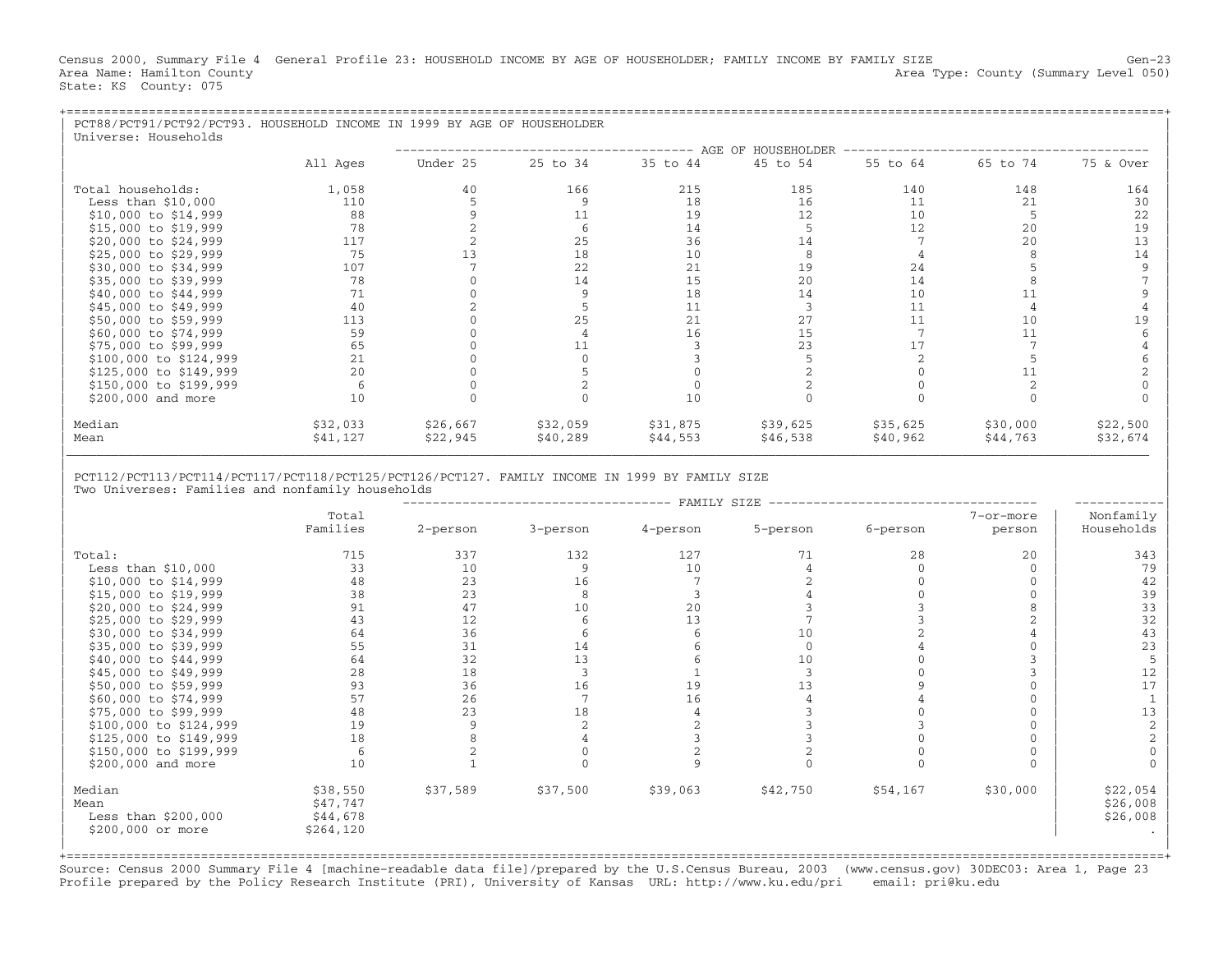Census 2000, Summary File 4 General Profile 23: HOUSEHOLD INCOME BY AGE OF HOUSEHOLDER; FAMILY INCOME BY FAMILY SIZE Gen-23
Area Name: Hamilton County Area Type: County (Summary Level 050)
State: KS County: 075

## PCT88/PCT91/PCT92/PCT93. HOUSEHOLD INCOME IN 1999 BY AGE OF HOUSEHOLDER

Universe: Households

| | All Ages | AGE OF HOUSEHOLDER | | | | | | |
|---|---|---|---|---|---|---|---|---|
| | | Under 25 | 25 to 34 | 35 to 44 | 45 to 54 | 55 to 64 | 65 to 74 | 75 & Over |
| Total households: | 1,058 | 40 | 166 | 215 | 185 | 140 | 148 | 164 |
| Less than $10,000 | 110 | 5 | 9 | 18 | 16 | 11 | 21 | 30 |
| $10,000 to $14,999 | 88 | 9 | 11 | 19 | 12 | 10 | 5 | 22 |
| $15,000 to $19,999 | 78 | 2 | 6 | 14 | 5 | 12 | 20 | 19 |
| $20,000 to $24,999 | 117 | 2 | 25 | 36 | 14 | 7 | 20 | 13 |
| $25,000 to $29,999 | 75 | 13 | 18 | 10 | 8 | 4 | 8 | 14 |
| $30,000 to $34,999 | 107 | 7 | 22 | 21 | 19 | 24 | 5 | 9 |
| $35,000 to $39,999 | 78 | 0 | 14 | 15 | 20 | 14 | 8 | 7 |
| $40,000 to $44,999 | 71 | 0 | 9 | 18 | 14 | 10 | 11 | 9 |
| $45,000 to $49,999 | 40 | 2 | 5 | 11 | 3 | 11 | 4 | 4 |
| $50,000 to $59,999 | 113 | 0 | 25 | 21 | 27 | 11 | 10 | 19 |
| $60,000 to $74,999 | 59 | 0 | 4 | 16 | 15 | 7 | 11 | 6 |
| $75,000 to $99,999 | 65 | 0 | 11 | 3 | 23 | 17 | 7 | 4 |
| $100,000 to $124,999 | 21 | 0 | 0 | 3 | 5 | 2 | 5 | 6 |
| $125,000 to $149,999 | 20 | 0 | 5 | 0 | 2 | 0 | 11 | 2 |
| $150,000 to $199,999 | 6 | 0 | 2 | 0 | 2 | 0 | 2 | 0 |
| $200,000 and more | 10 | 0 | 0 | 10 | 0 | 0 | 0 | 0 |
| Median | $32,033 | $26,667 | $32,059 | $31,875 | $39,625 | $35,625 | $30,000 | $22,500 |
| Mean | $41,127 | $22,945 | $40,289 | $44,553 | $46,538 | $40,962 | $44,763 | $32,674 |

## PCT112/PCT113/PCT114/PCT117/PCT118/PCT125/PCT126/PCT127. FAMILY INCOME IN 1999 BY FAMILY SIZE

Two Universes: Families and nonfamily households

| | Total Families | FAMILY SIZE | | | | | | Nonfamily Households |
|---|---|---|---|---|---|---|---|---|
| | | 2-person | 3-person | 4-person | 5-person | 6-person | 7-or-more person | |
| Total: | 715 | 337 | 132 | 127 | 71 | 28 | 20 | 343 |
| Less than $10,000 | 33 | 10 | 9 | 10 | 4 | 0 | 0 | 79 |
| $10,000 to $14,999 | 48 | 23 | 16 | 7 | 2 | 0 | 0 | 42 |
| $15,000 to $19,999 | 38 | 23 | 8 | 3 | 4 | 0 | 0 | 39 |
| $20,000 to $24,999 | 91 | 47 | 10 | 20 | 3 | 3 | 8 | 33 |
| $25,000 to $29,999 | 43 | 12 | 6 | 13 | 7 | 3 | 2 | 32 |
| $30,000 to $34,999 | 64 | 36 | 6 | 6 | 10 | 2 | 4 | 43 |
| $35,000 to $39,999 | 55 | 31 | 14 | 6 | 0 | 4 | 0 | 23 |
| $40,000 to $44,999 | 64 | 32 | 13 | 6 | 10 | 0 | 3 | 5 |
| $45,000 to $49,999 | 28 | 18 | 3 | 1 | 3 | 0 | 3 | 12 |
| $50,000 to $59,999 | 93 | 36 | 16 | 19 | 13 | 9 | 0 | 17 |
| $60,000 to $74,999 | 57 | 26 | 7 | 16 | 4 | 4 | 0 | 1 |
| $75,000 to $99,999 | 48 | 23 | 18 | 4 | 3 | 0 | 0 | 13 |
| $100,000 to $124,999 | 19 | 9 | 2 | 2 | 3 | 3 | 0 | 2 |
| $125,000 to $149,999 | 18 | 8 | 4 | 3 | 3 | 0 | 0 | 2 |
| $150,000 to $199,999 | 6 | 2 | 0 | 2 | 2 | 0 | 0 | 0 |
| $200,000 and more | 10 | 1 | 0 | 9 | 0 | 0 | 0 | 0 |
| Median | $38,550 | $37,589 | $37,500 | $39,063 | $42,750 | $54,167 | $30,000 | $22,054 |
| Mean | $47,747 | | | | | | | $26,008 |
| Less than $200,000 | $44,678 | | | | | | | $26,008 |
| $200,000 or more | $264,120 | | | | | | | . |

Source: Census 2000 Summary File 4 [machine-readable data file]/prepared by the U.S.Census Bureau, 2003 (www.census.gov) 30DEC03: Area 1, Page 23
Profile prepared by the Policy Research Institute (PRI), University of Kansas URL: http://www.ku.edu/pri email: pri@ku.edu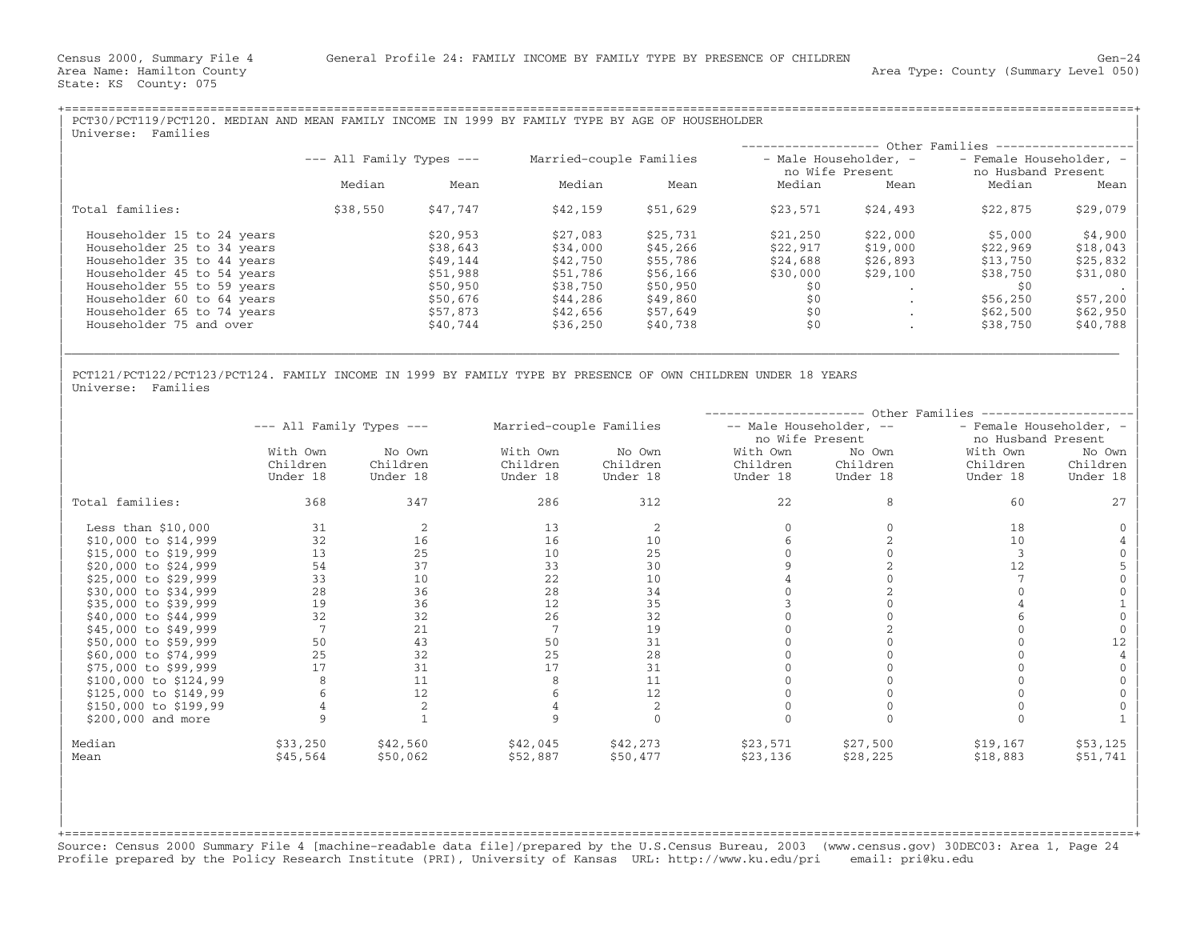Census 2000, Summary File 4 General Profile 24: FAMILY INCOME BY FAMILY TYPE BY PRESENCE OF CHILDREN Gen-24
Area Name: Hamilton County Area Type: County (Summary Level 050)
State: KS County: 075

## PCT30/PCT119/PCT120. MEDIAN AND MEAN FAMILY INCOME IN 1999 BY FAMILY TYPE BY AGE OF HOUSEHOLDER

Universe: Families

| | --- All Family Types --- | | Married-couple Families | | Other Families: Male Householder, no Wife Present | | Other Families: Female Householder, no Husband Present | |
|---|---|---|---|---|---|---|---|---|
| | Median | Mean | Median | Mean | Median | Mean | Median | Mean |
| Total families: | $38,550 | $47,747 | $42,159 | $51,629 | $23,571 | $24,493 | $22,875 | $29,079 |
| Householder 15 to 24 years | | $20,953 | $27,083 | $25,731 | $21,250 | $22,000 | $5,000 | $4,900 |
| Householder 25 to 34 years | | $38,643 | $34,000 | $45,266 | $22,917 | $19,000 | $22,969 | $18,043 |
| Householder 35 to 44 years | | $49,144 | $42,750 | $55,786 | $24,688 | $26,893 | $13,750 | $25,832 |
| Householder 45 to 54 years | | $51,988 | $51,786 | $56,166 | $30,000 | $29,100 | $38,750 | $31,080 |
| Householder 55 to 59 years | | $50,950 | $38,750 | $50,950 | $0 | . | $0 | . |
| Householder 60 to 64 years | | $50,676 | $44,286 | $49,860 | $0 | . | $56,250 | $57,200 |
| Householder 65 to 74 years | | $57,873 | $42,656 | $57,649 | $0 | . | $62,500 | $62,950 |
| Householder 75 and over | | $40,744 | $36,250 | $40,738 | $0 | . | $38,750 | $40,788 |

## PCT121/PCT122/PCT123/PCT124. FAMILY INCOME IN 1999 BY FAMILY TYPE BY PRESENCE OF OWN CHILDREN UNDER 18 YEARS

Universe: Families

| | --- All Family Types --- | | Married-couple Families | | Other Families: Male Householder, no Wife Present | | Other Families: Female Householder, no Husband Present | |
|---|---|---|---|---|---|---|---|---|
| | With Own Children Under 18 | No Own Children Under 18 | With Own Children Under 18 | No Own Children Under 18 | With Own Children Under 18 | No Own Children Under 18 | With Own Children Under 18 | No Own Children Under 18 |
| Total families: | 368 | 347 | 286 | 312 | 22 | 8 | 60 | 27 |
| Less than $10,000 | 31 | 2 | 13 | 2 | 0 | 0 | 18 | 0 |
| $10,000 to $14,999 | 32 | 16 | 16 | 10 | 6 | 2 | 10 | 4 |
| $15,000 to $19,999 | 13 | 25 | 10 | 25 | 0 | 0 | 3 | 0 |
| $20,000 to $24,999 | 54 | 37 | 33 | 30 | 9 | 2 | 12 | 5 |
| $25,000 to $29,999 | 33 | 10 | 22 | 10 | 4 | 0 | 7 | 0 |
| $30,000 to $34,999 | 28 | 36 | 28 | 34 | 0 | 2 | 0 | 0 |
| $35,000 to $39,999 | 19 | 36 | 12 | 35 | 3 | 0 | 4 | 1 |
| $40,000 to $44,999 | 32 | 32 | 26 | 32 | 0 | 0 | 6 | 0 |
| $45,000 to $49,999 | 7 | 21 | 7 | 19 | 0 | 2 | 0 | 0 |
| $50,000 to $59,999 | 50 | 43 | 50 | 31 | 0 | 0 | 0 | 12 |
| $60,000 to $74,999 | 25 | 32 | 25 | 28 | 0 | 0 | 0 | 4 |
| $75,000 to $99,999 | 17 | 31 | 17 | 31 | 0 | 0 | 0 | 0 |
| $100,000 to $124,99 | 8 | 11 | 8 | 11 | 0 | 0 | 0 | 0 |
| $125,000 to $149,99 | 6 | 12 | 6 | 12 | 0 | 0 | 0 | 0 |
| $150,000 to $199,99 | 4 | 2 | 4 | 2 | 0 | 0 | 0 | 0 |
| $200,000 and more | 9 | 1 | 9 | 0 | 0 | 0 | 0 | 1 |
| Median | $33,250 | $42,560 | $42,045 | $42,273 | $23,571 | $27,500 | $19,167 | $53,125 |
| Mean | $45,564 | $50,062 | $52,887 | $50,477 | $23,136 | $28,225 | $18,883 | $51,741 |

Source: Census 2000 Summary File 4 [machine-readable data file]/prepared by the U.S.Census Bureau, 2003 (www.census.gov) 30DEC03: Area 1, Page 24
Profile prepared by the Policy Research Institute (PRI), University of Kansas URL: http://www.ku.edu/pri email: pri@ku.edu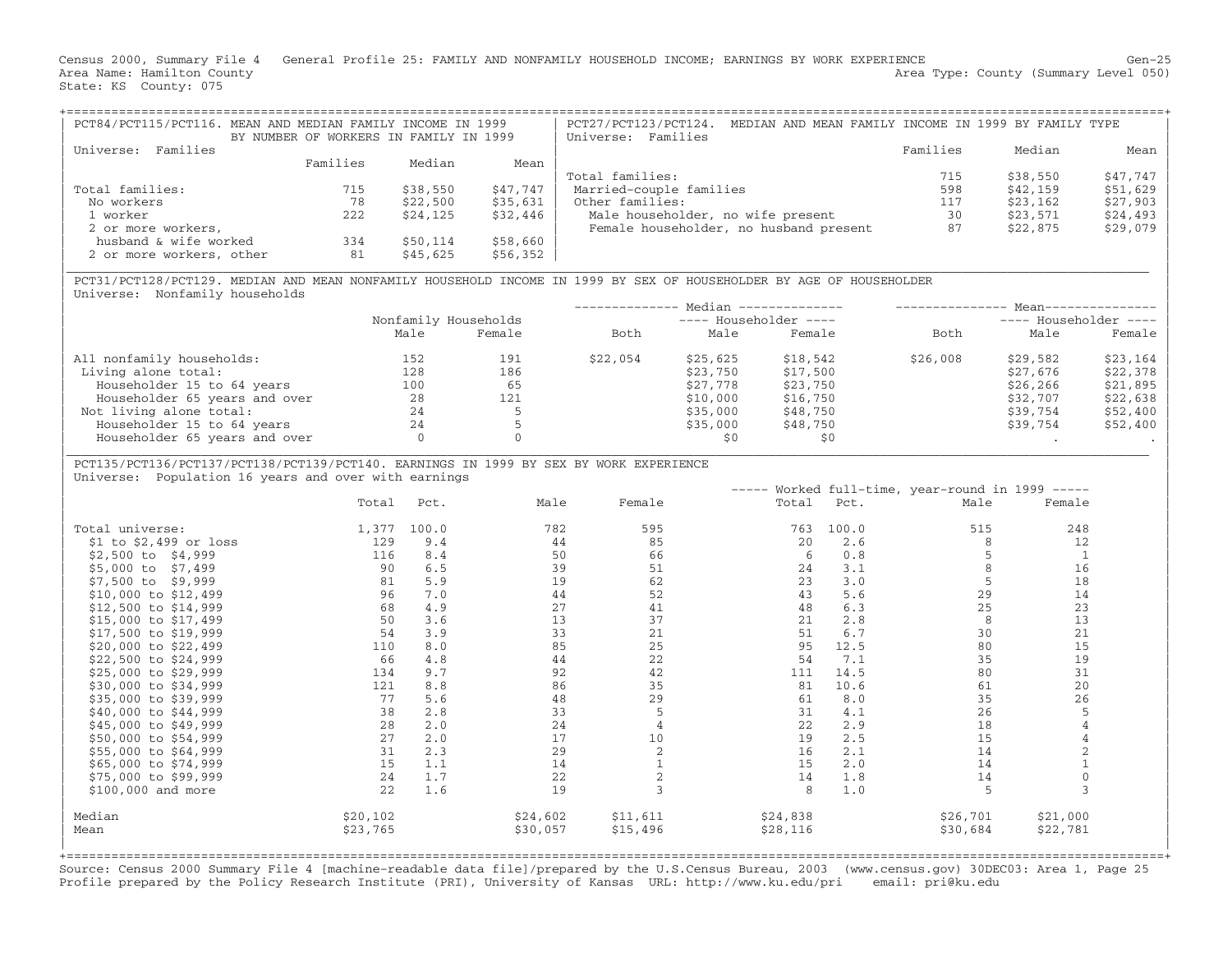Census 2000, Summary File 4 General Profile 25: FAMILY AND NONFAMILY HOUSEHOLD INCOME; EARNINGS BY WORK EXPERIENCE Gen-25
Area Name: Hamilton County Area Type: County (Summary Level 050)
State: KS County: 075

## PCT84/PCT115/PCT116. MEAN AND MEDIAN FAMILY INCOME IN 1999 BY NUMBER OF WORKERS IN FAMILY IN 1999

Universe: Families

| | Families | Median | Mean |
|---|---|---|---|
| Total families: | 715 | $38,550 | $47,747 |
| No workers | 78 | $22,500 | $35,631 |
| 1 worker | 222 | $24,125 | $32,446 |
| 2 or more workers, husband & wife worked | 334 | $50,114 | $58,660 |
| 2 or more workers, other | 81 | $45,625 | $56,352 |

## PCT27/PCT123/PCT124. MEDIAN AND MEAN FAMILY INCOME IN 1999 BY FAMILY TYPE

Universe: Families

| | Families | Median | Mean |
|---|---|---|---|
| Total families: | 715 | $38,550 | $47,747 |
| Married-couple families | 598 | $42,159 | $51,629 |
| Other families: | 117 | $23,162 | $27,903 |
| Male householder, no wife present | 30 | $23,571 | $24,493 |
| Female householder, no husband present | 87 | $22,875 | $29,079 |

## PCT31/PCT128/PCT129. MEDIAN AND MEAN NONFAMILY HOUSEHOLD INCOME IN 1999 BY SEX OF HOUSEHOLDER BY AGE OF HOUSEHOLDER

Universe: Nonfamily households

| | Nonfamily Households | | Median | | | Mean | | |
|---|---|---|---|---|---|---|---|---|
| | | | | Householder | | | Householder | |
| | Male | Female | Both | Male | Female | Both | Male | Female |
| All nonfamily households: | 152 | 191 | $22,054 | $25,625 | $18,542 | $26,008 | $29,582 | $23,164 |
| Living alone total: | 128 | 186 | | $23,750 | $17,500 | | $27,676 | $22,378 |
| Householder 15 to 64 years | 100 | 65 | | $27,778 | $23,750 | | $26,266 | $21,895 |
| Householder 65 years and over | 28 | 121 | | $10,000 | $16,750 | | $32,707 | $22,638 |
| Not living alone total: | 24 | 5 | | $35,000 | $48,750 | | $39,754 | $52,400 |
| Householder 15 to 64 years | 24 | 5 | | $35,000 | $48,750 | | $39,754 | $52,400 |
| Householder 65 years and over | 0 | 0 | | $0 | $0 | | . | . |

## PCT135/PCT136/PCT137/PCT138/PCT139/PCT140. EARNINGS IN 1999 BY SEX BY WORK EXPERIENCE

Universe: Population 16 years and over with earnings

| | | | | | Worked full-time, year-round in 1999 | | | |
|---|---|---|---|---|---|---|---|---|
| | Total | Pct. | Male | Female | Total | Pct. | Male | Female |
| Total universe: | 1,377 | 100.0 | 782 | 595 | 763 | 100.0 | 515 | 248 |
| $1 to $2,499 or loss | 129 | 9.4 | 44 | 85 | 20 | 2.6 | 8 | 12 |
| $2,500 to $4,999 | 116 | 8.4 | 50 | 66 | 6 | 0.8 | 5 | 1 |
| $5,000 to $7,499 | 90 | 6.5 | 39 | 51 | 24 | 3.1 | 8 | 16 |
| $7,500 to $9,999 | 81 | 5.9 | 19 | 62 | 23 | 3.0 | 5 | 18 |
| $10,000 to $12,499 | 96 | 7.0 | 44 | 52 | 43 | 5.6 | 29 | 14 |
| $12,500 to $14,999 | 68 | 4.9 | 27 | 41 | 48 | 6.3 | 25 | 23 |
| $15,000 to $17,499 | 50 | 3.6 | 13 | 37 | 21 | 2.8 | 8 | 13 |
| $17,500 to $19,999 | 54 | 3.9 | 33 | 21 | 51 | 6.7 | 30 | 21 |
| $20,000 to $22,499 | 110 | 8.0 | 85 | 25 | 95 | 12.5 | 80 | 15 |
| $22,500 to $24,999 | 66 | 4.8 | 44 | 22 | 54 | 7.1 | 35 | 19 |
| $25,000 to $29,999 | 134 | 9.7 | 92 | 42 | 111 | 14.5 | 80 | 31 |
| $30,000 to $34,999 | 121 | 8.8 | 86 | 35 | 81 | 10.6 | 61 | 20 |
| $35,000 to $39,999 | 77 | 5.6 | 48 | 29 | 61 | 8.0 | 35 | 26 |
| $40,000 to $44,999 | 38 | 2.8 | 33 | 5 | 31 | 4.1 | 26 | 5 |
| $45,000 to $49,999 | 28 | 2.0 | 24 | 4 | 22 | 2.9 | 18 | 4 |
| $50,000 to $54,999 | 27 | 2.0 | 17 | 10 | 19 | 2.5 | 15 | 4 |
| $55,000 to $64,999 | 31 | 2.3 | 29 | 2 | 16 | 2.1 | 14 | 2 |
| $65,000 to $74,999 | 15 | 1.1 | 14 | 1 | 15 | 2.0 | 14 | 1 |
| $75,000 to $99,999 | 24 | 1.7 | 22 | 2 | 14 | 1.8 | 14 | 0 |
| $100,000 and more | 22 | 1.6 | 19 | 3 | 8 | 1.0 | 5 | 3 |
| Median | $20,102 | | $24,602 | $11,611 | $24,838 | | $26,701 | $21,000 |
| Mean | $23,765 | | $30,057 | $15,496 | $28,116 | | $30,684 | $22,781 |

Source: Census 2000 Summary File 4 [machine-readable data file]/prepared by the U.S.Census Bureau, 2003 (www.census.gov) 30DEC03: Area 1, Page 25
Profile prepared by the Policy Research Institute (PRI), University of Kansas URL: http://www.ku.edu/pri email: pri@ku.edu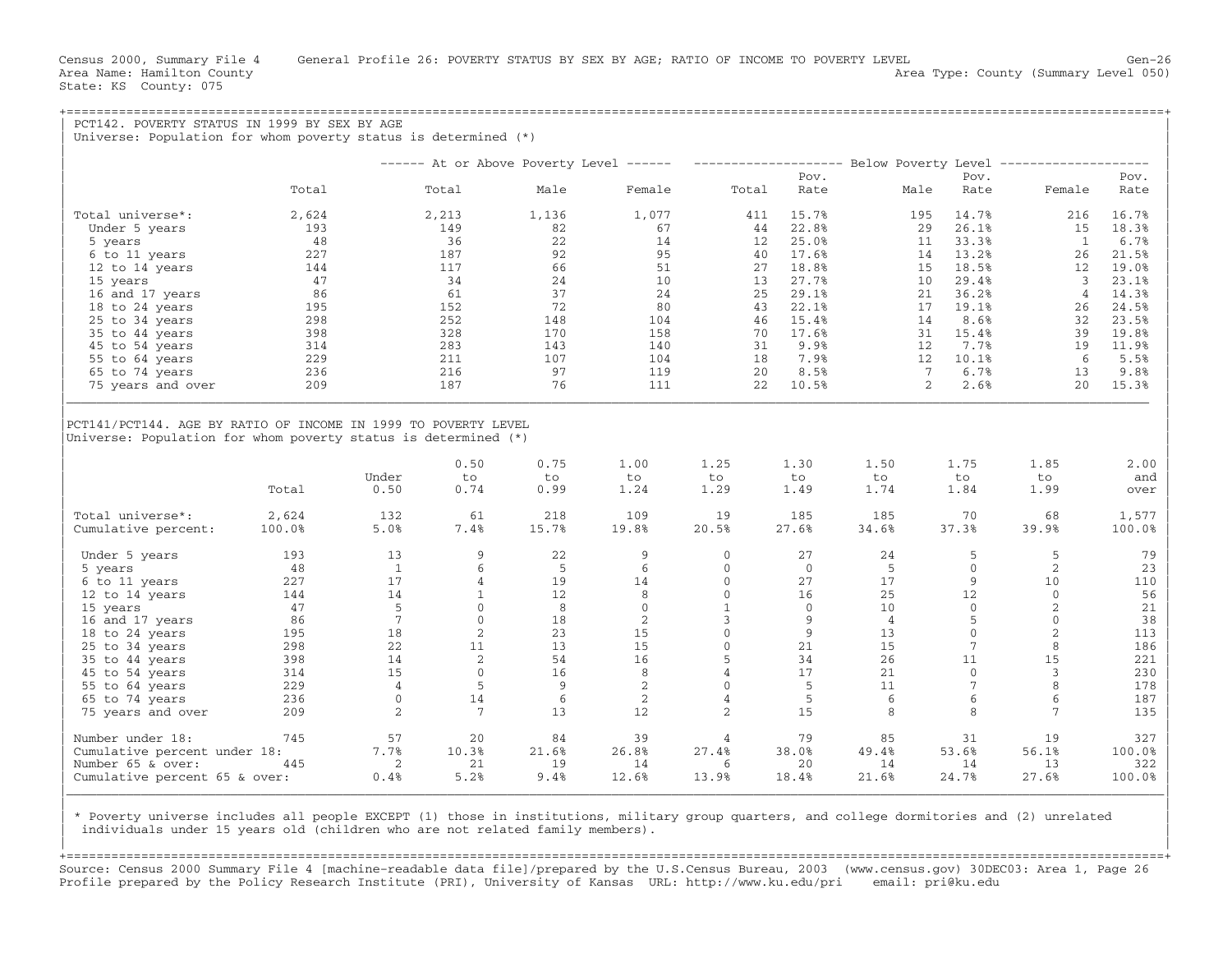Census 2000, Summary File 4 General Profile 26: POVERTY STATUS BY SEX BY AGE; RATIO OF INCOME TO POVERTY LEVEL Gen-26
Area Name: Hamilton County Area Type: County (Summary Level 050)
State: KS County: 075

## PCT142. POVERTY STATUS IN 1999 BY SEX BY AGE

Universe: Population for whom poverty status is determined (*)

| | | At or Above Poverty Level | | | Below Poverty Level | | | | | |
|---|---|---|---|---|---|---|---|---|---|---|
| | Total | Total | Male | Female | Total | Pov. Rate | Male | Pov. Rate | Female | Pov. Rate |
| Total universe*: | 2,624 | 2,213 | 1,136 | 1,077 | 411 | 15.7% | 195 | 14.7% | 216 | 16.7% |
| Under 5 years | 193 | 149 | 82 | 67 | 44 | 22.8% | 29 | 26.1% | 15 | 18.3% |
| 5 years | 48 | 36 | 22 | 14 | 12 | 25.0% | 11 | 33.3% | 1 | 6.7% |
| 6 to 11 years | 227 | 187 | 92 | 95 | 40 | 17.6% | 14 | 13.2% | 26 | 21.5% |
| 12 to 14 years | 144 | 117 | 66 | 51 | 27 | 18.8% | 15 | 18.5% | 12 | 19.0% |
| 15 years | 47 | 34 | 24 | 10 | 13 | 27.7% | 10 | 29.4% | 3 | 23.1% |
| 16 and 17 years | 86 | 61 | 37 | 24 | 25 | 29.1% | 21 | 36.2% | 4 | 14.3% |
| 18 to 24 years | 195 | 152 | 72 | 80 | 43 | 22.1% | 17 | 19.1% | 26 | 24.5% |
| 25 to 34 years | 298 | 252 | 148 | 104 | 46 | 15.4% | 14 | 8.6% | 32 | 23.5% |
| 35 to 44 years | 398 | 328 | 170 | 158 | 70 | 17.6% | 31 | 15.4% | 39 | 19.8% |
| 45 to 54 years | 314 | 283 | 143 | 140 | 31 | 9.9% | 12 | 7.7% | 19 | 11.9% |
| 55 to 64 years | 229 | 211 | 107 | 104 | 18 | 7.9% | 12 | 10.1% | 6 | 5.5% |
| 65 to 74 years | 236 | 216 | 97 | 119 | 20 | 8.5% | 7 | 6.7% | 13 | 9.8% |
| 75 years and over | 209 | 187 | 76 | 111 | 22 | 10.5% | 2 | 2.6% | 20 | 15.3% |

## PCT141/PCT144. AGE BY RATIO OF INCOME IN 1999 TO POVERTY LEVEL

Universe: Population for whom poverty status is determined (*)

| | Total | Under 0.50 | 0.50 to 0.74 | 0.75 to 0.99 | 1.00 to 1.24 | 1.25 to 1.29 | 1.30 to 1.49 | 1.50 to 1.74 | 1.75 to 1.84 | 1.85 to 1.99 | 2.00 and over |
|---|---|---|---|---|---|---|---|---|---|---|---|
| Total universe*: | 2,624 | 132 | 61 | 218 | 109 | 19 | 185 | 185 | 70 | 68 | 1,577 |
| Cumulative percent: | 100.0% | 5.0% | 7.4% | 15.7% | 19.8% | 20.5% | 27.6% | 34.6% | 37.3% | 39.9% | 100.0% |
| Under 5 years | 193 | 13 | 9 | 22 | 9 | 0 | 27 | 24 | 5 | 5 | 79 |
| 5 years | 48 | 1 | 6 | 5 | 6 | 0 | 0 | 5 | 0 | 2 | 23 |
| 6 to 11 years | 227 | 17 | 4 | 19 | 14 | 0 | 27 | 17 | 9 | 10 | 110 |
| 12 to 14 years | 144 | 14 | 1 | 12 | 8 | 0 | 16 | 25 | 12 | 0 | 56 |
| 15 years | 47 | 5 | 0 | 8 | 0 | 1 | 0 | 10 | 0 | 2 | 21 |
| 16 and 17 years | 86 | 7 | 0 | 18 | 2 | 3 | 9 | 4 | 5 | 0 | 38 |
| 18 to 24 years | 195 | 18 | 2 | 23 | 15 | 0 | 9 | 13 | 0 | 2 | 113 |
| 25 to 34 years | 298 | 22 | 11 | 13 | 15 | 0 | 21 | 15 | 7 | 8 | 186 |
| 35 to 44 years | 398 | 14 | 2 | 54 | 16 | 5 | 34 | 26 | 11 | 15 | 221 |
| 45 to 54 years | 314 | 15 | 0 | 16 | 8 | 4 | 17 | 21 | 0 | 3 | 230 |
| 55 to 64 years | 229 | 4 | 5 | 9 | 2 | 0 | 5 | 11 | 7 | 8 | 178 |
| 65 to 74 years | 236 | 0 | 14 | 6 | 2 | 4 | 5 | 6 | 6 | 6 | 187 |
| 75 years and over | 209 | 2 | 7 | 13 | 12 | 2 | 15 | 8 | 8 | 7 | 135 |
| Number under 18: | 745 | 57 | 20 | 84 | 39 | 4 | 79 | 85 | 31 | 19 | 327 |
| Cumulative percent under 18: | | 7.7% | 10.3% | 21.6% | 26.8% | 27.4% | 38.0% | 49.4% | 53.6% | 56.1% | 100.0% |
| Number 65 & over: | 445 | 2 | 21 | 19 | 14 | 6 | 20 | 14 | 14 | 13 | 322 |
| Cumulative percent 65 & over: | | 0.4% | 5.2% | 9.4% | 12.6% | 13.9% | 18.4% | 21.6% | 24.7% | 27.6% | 100.0% |

* Poverty universe includes all people EXCEPT (1) those in institutions, military group quarters, and college dormitories and (2) unrelated individuals under 15 years old (children who are not related family members).

Source: Census 2000 Summary File 4 [machine-readable data file]/prepared by the U.S.Census Bureau, 2003 (www.census.gov) 30DEC03: Area 1, Page 26
Profile prepared by the Policy Research Institute (PRI), University of Kansas URL: http://www.ku.edu/pri email: pri@ku.edu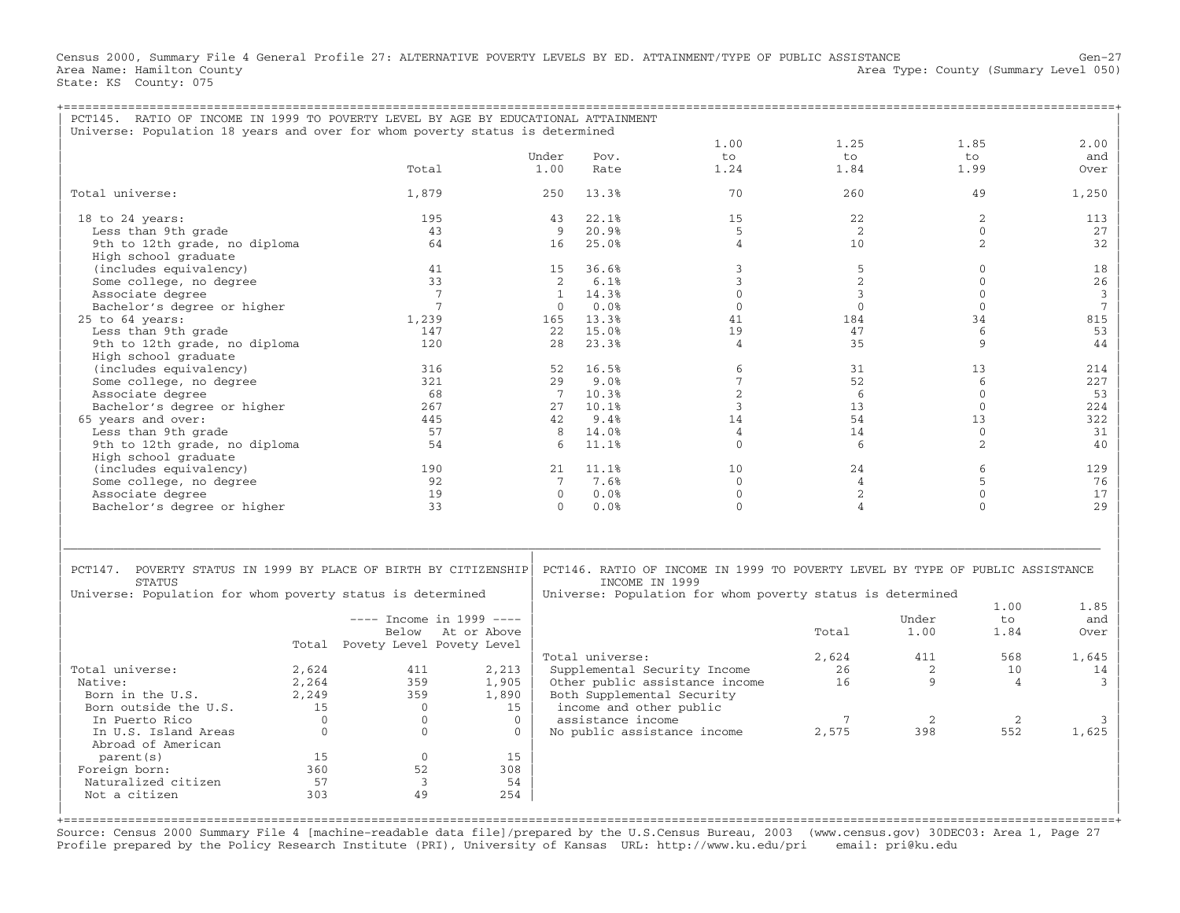Census 2000, Summary File 4 General Profile 27: ALTERNATIVE POVERTY LEVELS BY ED. ATTAINMENT/TYPE OF PUBLIC ASSISTANCE

Area Name: Hamilton County
State: KS County: 075

Gen-27
Area Type: County (Summary Level 050)

## PCT145. RATIO OF INCOME IN 1999 TO POVERTY LEVEL BY AGE BY EDUCATIONAL ATTAINMENT

Universe: Population 18 years and over for whom poverty status is determined

| | Total | Under 1.00 | Pov. Rate | 1.00 to 1.24 | 1.25 to 1.84 | 1.85 to 1.99 | 2.00 and Over |
|---|---|---|---|---|---|---|---|
| Total universe: | 1,879 | 250 | 13.3% | 70 | 260 | 49 | 1,250 |
| 18 to 24 years: | 195 | 43 | 22.1% | 15 | 22 | 2 | 113 |
| Less than 9th grade | 43 | 9 | 20.9% | 5 | 2 | 0 | 27 |
| 9th to 12th grade, no diploma | 64 | 16 | 25.0% | 4 | 10 | 2 | 32 |
| High school graduate (includes equivalency) | 41 | 15 | 36.6% | 3 | 5 | 0 | 18 |
| Some college, no degree | 33 | 2 | 6.1% | 3 | 2 | 0 | 26 |
| Associate degree | 7 | 1 | 14.3% | 0 | 3 | 0 | 3 |
| Bachelor's degree or higher | 7 | 0 | 0.0% | 0 | 0 | 0 | 7 |
| 25 to 64 years: | 1,239 | 165 | 13.3% | 41 | 184 | 34 | 815 |
| Less than 9th grade | 147 | 22 | 15.0% | 19 | 47 | 6 | 53 |
| 9th to 12th grade, no diploma | 120 | 28 | 23.3% | 4 | 35 | 9 | 44 |
| High school graduate (includes equivalency) | 316 | 52 | 16.5% | 6 | 31 | 13 | 214 |
| Some college, no degree | 321 | 29 | 9.0% | 7 | 52 | 6 | 227 |
| Associate degree | 68 | 7 | 10.3% | 2 | 6 | 0 | 53 |
| Bachelor's degree or higher | 267 | 27 | 10.1% | 3 | 13 | 0 | 224 |
| 65 years and over: | 445 | 42 | 9.4% | 14 | 54 | 13 | 322 |
| Less than 9th grade | 57 | 8 | 14.0% | 4 | 14 | 0 | 31 |
| 9th to 12th grade, no diploma | 54 | 6 | 11.1% | 0 | 6 | 2 | 40 |
| High school graduate (includes equivalency) | 190 | 21 | 11.1% | 10 | 24 | 6 | 129 |
| Some college, no degree | 92 | 7 | 7.6% | 0 | 4 | 5 | 76 |
| Associate degree | 19 | 0 | 0.0% | 0 | 2 | 0 | 17 |
| Bachelor's degree or higher | 33 | 0 | 0.0% | 0 | 4 | 0 | 29 |

## PCT147. POVERTY STATUS IN 1999 BY PLACE OF BIRTH BY CITIZENSHIP STATUS

Universe: Population for whom poverty status is determined

| | Total | ---- Income in 1999 ---- Below Povety Level | At or Above Povety Level |
|---|---|---|---|
| Total universe: | 2,624 | 411 | 2,213 |
| Native: | 2,264 | 359 | 1,905 |
| Born in the U.S. | 2,249 | 359 | 1,890 |
| Born outside the U.S. | 15 | 0 | 15 |
| In Puerto Rico | 0 | 0 | 0 |
| In U.S. Island Areas | 0 | 0 | 0 |
| Abroad of American parent(s) | 15 | 0 | 15 |
| Foreign born: | 360 | 52 | 308 |
| Naturalized citizen | 57 | 3 | 54 |
| Not a citizen | 303 | 49 | 254 |

## PCT146. RATIO OF INCOME IN 1999 TO POVERTY LEVEL BY TYPE OF PUBLIC ASSISTANCE INCOME IN 1999

Universe: Population for whom poverty status is determined

| | Total | Under 1.00 | 1.00 to 1.84 | 1.85 and Over |
|---|---|---|---|---|
| Total universe: | 2,624 | 411 | 568 | 1,645 |
| Supplemental Security Income | 26 | 2 | 10 | 14 |
| Other public assistance income | 16 | 9 | 4 | 3 |
| Both Supplemental Security income and other public assistance income | 7 | 2 | 2 | 3 |
| No public assistance income | 2,575 | 398 | 552 | 1,625 |

Source: Census 2000 Summary File 4 [machine-readable data file]/prepared by the U.S.Census Bureau, 2003 (www.census.gov) 30DEC03: Area 1, Page 27
Profile prepared by the Policy Research Institute (PRI), University of Kansas URL: http://www.ku.edu/pri email: pri@ku.edu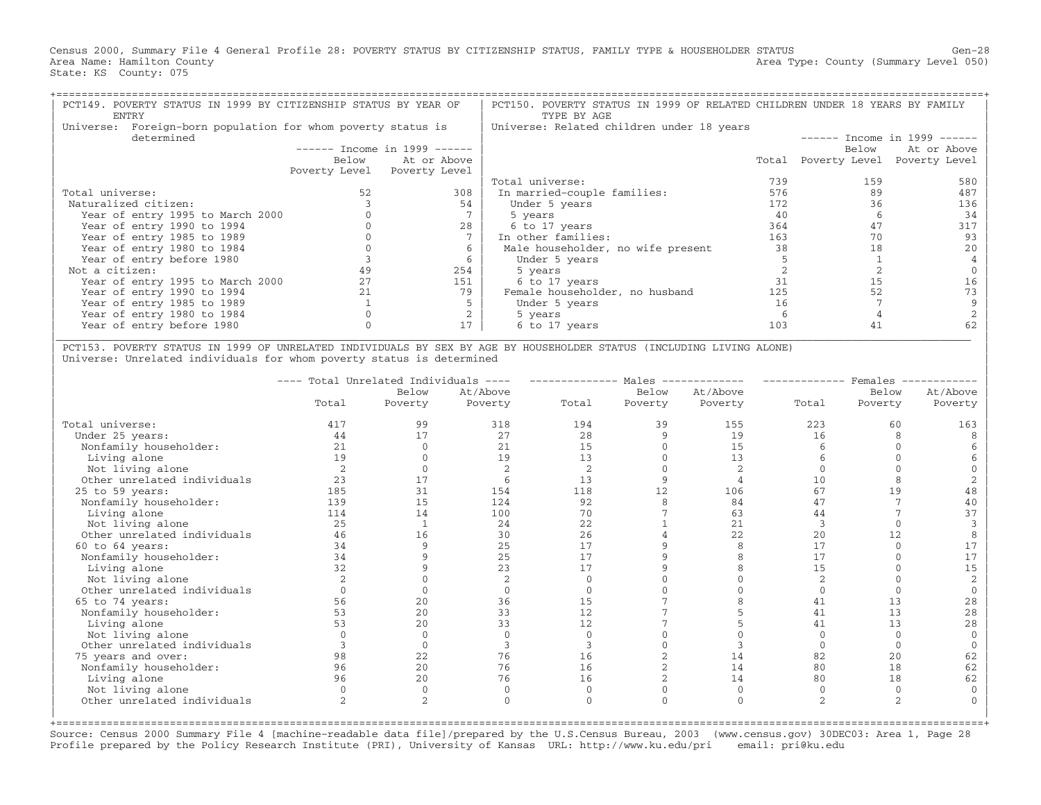Census 2000, Summary File 4 General Profile 28: POVERTY STATUS BY CITIZENSHIP STATUS, FAMILY TYPE & HOUSEHOLDER STATUS

Area Name: Hamilton County
State: KS County: 075

Gen-28
Area Type: County (Summary Level 050)

## PCT149. POVERTY STATUS IN 1999 BY CITIZENSHIP STATUS BY YEAR OF ENTRY

Universe: Foreign-born population for whom poverty status is determined

| | Income in 1999: Below Poverty Level | Income in 1999: At or Above Poverty Level |
|---|---|---|
| Total universe: | 52 | 308 |
| Naturalized citizen: | 3 | 54 |
| Year of entry 1995 to March 2000 | 0 | 7 |
| Year of entry 1990 to 1994 | 0 | 28 |
| Year of entry 1985 to 1989 | 0 | 7 |
| Year of entry 1980 to 1984 | 0 | 6 |
| Year of entry before 1980 | 3 | 6 |
| Not a citizen: | 49 | 254 |
| Year of entry 1995 to March 2000 | 27 | 151 |
| Year of entry 1990 to 1994 | 21 | 79 |
| Year of entry 1985 to 1989 | 1 | 5 |
| Year of entry 1980 to 1984 | 0 | 2 |
| Year of entry before 1980 | 0 | 17 |

## PCT150. POVERTY STATUS IN 1999 OF RELATED CHILDREN UNDER 18 YEARS BY FAMILY TYPE BY AGE

Universe: Related children under 18 years

| | Total | Income in 1999: Below Poverty Level | Income in 1999: At or Above Poverty Level |
|---|---|---|---|
| Total universe: | 739 | 159 | 580 |
| In married-couple families: | 576 | 89 | 487 |
| Under 5 years | 172 | 36 | 136 |
| 5 years | 40 | 6 | 34 |
| 6 to 17 years | 364 | 47 | 317 |
| In other families: | 163 | 70 | 93 |
| Male householder, no wife present | 38 | 18 | 20 |
| Under 5 years | 5 | 1 | 4 |
| 5 years | 2 | 2 | 0 |
| 6 to 17 years | 31 | 15 | 16 |
| Female householder, no husband | 125 | 52 | 73 |
| Under 5 years | 16 | 7 | 9 |
| 5 years | 6 | 4 | 2 |
| 6 to 17 years | 103 | 41 | 62 |

## PCT153. POVERTY STATUS IN 1999 OF UNRELATED INDIVIDUALS BY SEX BY AGE BY HOUSEHOLDER STATUS (INCLUDING LIVING ALONE)

Universe: Unrelated individuals for whom poverty status is determined

| | Total Unrelated Individuals: Total | Total Unrelated Individuals: Below Poverty | Total Unrelated Individuals: At/Above Poverty | Males: Total | Males: Below Poverty | Males: At/Above Poverty | Females: Total | Females: Below Poverty | Females: At/Above Poverty |
|---|---|---|---|---|---|---|---|---|---|
| Total universe: | 417 | 99 | 318 | 194 | 39 | 155 | 223 | 60 | 163 |
| Under 25 years: | 44 | 17 | 27 | 28 | 9 | 19 | 16 | 8 | 8 |
| Nonfamily householder: | 21 | 0 | 21 | 15 | 0 | 15 | 6 | 0 | 6 |
| Living alone | 19 | 0 | 19 | 13 | 0 | 13 | 6 | 0 | 6 |
| Not living alone | 2 | 0 | 2 | 2 | 0 | 2 | 0 | 0 | 0 |
| Other unrelated individuals | 23 | 17 | 6 | 13 | 9 | 4 | 10 | 8 | 2 |
| 25 to 59 years: | 185 | 31 | 154 | 118 | 12 | 106 | 67 | 19 | 48 |
| Nonfamily householder: | 139 | 15 | 124 | 92 | 8 | 84 | 47 | 7 | 40 |
| Living alone | 114 | 14 | 100 | 70 | 7 | 63 | 44 | 7 | 37 |
| Not living alone | 25 | 1 | 24 | 22 | 1 | 21 | 3 | 0 | 3 |
| Other unrelated individuals | 46 | 16 | 30 | 26 | 4 | 22 | 20 | 12 | 8 |
| 60 to 64 years: | 34 | 9 | 25 | 17 | 9 | 8 | 17 | 0 | 17 |
| Nonfamily householder: | 34 | 9 | 25 | 17 | 9 | 8 | 17 | 0 | 17 |
| Living alone | 32 | 9 | 23 | 17 | 9 | 8 | 15 | 0 | 15 |
| Not living alone | 2 | 0 | 2 | 0 | 0 | 0 | 2 | 0 | 2 |
| Other unrelated individuals | 0 | 0 | 0 | 0 | 0 | 0 | 0 | 0 | 0 |
| 65 to 74 years: | 56 | 20 | 36 | 15 | 7 | 8 | 41 | 13 | 28 |
| Nonfamily householder: | 53 | 20 | 33 | 12 | 7 | 5 | 41 | 13 | 28 |
| Living alone | 53 | 20 | 33 | 12 | 7 | 5 | 41 | 13 | 28 |
| Not living alone | 0 | 0 | 0 | 0 | 0 | 0 | 0 | 0 | 0 |
| Other unrelated individuals | 3 | 0 | 3 | 3 | 0 | 3 | 0 | 0 | 0 |
| 75 years and over: | 98 | 22 | 76 | 16 | 2 | 14 | 82 | 20 | 62 |
| Nonfamily householder: | 96 | 20 | 76 | 16 | 2 | 14 | 80 | 18 | 62 |
| Living alone | 96 | 20 | 76 | 16 | 2 | 14 | 80 | 18 | 62 |
| Not living alone | 0 | 0 | 0 | 0 | 0 | 0 | 0 | 0 | 0 |
| Other unrelated individuals | 2 | 2 | 0 | 0 | 0 | 0 | 2 | 2 | 0 |

Source: Census 2000 Summary File 4 [machine-readable data file]/prepared by the U.S.Census Bureau, 2003 (www.census.gov) 30DEC03: Area 1, Page 28
Profile prepared by the Policy Research Institute (PRI), University of Kansas URL: http://www.ku.edu/pri email: pri@ku.edu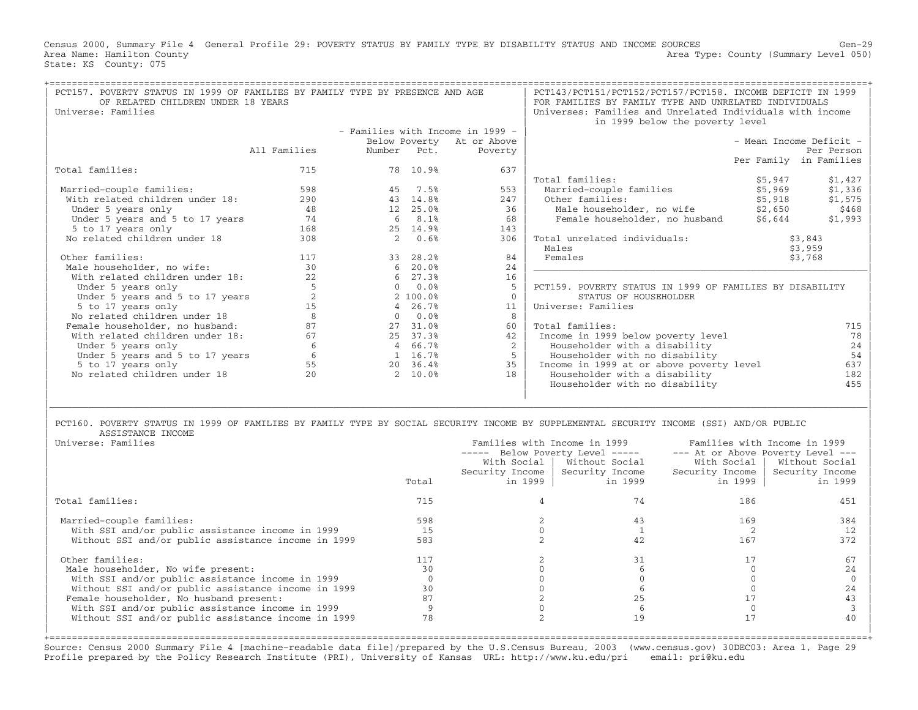Census 2000, Summary File 4 General Profile 29: POVERTY STATUS BY FAMILY TYPE BY DISABILITY STATUS AND INCOME SOURCES
Area Name: Hamilton County
State: KS County: 075
Area Type: County (Summary Level 050)

## PCT157. POVERTY STATUS IN 1999 OF FAMILIES BY FAMILY TYPE BY PRESENCE AND AGE OF RELATED CHILDREN UNDER 18 YEARS

Universe: Families

| | All Families | Families with Income in 1999 - Below Poverty Number | Below Poverty Pct. | At or Above Poverty |
|---|---|---|---|---|
| Total families: | 715 | 78 | 10.9% | 637 |
| Married-couple families: | 598 | 45 | 7.5% | 553 |
| With related children under 18: | 290 | 43 | 14.8% | 247 |
| Under 5 years only | 48 | 12 | 25.0% | 36 |
| Under 5 years and 5 to 17 years | 74 | 6 | 8.1% | 68 |
| 5 to 17 years only | 168 | 25 | 14.9% | 143 |
| No related children under 18 | 308 | 2 | 0.6% | 306 |
| Other families: | 117 | 33 | 28.2% | 84 |
| Male householder, no wife: | 30 | 6 | 20.0% | 24 |
| With related children under 18: | 22 | 6 | 27.3% | 16 |
| Under 5 years only | 5 | 0 | 0.0% | 5 |
| Under 5 years and 5 to 17 years | 2 | 2 | 100.0% | 0 |
| 5 to 17 years only | 15 | 4 | 26.7% | 11 |
| No related children under 18 | 8 | 0 | 0.0% | 8 |
| Female householder, no husband: | 87 | 27 | 31.0% | 60 |
| With related children under 18: | 67 | 25 | 37.3% | 42 |
| Under 5 years only | 6 | 4 | 66.7% | 2 |
| Under 5 years and 5 to 17 years | 6 | 1 | 16.7% | 5 |
| 5 to 17 years only | 55 | 20 | 36.4% | 35 |
| No related children under 18 | 20 | 2 | 10.0% | 18 |

## PCT143/PCT151/PCT152/PCT157/PCT158. INCOME DEFICIT IN 1999 FOR FAMILIES BY FAMILY TYPE AND UNRELATED INDIVIDUALS

Universes: Families and Unrelated Individuals with income in 1999 below the poverty level

| | Mean Income Deficit - Per Family | Mean Income Deficit - Per Person in Families |
|---|---|---|
| Total families: | $5,947 | $1,427 |
| Married-couple families | $5,969 | $1,336 |
| Other families: | $5,918 | $1,575 |
| Male householder, no wife | $2,650 | $468 |
| Female householder, no husband | $6,644 | $1,993 |
| Total unrelated individuals: | $3,843 | |
| Males | $3,959 | |
| Females | $3,768 | |

## PCT159. POVERTY STATUS IN 1999 OF FAMILIES BY DISABILITY STATUS OF HOUSEHOLDER

Universe: Families

| | |
|---|---|
| Total families: | 715 |
| Income in 1999 below poverty level | 78 |
| Householder with a disability | 24 |
| Householder with no disability | 54 |
| Income in 1999 at or above poverty level | 637 |
| Householder with a disability | 182 |
| Householder with no disability | 455 |

## PCT160. POVERTY STATUS IN 1999 OF FAMILIES BY FAMILY TYPE BY SOCIAL SECURITY INCOME BY SUPPLEMENTAL SECURITY INCOME (SSI) AND/OR PUBLIC ASSISTANCE INCOME

Universe: Families

| | Total | Below Poverty Level: With Social Security Income in 1999 | Below Poverty Level: Without Social Security Income in 1999 | At or Above Poverty Level: With Social Security Income in 1999 | At or Above Poverty Level: Without Social Security Income in 1999 |
|---|---|---|---|---|---|
| Total families: | 715 | 4 | 74 | 186 | 451 |
| Married-couple families: | 598 | 2 | 43 | 169 | 384 |
| With SSI and/or public assistance income in 1999 | 15 | 0 | 1 | 2 | 12 |
| Without SSI and/or public assistance income in 1999 | 583 | 2 | 42 | 167 | 372 |
| Other families: | 117 | 2 | 31 | 17 | 67 |
| Male householder, No wife present: | 30 | 0 | 6 | 0 | 24 |
| With SSI and/or public assistance income in 1999 | 0 | 0 | 0 | 0 | 0 |
| Without SSI and/or public assistance income in 1999 | 30 | 0 | 6 | 0 | 24 |
| Female householder, No husband present: | 87 | 2 | 25 | 17 | 43 |
| With SSI and/or public assistance income in 1999 | 9 | 0 | 6 | 0 | 3 |
| Without SSI and/or public assistance income in 1999 | 78 | 2 | 19 | 17 | 40 |

Source: Census 2000 Summary File 4 [machine-readable data file]/prepared by the U.S.Census Bureau, 2003 (www.census.gov) 30DEC03: Area 1, Page 29
Profile prepared by the Policy Research Institute (PRI), University of Kansas URL: http://www.ku.edu/pri email: pri@ku.edu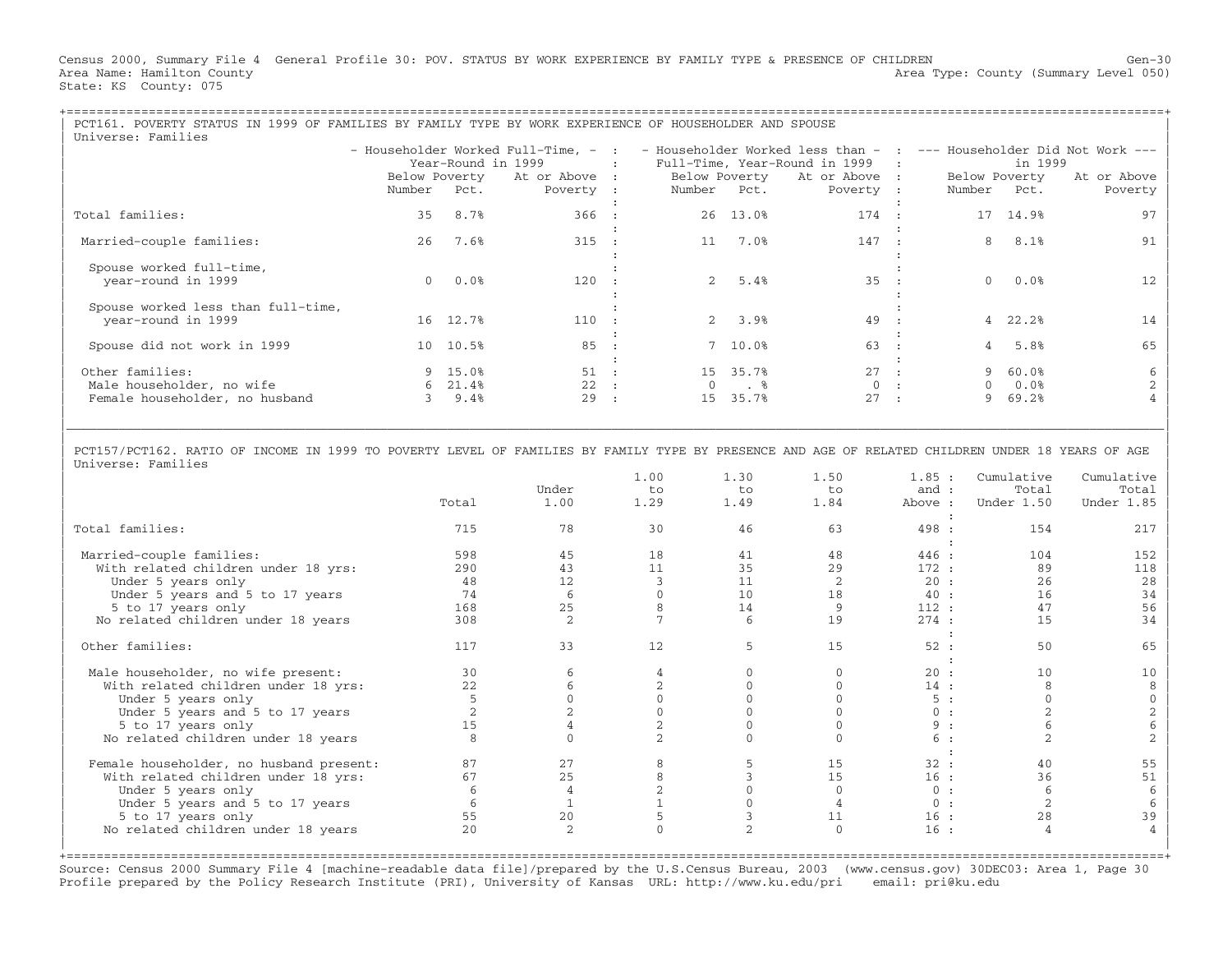Census 2000, Summary File 4 General Profile 30: POV. STATUS BY WORK EXPERIENCE BY FAMILY TYPE & PRESENCE OF CHILDREN Gen-30
Area Name: Hamilton County Area Type: County (Summary Level 050)
State: KS County: 075

## PCT161. POVERTY STATUS IN 1999 OF FAMILIES BY FAMILY TYPE BY WORK EXPERIENCE OF HOUSEHOLDER AND SPOUSE

Universe: Families

| | Householder Worked Full-Time, Year-Round in 1999 | | | Householder Worked less than Full-Time, Year-Round in 1999 | | | Householder Did Not Work in 1999 | | |
|---|---|---|---|---|---|---|---|---|---|
| | Below Poverty Number | Below Poverty Pct. | At or Above Poverty | Below Poverty Number | Below Poverty Pct. | At or Above Poverty | Below Poverty Number | Below Poverty Pct. | At or Above Poverty |
| Total families: | 35 | 8.7% | 366 | 26 | 13.0% | 174 | 17 | 14.9% | 97 |
| Married-couple families: | 26 | 7.6% | 315 | 11 | 7.0% | 147 | 8 | 8.1% | 91 |
| Spouse worked full-time, year-round in 1999 | 0 | 0.0% | 120 | 2 | 5.4% | 35 | 0 | 0.0% | 12 |
| Spouse worked less than full-time, year-round in 1999 | 16 | 12.7% | 110 | 2 | 3.9% | 49 | 4 | 22.2% | 14 |
| Spouse did not work in 1999 | 10 | 10.5% | 85 | 7 | 10.0% | 63 | 4 | 5.8% | 65 |
| Other families: | 9 | 15.0% | 51 | 15 | 35.7% | 27 | 9 | 60.0% | 6 |
| Male householder, no wife | 6 | 21.4% | 22 | 0 | . % | 0 | 0 | 0.0% | 2 |
| Female householder, no husband | 3 | 9.4% | 29 | 15 | 35.7% | 27 | 9 | 69.2% | 4 |

## PCT157/PCT162. RATIO OF INCOME IN 1999 TO POVERTY LEVEL OF FAMILIES BY FAMILY TYPE BY PRESENCE AND AGE OF RELATED CHILDREN UNDER 18 YEARS OF AGE

Universe: Families

| | Total | Under 1.00 | 1.00 to 1.29 | 1.30 to 1.49 | 1.50 to 1.84 | 1.85 and Above | Cumulative Total Under 1.50 | Cumulative Total Under 1.85 |
|---|---|---|---|---|---|---|---|---|
| Total families: | 715 | 78 | 30 | 46 | 63 | 498 | 154 | 217 |
| Married-couple families: | 598 | 45 | 18 | 41 | 48 | 446 | 104 | 152 |
| With related children under 18 yrs: | 290 | 43 | 11 | 35 | 29 | 172 | 89 | 118 |
| Under 5 years only | 48 | 12 | 3 | 11 | 2 | 20 | 26 | 28 |
| Under 5 years and 5 to 17 years | 74 | 6 | 0 | 10 | 18 | 40 | 16 | 34 |
| 5 to 17 years only | 168 | 25 | 8 | 14 | 9 | 112 | 47 | 56 |
| No related children under 18 years | 308 | 2 | 7 | 6 | 19 | 274 | 15 | 34 |
| Other families: | 117 | 33 | 12 | 5 | 15 | 52 | 50 | 65 |
| Male householder, no wife present: | 30 | 6 | 4 | 0 | 0 | 20 | 10 | 10 |
| With related children under 18 yrs: | 22 | 6 | 2 | 0 | 0 | 14 | 8 | 8 |
| Under 5 years only | 5 | 0 | 0 | 0 | 0 | 5 | 0 | 0 |
| Under 5 years and 5 to 17 years | 2 | 2 | 0 | 0 | 0 | 0 | 2 | 2 |
| 5 to 17 years only | 15 | 4 | 2 | 0 | 0 | 9 | 6 | 6 |
| No related children under 18 years | 8 | 0 | 2 | 0 | 0 | 6 | 2 | 2 |
| Female householder, no husband present: | 87 | 27 | 8 | 5 | 15 | 32 | 40 | 55 |
| With related children under 18 yrs: | 67 | 25 | 8 | 3 | 15 | 16 | 36 | 51 |
| Under 5 years only | 6 | 4 | 2 | 0 | 0 | 0 | 6 | 6 |
| Under 5 years and 5 to 17 years | 6 | 1 | 1 | 0 | 4 | 0 | 2 | 6 |
| 5 to 17 years only | 55 | 20 | 5 | 3 | 11 | 16 | 28 | 39 |
| No related children under 18 years | 20 | 2 | 0 | 2 | 0 | 16 | 4 | 4 |

Source: Census 2000 Summary File 4 [machine-readable data file]/prepared by the U.S.Census Bureau, 2003 (www.census.gov) 30DEC03: Area 1, Page 30
Profile prepared by the Policy Research Institute (PRI), University of Kansas URL: http://www.ku.edu/pri email: pri@ku.edu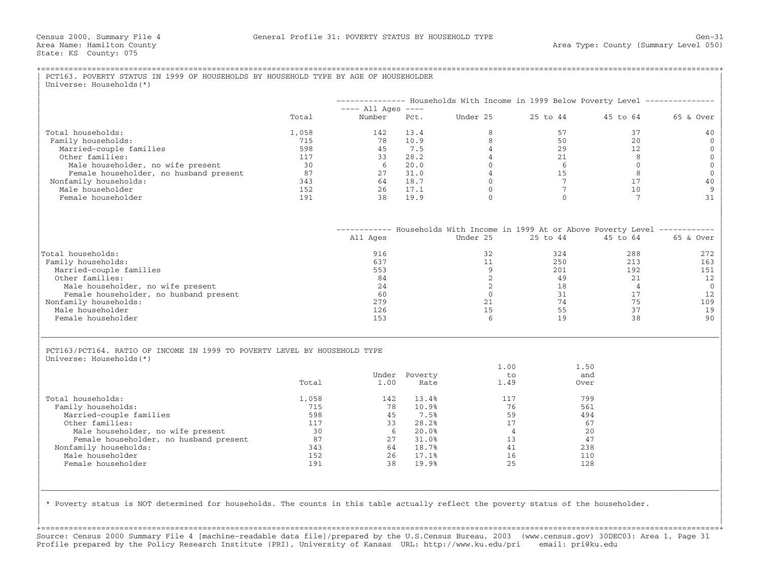Census 2000, Summary File 4 — General Profile 31: POVERTY STATUS BY HOUSEHOLD TYPE — Gen-31

Area Name: Hamilton County — Area Type: County (Summary Level 050)

State: KS County: 075

## PCT163. POVERTY STATUS IN 1999 OF HOUSEHOLDS BY HOUSEHOLD TYPE BY AGE OF HOUSEHOLDER

Universe: Households(*)

| | | Households With Income in 1999 Below Poverty Level | | | | | |
|---|---|---|---|---|---|---|---|
| | | All Ages | | | | | |
| | Total | Number | Pct. | Under 25 | 25 to 44 | 45 to 64 | 65 & Over |
| Total households: | 1,058 | 142 | 13.4 | 8 | 57 | 37 | 40 |
| Family households: | 715 | 78 | 10.9 | 8 | 50 | 20 | 0 |
| Married-couple families | 598 | 45 | 7.5 | 4 | 29 | 12 | 0 |
| Other families: | 117 | 33 | 28.2 | 4 | 21 | 8 | 0 |
| Male householder, no wife present | 30 | 6 | 20.0 | 0 | 6 | 0 | 0 |
| Female householder, no husband present | 87 | 27 | 31.0 | 4 | 15 | 8 | 0 |
| Nonfamily households: | 343 | 64 | 18.7 | 0 | 7 | 17 | 40 |
| Male householder | 152 | 26 | 17.1 | 0 | 7 | 10 | 9 |
| Female householder | 191 | 38 | 19.9 | 0 | 0 | 7 | 31 |

| | Households With Income in 1999 At or Above Poverty Level | | | | |
|---|---|---|---|---|---|
| | All Ages | Under 25 | 25 to 44 | 45 to 64 | 65 & Over |
| Total households: | 916 | 32 | 324 | 288 | 272 |
| Family households: | 637 | 11 | 250 | 213 | 163 |
| Married-couple families | 553 | 9 | 201 | 192 | 151 |
| Other families: | 84 | 2 | 49 | 21 | 12 |
| Male householder, no wife present | 24 | 2 | 18 | 4 | 0 |
| Female householder, no husband present | 60 | 0 | 31 | 17 | 12 |
| Nonfamily households: | 279 | 21 | 74 | 75 | 109 |
| Male householder | 126 | 15 | 55 | 37 | 19 |
| Female householder | 153 | 6 | 19 | 38 | 90 |

## PCT163/PCT164. RATIO OF INCOME IN 1999 TO POVERTY LEVEL BY HOUSEHOLD TYPE

Universe: Households(*)

| | Total | Under 1.00 | Poverty Rate | 1.00 to 1.49 | 1.50 and Over |
|---|---|---|---|---|---|
| Total households: | 1,058 | 142 | 13.4% | 117 | 799 |
| Family households: | 715 | 78 | 10.9% | 76 | 561 |
| Married-couple families | 598 | 45 | 7.5% | 59 | 494 |
| Other families: | 117 | 33 | 28.2% | 17 | 67 |
| Male householder, no wife present | 30 | 6 | 20.0% | 4 | 20 |
| Female householder, no husband present | 87 | 27 | 31.0% | 13 | 47 |
| Nonfamily households: | 343 | 64 | 18.7% | 41 | 238 |
| Male householder | 152 | 26 | 17.1% | 16 | 110 |
| Female householder | 191 | 38 | 19.9% | 25 | 128 |

* Poverty status is NOT determined for households. The counts in this table actually reflect the poverty status of the householder.

Source: Census 2000 Summary File 4 [machine-readable data file]/prepared by the U.S.Census Bureau, 2003 (www.census.gov) 30DEC03: Area 1, Page 31
Profile prepared by the Policy Research Institute (PRI), University of Kansas URL: http://www.ku.edu/pri email: pri@ku.edu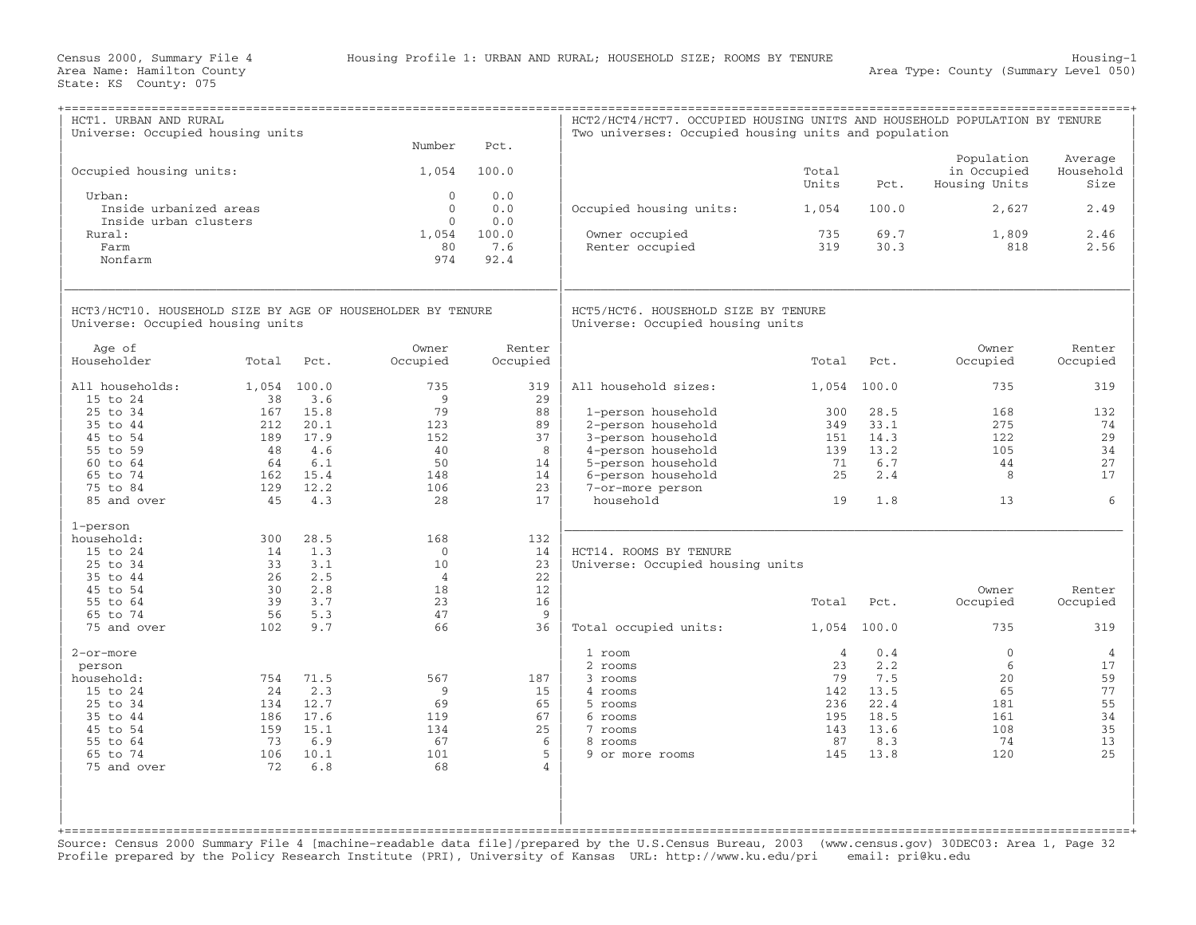Census 2000, Summary File 4 — Housing Profile 1: URBAN AND RURAL; HOUSEHOLD SIZE; ROOMS BY TENURE — Housing-1

Area Name: Hamilton County — Area Type: County (Summary Level 050)

State: KS County: 075

## HCT1. URBAN AND RURAL

Universe: Occupied housing units

| | Number | Pct. |
|---|---|---|
| Occupied housing units: | 1,054 | 100.0 |
| Urban: | 0 | 0.0 |
| Inside urbanized areas | 0 | 0.0 |
| Inside urban clusters | 0 | 0.0 |
| Rural: | 1,054 | 100.0 |
| Farm | 80 | 7.6 |
| Nonfarm | 974 | 92.4 |

## HCT2/HCT4/HCT7. OCCUPIED HOUSING UNITS AND HOUSEHOLD POPULATION BY TENURE

Two universes: Occupied housing units and population

| | Total Units | Pct. | Population in Occupied Housing Units | Average Household Size |
|---|---|---|---|---|
| Occupied housing units: | 1,054 | 100.0 | 2,627 | 2.49 |
| Owner occupied | 735 | 69.7 | 1,809 | 2.46 |
| Renter occupied | 319 | 30.3 | 818 | 2.56 |

## HCT3/HCT10. HOUSEHOLD SIZE BY AGE OF HOUSEHOLDER BY TENURE

Universe: Occupied housing units

| Age of Householder | Total | Pct. | Owner Occupied | Renter Occupied |
|---|---|---|---|---|
| All households: | 1,054 | 100.0 | 735 | 319 |
| 15 to 24 | 38 | 3.6 | 9 | 29 |
| 25 to 34 | 167 | 15.8 | 79 | 88 |
| 35 to 44 | 212 | 20.1 | 123 | 89 |
| 45 to 54 | 189 | 17.9 | 152 | 37 |
| 55 to 59 | 48 | 4.6 | 40 | 8 |
| 60 to 64 | 64 | 6.1 | 50 | 14 |
| 65 to 74 | 162 | 15.4 | 148 | 14 |
| 75 to 84 | 129 | 12.2 | 106 | 23 |
| 85 and over | 45 | 4.3 | 28 | 17 |
| 1-person household: | 300 | 28.5 | 168 | 132 |
| 15 to 24 | 14 | 1.3 | 0 | 14 |
| 25 to 34 | 33 | 3.1 | 10 | 23 |
| 35 to 44 | 26 | 2.5 | 4 | 22 |
| 45 to 54 | 30 | 2.8 | 18 | 12 |
| 55 to 64 | 39 | 3.7 | 23 | 16 |
| 65 to 74 | 56 | 5.3 | 47 | 9 |
| 75 and over | 102 | 9.7 | 66 | 36 |
| 2-or-more person household: | 754 | 71.5 | 567 | 187 |
| 15 to 24 | 24 | 2.3 | 9 | 15 |
| 25 to 34 | 134 | 12.7 | 69 | 65 |
| 35 to 44 | 186 | 17.6 | 119 | 67 |
| 45 to 54 | 159 | 15.1 | 134 | 25 |
| 55 to 64 | 73 | 6.9 | 67 | 6 |
| 65 to 74 | 106 | 10.1 | 101 | 5 |
| 75 and over | 72 | 6.8 | 68 | 4 |

## HCT5/HCT6. HOUSEHOLD SIZE BY TENURE

Universe: Occupied housing units

| | Total | Pct. | Owner Occupied | Renter Occupied |
|---|---|---|---|---|
| All household sizes: | 1,054 | 100.0 | 735 | 319 |
| 1-person household | 300 | 28.5 | 168 | 132 |
| 2-person household | 349 | 33.1 | 275 | 74 |
| 3-person household | 151 | 14.3 | 122 | 29 |
| 4-person household | 139 | 13.2 | 105 | 34 |
| 5-person household | 71 | 6.7 | 44 | 27 |
| 6-person household | 25 | 2.4 | 8 | 17 |
| 7-or-more person household | 19 | 1.8 | 13 | 6 |

## HCT14. ROOMS BY TENURE

Universe: Occupied housing units

| | Total | Pct. | Owner Occupied | Renter Occupied |
|---|---|---|---|---|
| Total occupied units: | 1,054 | 100.0 | 735 | 319 |
| 1 room | 4 | 0.4 | 0 | 4 |
| 2 rooms | 23 | 2.2 | 6 | 17 |
| 3 rooms | 79 | 7.5 | 20 | 59 |
| 4 rooms | 142 | 13.5 | 65 | 77 |
| 5 rooms | 236 | 22.4 | 181 | 55 |
| 6 rooms | 195 | 18.5 | 161 | 34 |
| 7 rooms | 143 | 13.6 | 108 | 35 |
| 8 rooms | 87 | 8.3 | 74 | 13 |
| 9 or more rooms | 145 | 13.8 | 120 | 25 |

Source: Census 2000 Summary File 4 [machine-readable data file]/prepared by the U.S.Census Bureau, 2003 (www.census.gov) 30DEC03: Area 1, Page 32

Profile prepared by the Policy Research Institute (PRI), University of Kansas URL: http://www.ku.edu/pri email: pri@ku.edu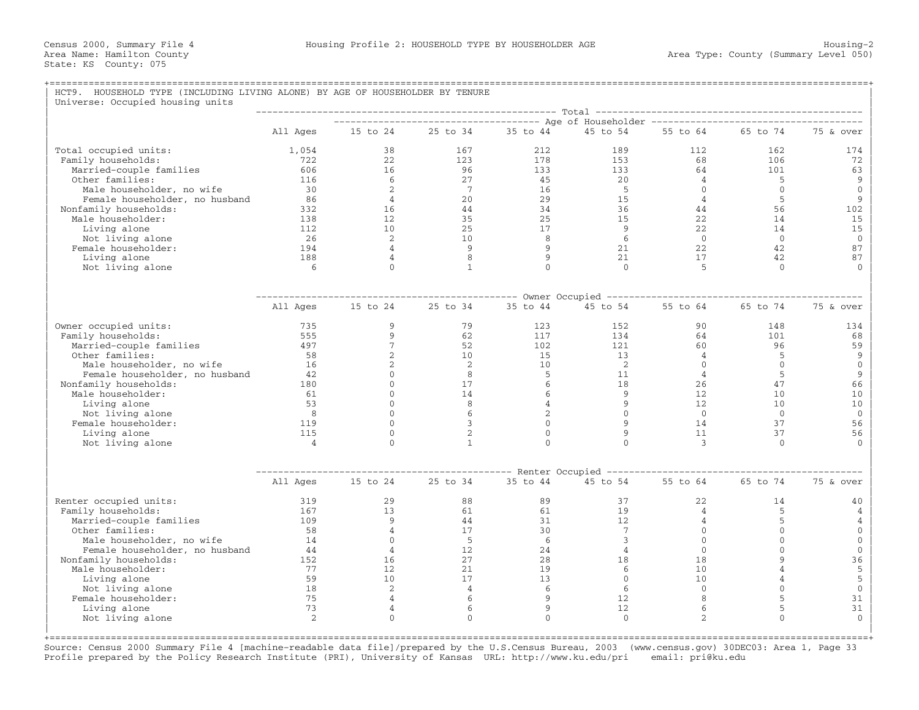Census 2000, Summary File 4    Housing Profile 2: HOUSEHOLD TYPE BY HOUSEHOLDER AGE    Housing-2
Area Name: Hamilton County    Area Type: County (Summary Level 050)
State: KS County: 075

## HCT9. HOUSEHOLD TYPE (INCLUDING LIVING ALONE) BY AGE OF HOUSEHOLDER BY TENURE

Universe: Occupied housing units

| Total | All Ages | 15 to 24 | 25 to 34 | 35 to 44 | 45 to 54 | 55 to 64 | 65 to 74 | 75 & over |
|---|---|---|---|---|---|---|---|---|
| Total occupied units: | 1,054 | 38 | 167 | 212 | 189 | 112 | 162 | 174 |
| Family households: | 722 | 22 | 123 | 178 | 153 | 68 | 106 | 72 |
| Married-couple families | 606 | 16 | 96 | 133 | 133 | 64 | 101 | 63 |
| Other families: | 116 | 6 | 27 | 45 | 20 | 4 | 5 | 9 |
| Male householder, no wife | 30 | 2 | 7 | 16 | 5 | 0 | 0 | 0 |
| Female householder, no husband | 86 | 4 | 20 | 29 | 15 | 4 | 5 | 9 |
| Nonfamily households: | 332 | 16 | 44 | 34 | 36 | 44 | 56 | 102 |
| Male householder: | 138 | 12 | 35 | 25 | 15 | 22 | 14 | 15 |
| Living alone | 112 | 10 | 25 | 17 | 9 | 22 | 14 | 15 |
| Not living alone | 26 | 2 | 10 | 8 | 6 | 0 | 0 | 0 |
| Female householder: | 194 | 4 | 9 | 9 | 21 | 22 | 42 | 87 |
| Living alone | 188 | 4 | 8 | 9 | 21 | 17 | 42 | 87 |
| Not living alone | 6 | 0 | 1 | 0 | 0 | 5 | 0 | 0 |

| Owner Occupied | All Ages | 15 to 24 | 25 to 34 | 35 to 44 | 45 to 54 | 55 to 64 | 65 to 74 | 75 & over |
|---|---|---|---|---|---|---|---|---|
| Owner occupied units: | 735 | 9 | 79 | 123 | 152 | 90 | 148 | 134 |
| Family households: | 555 | 9 | 62 | 117 | 134 | 64 | 101 | 68 |
| Married-couple families | 497 | 7 | 52 | 102 | 121 | 60 | 96 | 59 |
| Other families: | 58 | 2 | 10 | 15 | 13 | 4 | 5 | 9 |
| Male householder, no wife | 16 | 2 | 2 | 10 | 2 | 0 | 0 | 0 |
| Female householder, no husband | 42 | 0 | 8 | 5 | 11 | 4 | 5 | 9 |
| Nonfamily households: | 180 | 0 | 17 | 6 | 18 | 26 | 47 | 66 |
| Male householder: | 61 | 0 | 14 | 6 | 9 | 12 | 10 | 10 |
| Living alone | 53 | 0 | 8 | 4 | 9 | 12 | 10 | 10 |
| Not living alone | 8 | 0 | 6 | 2 | 0 | 0 | 0 | 0 |
| Female householder: | 119 | 0 | 3 | 0 | 9 | 14 | 37 | 56 |
| Living alone | 115 | 0 | 2 | 0 | 9 | 11 | 37 | 56 |
| Not living alone | 4 | 0 | 1 | 0 | 0 | 3 | 0 | 0 |

| Renter Occupied | All Ages | 15 to 24 | 25 to 34 | 35 to 44 | 45 to 54 | 55 to 64 | 65 to 74 | 75 & over |
|---|---|---|---|---|---|---|---|---|
| Renter occupied units: | 319 | 29 | 88 | 89 | 37 | 22 | 14 | 40 |
| Family households: | 167 | 13 | 61 | 61 | 19 | 4 | 5 | 4 |
| Married-couple families | 109 | 9 | 44 | 31 | 12 | 4 | 5 | 4 |
| Other families: | 58 | 4 | 17 | 30 | 7 | 0 | 0 | 0 |
| Male householder, no wife | 14 | 0 | 5 | 6 | 3 | 0 | 0 | 0 |
| Female householder, no husband | 44 | 4 | 12 | 24 | 4 | 0 | 0 | 0 |
| Nonfamily households: | 152 | 16 | 27 | 28 | 18 | 18 | 9 | 36 |
| Male householder: | 77 | 12 | 21 | 19 | 6 | 10 | 4 | 5 |
| Living alone | 59 | 10 | 17 | 13 | 0 | 10 | 4 | 5 |
| Not living alone | 18 | 2 | 4 | 6 | 6 | 0 | 0 | 0 |
| Female householder: | 75 | 4 | 6 | 9 | 12 | 8 | 5 | 31 |
| Living alone | 73 | 4 | 6 | 9 | 12 | 6 | 5 | 31 |
| Not living alone | 2 | 0 | 0 | 0 | 0 | 2 | 0 | 0 |

Source: Census 2000 Summary File 4 [machine-readable data file]/prepared by the U.S.Census Bureau, 2003 (www.census.gov) 30DEC03: Area 1, Page 33
Profile prepared by the Policy Research Institute (PRI), University of Kansas URL: http://www.ku.edu/pri email: pri@ku.edu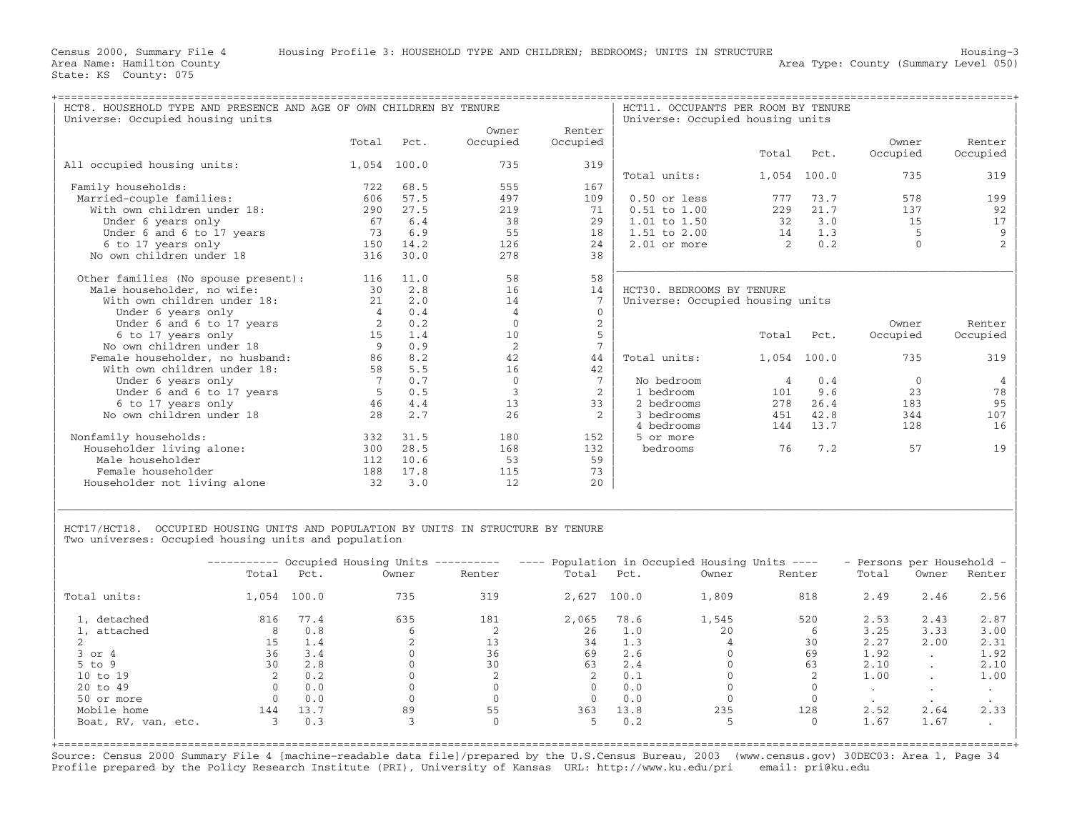Census 2000, Summary File 4 Housing Profile 3: HOUSEHOLD TYPE AND CHILDREN; BEDROOMS; UNITS IN STRUCTURE Housing-3
Area Name: Hamilton County Area Type: County (Summary Level 050)
State: KS County: 075

## HCT8. HOUSEHOLD TYPE AND PRESENCE AND AGE OF OWN CHILDREN BY TENURE

Universe: Occupied housing units

| | Total | Pct. | Owner Occupied | Renter Occupied |
|---|---|---|---|---|
| All occupied housing units: | 1,054 | 100.0 | 735 | 319 |
| Family households: | 722 | 68.5 | 555 | 167 |
| Married-couple families: | 606 | 57.5 | 497 | 109 |
| With own children under 18: | 290 | 27.5 | 219 | 71 |
| Under 6 years only | 67 | 6.4 | 38 | 29 |
| Under 6 and 6 to 17 years | 73 | 6.9 | 55 | 18 |
| 6 to 17 years only | 150 | 14.2 | 126 | 24 |
| No own children under 18 | 316 | 30.0 | 278 | 38 |
| Other families (No spouse present): | 116 | 11.0 | 58 | 58 |
| Male householder, no wife: | 30 | 2.8 | 16 | 14 |
| With own children under 18: | 21 | 2.0 | 14 | 7 |
| Under 6 years only | 4 | 0.4 | 4 | 0 |
| Under 6 and 6 to 17 years | 2 | 0.2 | 0 | 2 |
| 6 to 17 years only | 15 | 1.4 | 10 | 5 |
| No own children under 18 | 9 | 0.9 | 2 | 7 |
| Female householder, no husband: | 86 | 8.2 | 42 | 44 |
| With own children under 18: | 58 | 5.5 | 16 | 42 |
| Under 6 years only | 7 | 0.7 | 0 | 7 |
| Under 6 and 6 to 17 years | 5 | 0.5 | 3 | 2 |
| 6 to 17 years only | 46 | 4.4 | 13 | 33 |
| No own children under 18 | 28 | 2.7 | 26 | 2 |
| Nonfamily households: | 332 | 31.5 | 180 | 152 |
| Householder living alone: | 300 | 28.5 | 168 | 132 |
| Male householder | 112 | 10.6 | 53 | 59 |
| Female householder | 188 | 17.8 | 115 | 73 |
| Householder not living alone | 32 | 3.0 | 12 | 20 |

## HCT11. OCCUPANTS PER ROOM BY TENURE

Universe: Occupied housing units

| | Total | Pct. | Owner Occupied | Renter Occupied |
|---|---|---|---|---|
| Total units: | 1,054 | 100.0 | 735 | 319 |
| 0.50 or less | 777 | 73.7 | 578 | 199 |
| 0.51 to 1.00 | 229 | 21.7 | 137 | 92 |
| 1.01 to 1.50 | 32 | 3.0 | 15 | 17 |
| 1.51 to 2.00 | 14 | 1.3 | 5 | 9 |
| 2.01 or more | 2 | 0.2 | 0 | 2 |

## HCT30. BEDROOMS BY TENURE

Universe: Occupied housing units

| | Total | Pct. | Owner Occupied | Renter Occupied |
|---|---|---|---|---|
| Total units: | 1,054 | 100.0 | 735 | 319 |
| No bedroom | 4 | 0.4 | 0 | 4 |
| 1 bedroom | 101 | 9.6 | 23 | 78 |
| 2 bedrooms | 278 | 26.4 | 183 | 95 |
| 3 bedrooms | 451 | 42.8 | 344 | 107 |
| 4 bedrooms | 144 | 13.7 | 128 | 16 |
| 5 or more bedrooms | 76 | 7.2 | 57 | 19 |

## HCT17/HCT18. OCCUPIED HOUSING UNITS AND POPULATION BY UNITS IN STRUCTURE BY TENURE

Two universes: Occupied housing units and population

| | Occupied Housing Units | | | | Population in Occupied Housing Units | | | | Persons per Household | | |
|---|---|---|---|---|---|---|---|---|---|---|---|
| | Total | Pct. | Owner | Renter | Total | Pct. | Owner | Renter | Total | Owner | Renter |
| Total units: | 1,054 | 100.0 | 735 | 319 | 2,627 | 100.0 | 1,809 | 818 | 2.49 | 2.46 | 2.56 |
| 1, detached | 816 | 77.4 | 635 | 181 | 2,065 | 78.6 | 1,545 | 520 | 2.53 | 2.43 | 2.87 |
| 1, attached | 8 | 0.8 | 6 | 2 | 26 | 1.0 | 20 | 6 | 3.25 | 3.33 | 3.00 |
| 2 | 15 | 1.4 | 2 | 13 | 34 | 1.3 | 4 | 30 | 2.27 | 2.00 | 2.31 |
| 3 or 4 | 36 | 3.4 | 0 | 36 | 69 | 2.6 | 0 | 69 | 1.92 | . | 1.92 |
| 5 to 9 | 30 | 2.8 | 0 | 30 | 63 | 2.4 | 0 | 63 | 2.10 | . | 2.10 |
| 10 to 19 | 2 | 0.2 | 0 | 2 | 2 | 0.1 | 0 | 2 | 1.00 | . | 1.00 |
| 20 to 49 | 0 | 0.0 | 0 | 0 | 0 | 0.0 | 0 | 0 | . | . | . |
| 50 or more | 0 | 0.0 | 0 | 0 | 0 | 0.0 | 0 | 0 | . | . | . |
| Mobile home | 144 | 13.7 | 89 | 55 | 363 | 13.8 | 235 | 128 | 2.52 | 2.64 | 2.33 |
| Boat, RV, van, etc. | 3 | 0.3 | 3 | 0 | 5 | 0.2 | 5 | 0 | 1.67 | 1.67 | . |

Source: Census 2000 Summary File 4 [machine-readable data file]/prepared by the U.S.Census Bureau, 2003 (www.census.gov) 30DEC03: Area 1, Page 34
Profile prepared by the Policy Research Institute (PRI), University of Kansas URL: http://www.ku.edu/pri email: pri@ku.edu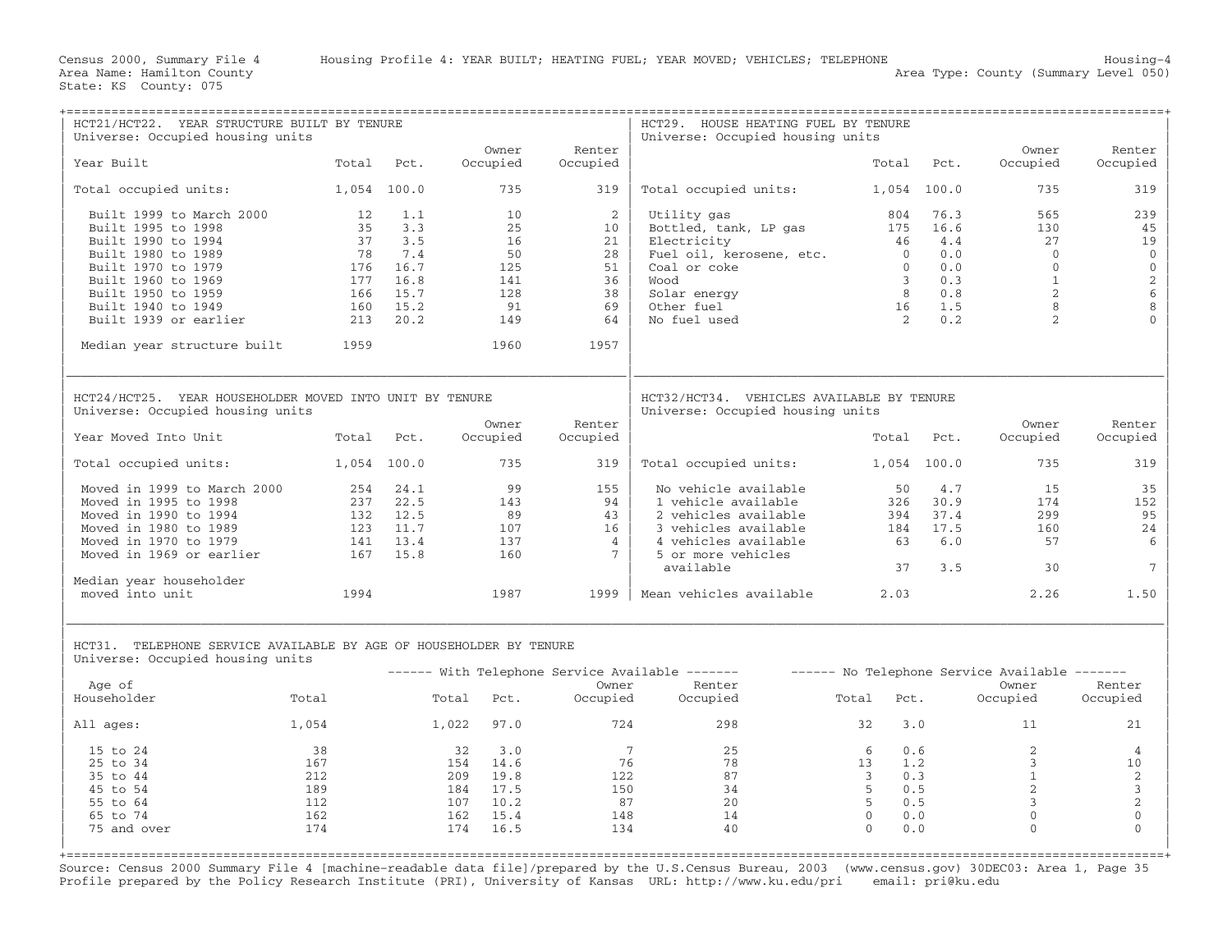Census 2000, Summary File 4 Housing Profile 4: YEAR BUILT; HEATING FUEL; YEAR MOVED; VEHICLES; TELEPHONE Housing-4
Area Name: Hamilton County Area Type: County (Summary Level 050)
State: KS County: 075

## HCT21/HCT22. YEAR STRUCTURE BUILT BY TENURE
Universe: Occupied housing units

| Year Built | Total | Pct. | Owner Occupied | Renter Occupied |
|---|---|---|---|---|
| Total occupied units: | 1,054 | 100.0 | 735 | 319 |
| Built 1999 to March 2000 | 12 | 1.1 | 10 | 2 |
| Built 1995 to 1998 | 35 | 3.3 | 25 | 10 |
| Built 1990 to 1994 | 37 | 3.5 | 16 | 21 |
| Built 1980 to 1989 | 78 | 7.4 | 50 | 28 |
| Built 1970 to 1979 | 176 | 16.7 | 125 | 51 |
| Built 1960 to 1969 | 177 | 16.8 | 141 | 36 |
| Built 1950 to 1959 | 166 | 15.7 | 128 | 38 |
| Built 1940 to 1949 | 160 | 15.2 | 91 | 69 |
| Built 1939 or earlier | 213 | 20.2 | 149 | 64 |
| Median year structure built | 1959 | | 1960 | 1957 |

## HCT29. HOUSE HEATING FUEL BY TENURE
Universe: Occupied housing units

| | Total | Pct. | Owner Occupied | Renter Occupied |
|---|---|---|---|---|
| Total occupied units: | 1,054 | 100.0 | 735 | 319 |
| Utility gas | 804 | 76.3 | 565 | 239 |
| Bottled, tank, LP gas | 175 | 16.6 | 130 | 45 |
| Electricity | 46 | 4.4 | 27 | 19 |
| Fuel oil, kerosene, etc. | 0 | 0.0 | 0 | 0 |
| Coal or coke | 0 | 0.0 | 0 | 0 |
| Wood | 3 | 0.3 | 1 | 2 |
| Solar energy | 8 | 0.8 | 2 | 6 |
| Other fuel | 16 | 1.5 | 8 | 8 |
| No fuel used | 2 | 0.2 | 2 | 0 |

## HCT24/HCT25. YEAR HOUSEHOLDER MOVED INTO UNIT BY TENURE
Universe: Occupied housing units

| Year Moved Into Unit | Total | Pct. | Owner Occupied | Renter Occupied |
|---|---|---|---|---|
| Total occupied units: | 1,054 | 100.0 | 735 | 319 |
| Moved in 1999 to March 2000 | 254 | 24.1 | 99 | 155 |
| Moved in 1995 to 1998 | 237 | 22.5 | 143 | 94 |
| Moved in 1990 to 1994 | 132 | 12.5 | 89 | 43 |
| Moved in 1980 to 1989 | 123 | 11.7 | 107 | 16 |
| Moved in 1970 to 1979 | 141 | 13.4 | 137 | 4 |
| Moved in 1969 or earlier | 167 | 15.8 | 160 | 7 |
| Median year householder moved into unit | 1994 | | 1987 | 1999 |

## HCT32/HCT34. VEHICLES AVAILABLE BY TENURE
Universe: Occupied housing units

| | Total | Pct. | Owner Occupied | Renter Occupied |
|---|---|---|---|---|
| Total occupied units: | 1,054 | 100.0 | 735 | 319 |
| No vehicle available | 50 | 4.7 | 15 | 35 |
| 1 vehicle available | 326 | 30.9 | 174 | 152 |
| 2 vehicles available | 394 | 37.4 | 299 | 95 |
| 3 vehicles available | 184 | 17.5 | 160 | 24 |
| 4 vehicles available | 63 | 6.0 | 57 | 6 |
| 5 or more vehicles available | 37 | 3.5 | 30 | 7 |
| Mean vehicles available | 2.03 | | 2.26 | 1.50 |

## HCT31. TELEPHONE SERVICE AVAILABLE BY AGE OF HOUSEHOLDER BY TENURE
Universe: Occupied housing units

| | | With Telephone Service Available | | | | No Telephone Service Available | | | |
|---|---|---|---|---|---|---|---|---|---|
| Age of Householder | Total | Total | Pct. | Owner Occupied | Renter Occupied | Total | Pct. | Owner Occupied | Renter Occupied |
| All ages: | 1,054 | 1,022 | 97.0 | 724 | 298 | 32 | 3.0 | 11 | 21 |
| 15 to 24 | 38 | 32 | 3.0 | 7 | 25 | 6 | 0.6 | 2 | 4 |
| 25 to 34 | 167 | 154 | 14.6 | 76 | 78 | 13 | 1.2 | 3 | 10 |
| 35 to 44 | 212 | 209 | 19.8 | 122 | 87 | 3 | 0.3 | 1 | 2 |
| 45 to 54 | 189 | 184 | 17.5 | 150 | 34 | 5 | 0.5 | 2 | 3 |
| 55 to 64 | 112 | 107 | 10.2 | 87 | 20 | 5 | 0.5 | 3 | 2 |
| 65 to 74 | 162 | 162 | 15.4 | 148 | 14 | 0 | 0.0 | 0 | 0 |
| 75 and over | 174 | 174 | 16.5 | 134 | 40 | 0 | 0.0 | 0 | 0 |

Source: Census 2000 Summary File 4 [machine-readable data file]/prepared by the U.S.Census Bureau, 2003 (www.census.gov) 30DEC03: Area 1, Page 35
Profile prepared by the Policy Research Institute (PRI), University of Kansas URL: http://www.ku.edu/pri email: pri@ku.edu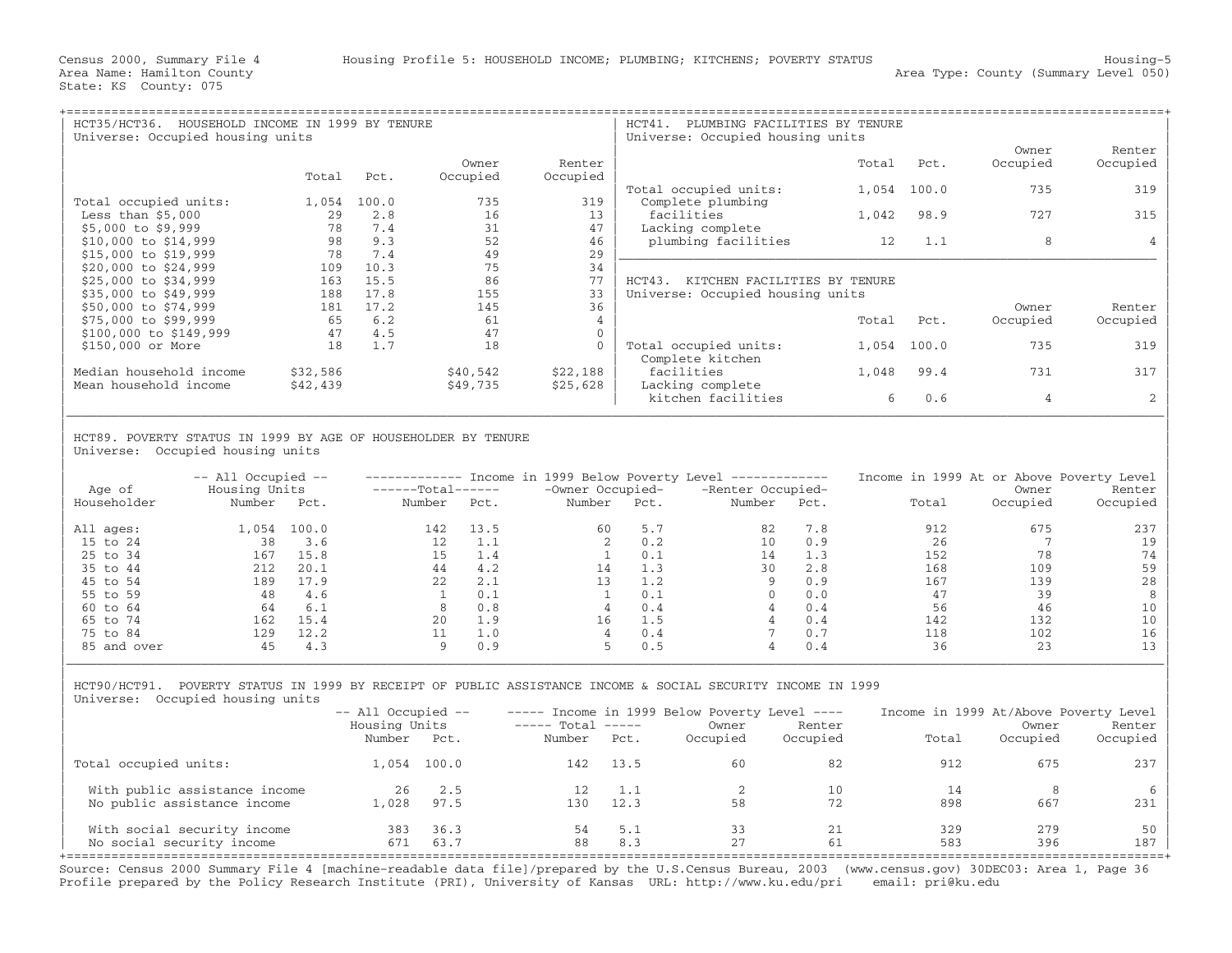Census 2000, Summary File 4 — Housing Profile 5: HOUSEHOLD INCOME; PLUMBING; KITCHENS; POVERTY STATUS — Housing-5

Area Name: Hamilton County — Area Type: County (Summary Level 050)

State: KS County: 075

## HCT35/HCT36. HOUSEHOLD INCOME IN 1999 BY TENURE

Universe: Occupied housing units

| | Total | Pct. | Owner Occupied | Renter Occupied |
|---|---|---|---|---|
| Total occupied units: | 1,054 | 100.0 | 735 | 319 |
| Less than $5,000 | 29 | 2.8 | 16 | 13 |
| $5,000 to $9,999 | 78 | 7.4 | 31 | 47 |
| $10,000 to $14,999 | 98 | 9.3 | 52 | 46 |
| $15,000 to $19,999 | 78 | 7.4 | 49 | 29 |
| $20,000 to $24,999 | 109 | 10.3 | 75 | 34 |
| $25,000 to $34,999 | 163 | 15.5 | 86 | 77 |
| $35,000 to $49,999 | 188 | 17.8 | 155 | 33 |
| $50,000 to $74,999 | 181 | 17.2 | 145 | 36 |
| $75,000 to $99,999 | 65 | 6.2 | 61 | 4 |
| $100,000 to $149,999 | 47 | 4.5 | 47 | 0 |
| $150,000 or More | 18 | 1.7 | 18 | 0 |
| Median household income | $32,586 | | $40,542 | $22,188 |
| Mean household income | $42,439 | | $49,735 | $25,628 |

## HCT41. PLUMBING FACILITIES BY TENURE

Universe: Occupied housing units

| | Total | Pct. | Owner Occupied | Renter Occupied |
|---|---|---|---|---|
| Total occupied units: | 1,054 | 100.0 | 735 | 319 |
| Complete plumbing facilities | 1,042 | 98.9 | 727 | 315 |
| Lacking complete plumbing facilities | 12 | 1.1 | 8 | 4 |

## HCT43. KITCHEN FACILITIES BY TENURE

Universe: Occupied housing units

| | Total | Pct. | Owner Occupied | Renter Occupied |
|---|---|---|---|---|
| Total occupied units: | 1,054 | 100.0 | 735 | 319 |
| Complete kitchen facilities | 1,048 | 99.4 | 731 | 317 |
| Lacking complete kitchen facilities | 6 | 0.6 | 4 | 2 |

## HCT89. POVERTY STATUS IN 1999 BY AGE OF HOUSEHOLDER BY TENURE

Universe: Occupied housing units

| Age of Householder | All Occupied Housing Units Number | Pct. | Below Poverty Level Total Number | Pct. | Owner Occupied Number | Pct. | Renter Occupied Number | Pct. | At or Above Poverty Level Total | Owner Occupied | Renter Occupied |
|---|---|---|---|---|---|---|---|---|---|---|---|
| All ages: | 1,054 | 100.0 | 142 | 13.5 | 60 | 5.7 | 82 | 7.8 | 912 | 675 | 237 |
| 15 to 24 | 38 | 3.6 | 12 | 1.1 | 2 | 0.2 | 10 | 0.9 | 26 | 7 | 19 |
| 25 to 34 | 167 | 15.8 | 15 | 1.4 | 1 | 0.1 | 14 | 1.3 | 152 | 78 | 74 |
| 35 to 44 | 212 | 20.1 | 44 | 4.2 | 14 | 1.3 | 30 | 2.8 | 168 | 109 | 59 |
| 45 to 54 | 189 | 17.9 | 22 | 2.1 | 13 | 1.2 | 9 | 0.9 | 167 | 139 | 28 |
| 55 to 59 | 48 | 4.6 | 1 | 0.1 | 1 | 0.1 | 0 | 0.0 | 47 | 39 | 8 |
| 60 to 64 | 64 | 6.1 | 8 | 0.8 | 4 | 0.4 | 4 | 0.4 | 56 | 46 | 10 |
| 65 to 74 | 162 | 15.4 | 20 | 1.9 | 16 | 1.5 | 4 | 0.4 | 142 | 132 | 10 |
| 75 to 84 | 129 | 12.2 | 11 | 1.0 | 4 | 0.4 | 7 | 0.7 | 118 | 102 | 16 |
| 85 and over | 45 | 4.3 | 9 | 0.9 | 5 | 0.5 | 4 | 0.4 | 36 | 23 | 13 |

## HCT90/HCT91. POVERTY STATUS IN 1999 BY RECEIPT OF PUBLIC ASSISTANCE INCOME & SOCIAL SECURITY INCOME IN 1999

Universe: Occupied housing units

| | All Occupied Housing Units Number | Pct. | Below Poverty Level Total Number | Pct. | Owner Occupied | Renter Occupied | At/Above Poverty Level Total | Owner Occupied | Renter Occupied |
|---|---|---|---|---|---|---|---|---|---|
| Total occupied units: | 1,054 | 100.0 | 142 | 13.5 | 60 | 82 | 912 | 675 | 237 |
| With public assistance income | 26 | 2.5 | 12 | 1.1 | 2 | 10 | 14 | 8 | 6 |
| No public assistance income | 1,028 | 97.5 | 130 | 12.3 | 58 | 72 | 898 | 667 | 231 |
| With social security income | 383 | 36.3 | 54 | 5.1 | 33 | 21 | 329 | 279 | 50 |
| No social security income | 671 | 63.7 | 88 | 8.3 | 27 | 61 | 583 | 396 | 187 |

Source: Census 2000 Summary File 4 [machine-readable data file]/prepared by the U.S.Census Bureau, 2003 (www.census.gov) 30DEC03: Area 1, Page 36

Profile prepared by the Policy Research Institute (PRI), University of Kansas URL: http://www.ku.edu/pri email: pri@ku.edu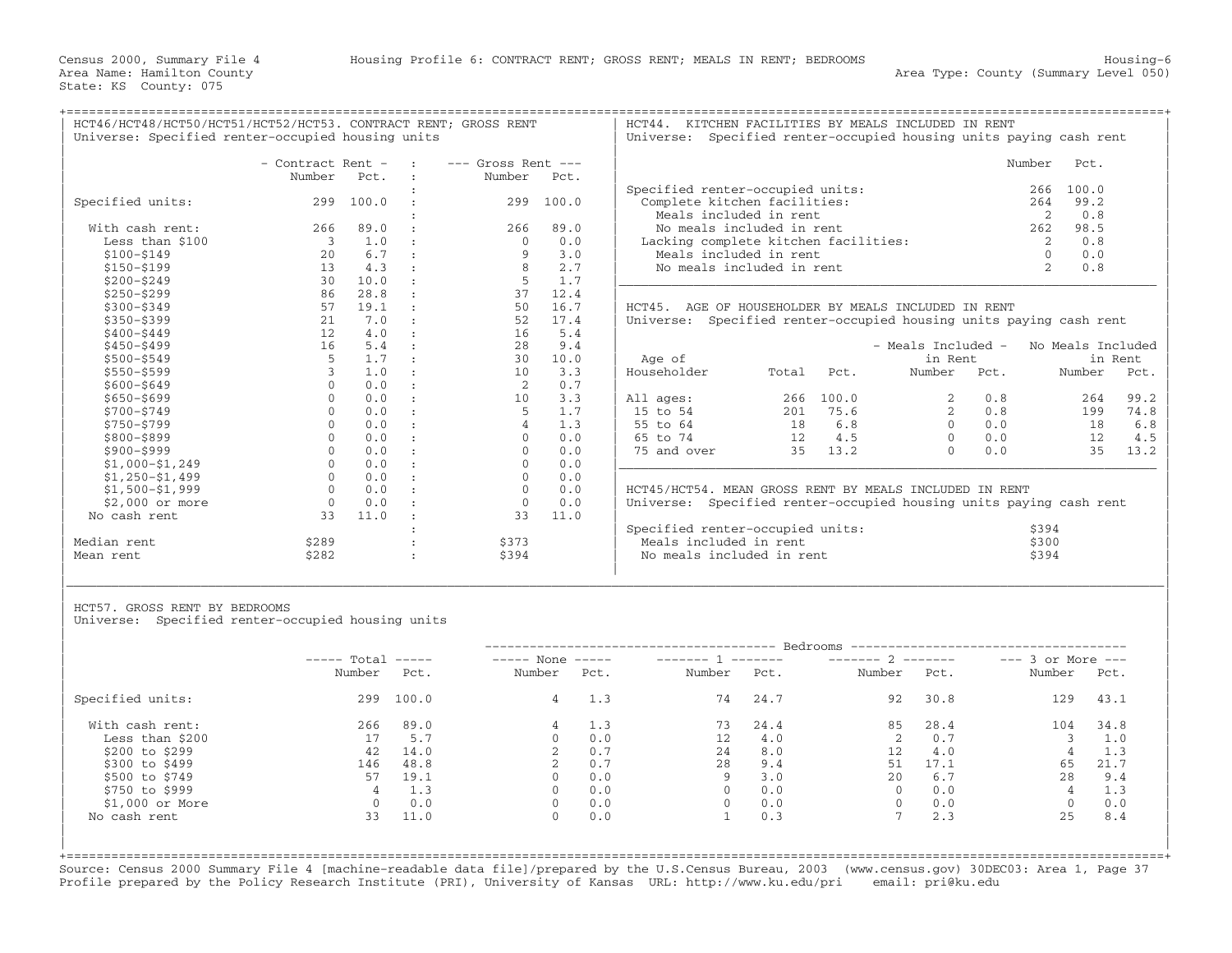Census 2000, Summary File 4 — Housing Profile 6: CONTRACT RENT; GROSS RENT; MEALS IN RENT; BEDROOMS — Housing-6

Area Name: Hamilton County — Area Type: County (Summary Level 050)

State: KS County: 075

## HCT46/HCT48/HCT50/HCT51/HCT52/HCT53. CONTRACT RENT; GROSS RENT

Universe: Specified renter-occupied housing units

| | Contract Rent Number | Contract Rent Pct. | Gross Rent Number | Gross Rent Pct. |
|---|---|---|---|---|
| Specified units: | 299 | 100.0 | 299 | 100.0 |
| With cash rent: | 266 | 89.0 | 266 | 89.0 |
| Less than $100 | 3 | 1.0 | 0 | 0.0 |
| $100–$149 | 20 | 6.7 | 9 | 3.0 |
| $150–$199 | 13 | 4.3 | 8 | 2.7 |
| $200–$249 | 30 | 10.0 | 5 | 1.7 |
| $250–$299 | 86 | 28.8 | 37 | 12.4 |
| $300–$349 | 57 | 19.1 | 50 | 16.7 |
| $350–$399 | 21 | 7.0 | 52 | 17.4 |
| $400–$449 | 12 | 4.0 | 16 | 5.4 |
| $450–$499 | 16 | 5.4 | 28 | 9.4 |
| $500–$549 | 5 | 1.7 | 30 | 10.0 |
| $550–$599 | 3 | 1.0 | 10 | 3.3 |
| $600–$649 | 0 | 0.0 | 2 | 0.7 |
| $650–$699 | 0 | 0.0 | 10 | 3.3 |
| $700–$749 | 0 | 0.0 | 5 | 1.7 |
| $750–$799 | 0 | 0.0 | 4 | 1.3 |
| $800–$899 | 0 | 0.0 | 0 | 0.0 |
| $900–$999 | 0 | 0.0 | 0 | 0.0 |
| $1,000–$1,249 | 0 | 0.0 | 0 | 0.0 |
| $1,250–$1,499 | 0 | 0.0 | 0 | 0.0 |
| $1,500–$1,999 | 0 | 0.0 | 0 | 0.0 |
| $2,000 or more | 0 | 0.0 | 0 | 0.0 |
| No cash rent | 33 | 11.0 | 33 | 11.0 |
| Median rent | $289 | | $373 | |
| Mean rent | $282 | | $394 | |

## HCT44. KITCHEN FACILITIES BY MEALS INCLUDED IN RENT

Universe: Specified renter-occupied housing units paying cash rent

| | Number | Pct. |
|---|---|---|
| Specified renter-occupied units: | 266 | 100.0 |
| Complete kitchen facilities: | 264 | 99.2 |
| Meals included in rent | 2 | 0.8 |
| No meals included in rent | 262 | 98.5 |
| Lacking complete kitchen facilities: | 2 | 0.8 |
| Meals included in rent | 0 | 0.0 |
| No meals included in rent | 2 | 0.8 |

## HCT45. AGE OF HOUSEHOLDER BY MEALS INCLUDED IN RENT

Universe: Specified renter-occupied housing units paying cash rent

| Age of Householder | Total | Pct. | Meals Included in Rent Number | Meals Included in Rent Pct. | No Meals Included in Rent Number | No Meals Included in Rent Pct. |
|---|---|---|---|---|---|---|
| All ages: | 266 | 100.0 | 2 | 0.8 | 264 | 99.2 |
| 15 to 54 | 201 | 75.6 | 2 | 0.8 | 199 | 74.8 |
| 55 to 64 | 18 | 6.8 | 0 | 0.0 | 18 | 6.8 |
| 65 to 74 | 12 | 4.5 | 0 | 0.0 | 12 | 4.5 |
| 75 and over | 35 | 13.2 | 0 | 0.0 | 35 | 13.2 |

## HCT45/HCT54. MEAN GROSS RENT BY MEALS INCLUDED IN RENT

Universe: Specified renter-occupied housing units paying cash rent

| | |
|---|---|
| Specified renter-occupied units: | $394 |
| Meals included in rent | $300 |
| No meals included in rent | $394 |

## HCT57. GROSS RENT BY BEDROOMS

Universe: Specified renter-occupied housing units

| | Total Number | Total Pct. | None Number | None Pct. | 1 Number | 1 Pct. | 2 Number | 2 Pct. | 3 or More Number | 3 or More Pct. |
|---|---|---|---|---|---|---|---|---|---|---|
| Specified units: | 299 | 100.0 | 4 | 1.3 | 74 | 24.7 | 92 | 30.8 | 129 | 43.1 |
| With cash rent: | 266 | 89.0 | 4 | 1.3 | 73 | 24.4 | 85 | 28.4 | 104 | 34.8 |
| Less than $200 | 17 | 5.7 | 0 | 0.0 | 12 | 4.0 | 2 | 0.7 | 3 | 1.0 |
| $200 to $299 | 42 | 14.0 | 2 | 0.7 | 24 | 8.0 | 12 | 4.0 | 4 | 1.3 |
| $300 to $499 | 146 | 48.8 | 2 | 0.7 | 28 | 9.4 | 51 | 17.1 | 65 | 21.7 |
| $500 to $749 | 57 | 19.1 | 0 | 0.0 | 9 | 3.0 | 20 | 6.7 | 28 | 9.4 |
| $750 to $999 | 4 | 1.3 | 0 | 0.0 | 0 | 0.0 | 0 | 0.0 | 4 | 1.3 |
| $1,000 or More | 0 | 0.0 | 0 | 0.0 | 0 | 0.0 | 0 | 0.0 | 0 | 0.0 |
| No cash rent | 33 | 11.0 | 0 | 0.0 | 1 | 0.3 | 7 | 2.3 | 25 | 8.4 |

Source: Census 2000 Summary File 4 [machine-readable data file]/prepared by the U.S.Census Bureau, 2003 (www.census.gov) 30DEC03: Area 1, Page 37
Profile prepared by the Policy Research Institute (PRI), University of Kansas URL: http://www.ku.edu/pri email: pri@ku.edu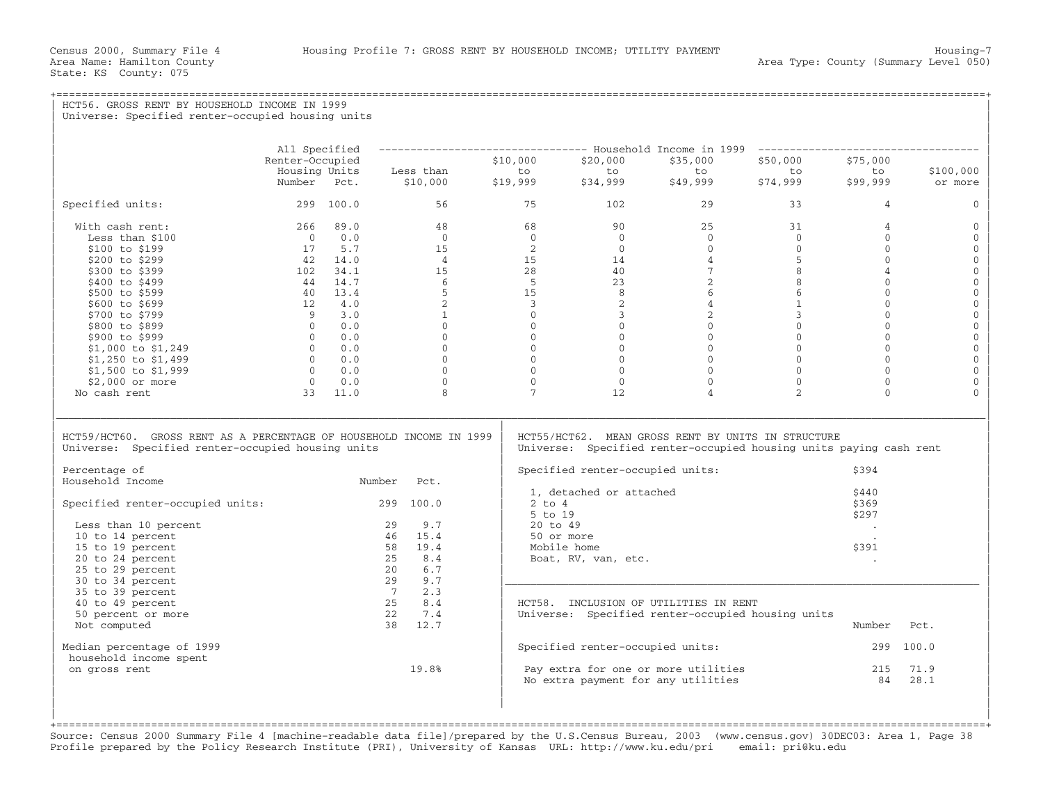Census 2000, Summary File 4 — Housing Profile 7: GROSS RENT BY HOUSEHOLD INCOME; UTILITY PAYMENT — Housing-7

Area Name: Hamilton County — Area Type: County (Summary Level 050)

State: KS County: 075

## HCT56. GROSS RENT BY HOUSEHOLD INCOME IN 1999

Universe: Specified renter-occupied housing units

| | All Specified Renter-Occupied Housing Units Number | Pct. | Household Income in 1999: Less than $10,000 | $10,000 to $19,999 | $20,000 to $34,999 | $35,000 to $49,999 | $50,000 to $74,999 | $75,000 to $99,999 | $100,000 or more |
|---|---|---|---|---|---|---|---|---|---|
| Specified units: | 299 | 100.0 | 56 | 75 | 102 | 29 | 33 | 4 | 0 |
| With cash rent: | 266 | 89.0 | 48 | 68 | 90 | 25 | 31 | 4 | 0 |
| Less than $100 | 0 | 0.0 | 0 | 0 | 0 | 0 | 0 | 0 | 0 |
| $100 to $199 | 17 | 5.7 | 15 | 2 | 0 | 0 | 0 | 0 | 0 |
| $200 to $299 | 42 | 14.0 | 4 | 15 | 14 | 4 | 5 | 0 | 0 |
| $300 to $399 | 102 | 34.1 | 15 | 28 | 40 | 7 | 8 | 4 | 0 |
| $400 to $499 | 44 | 14.7 | 6 | 5 | 23 | 2 | 8 | 0 | 0 |
| $500 to $599 | 40 | 13.4 | 5 | 15 | 8 | 6 | 6 | 0 | 0 |
| $600 to $699 | 12 | 4.0 | 2 | 3 | 2 | 4 | 1 | 0 | 0 |
| $700 to $799 | 9 | 3.0 | 1 | 0 | 3 | 2 | 3 | 0 | 0 |
| $800 to $899 | 0 | 0.0 | 0 | 0 | 0 | 0 | 0 | 0 | 0 |
| $900 to $999 | 0 | 0.0 | 0 | 0 | 0 | 0 | 0 | 0 | 0 |
| $1,000 to $1,249 | 0 | 0.0 | 0 | 0 | 0 | 0 | 0 | 0 | 0 |
| $1,250 to $1,499 | 0 | 0.0 | 0 | 0 | 0 | 0 | 0 | 0 | 0 |
| $1,500 to $1,999 | 0 | 0.0 | 0 | 0 | 0 | 0 | 0 | 0 | 0 |
| $2,000 or more | 0 | 0.0 | 0 | 0 | 0 | 0 | 0 | 0 | 0 |
| No cash rent | 33 | 11.0 | 8 | 7 | 12 | 4 | 2 | 0 | 0 |

## HCT59/HCT60. GROSS RENT AS A PERCENTAGE OF HOUSEHOLD INCOME IN 1999

Universe: Specified renter-occupied housing units

| Percentage of Household Income | Number | Pct. |
|---|---|---|
| Specified renter-occupied units: | 299 | 100.0 |
| Less than 10 percent | 29 | 9.7 |
| 10 to 14 percent | 46 | 15.4 |
| 15 to 19 percent | 58 | 19.4 |
| 20 to 24 percent | 25 | 8.4 |
| 25 to 29 percent | 20 | 6.7 |
| 30 to 34 percent | 29 | 9.7 |
| 35 to 39 percent | 7 | 2.3 |
| 40 to 49 percent | 25 | 8.4 |
| 50 percent or more | 22 | 7.4 |
| Not computed | 38 | 12.7 |
| Median percentage of 1999 household income spent on gross rent | | 19.8% |

## HCT55/HCT62. MEAN GROSS RENT BY UNITS IN STRUCTURE

Universe: Specified renter-occupied housing units paying cash rent

| | |
|---|---|
| Specified renter-occupied units: | $394 |
| 1, detached or attached | $440 |
| 2 to 4 | $369 |
| 5 to 19 | $297 |
| 20 to 49 | . |
| 50 or more | . |
| Mobile home | $391 |
| Boat, RV, van, etc. | . |

## HCT58. INCLUSION OF UTILITIES IN RENT

Universe: Specified renter-occupied housing units

| | Number | Pct. |
|---|---|---|
| Specified renter-occupied units: | 299 | 100.0 |
| Pay extra for one or more utilities | 215 | 71.9 |
| No extra payment for any utilities | 84 | 28.1 |

Source: Census 2000 Summary File 4 [machine-readable data file]/prepared by the U.S.Census Bureau, 2003 (www.census.gov) 30DEC03: Area 1, Page 38
Profile prepared by the Policy Research Institute (PRI), University of Kansas URL: http://www.ku.edu/pri email: pri@ku.edu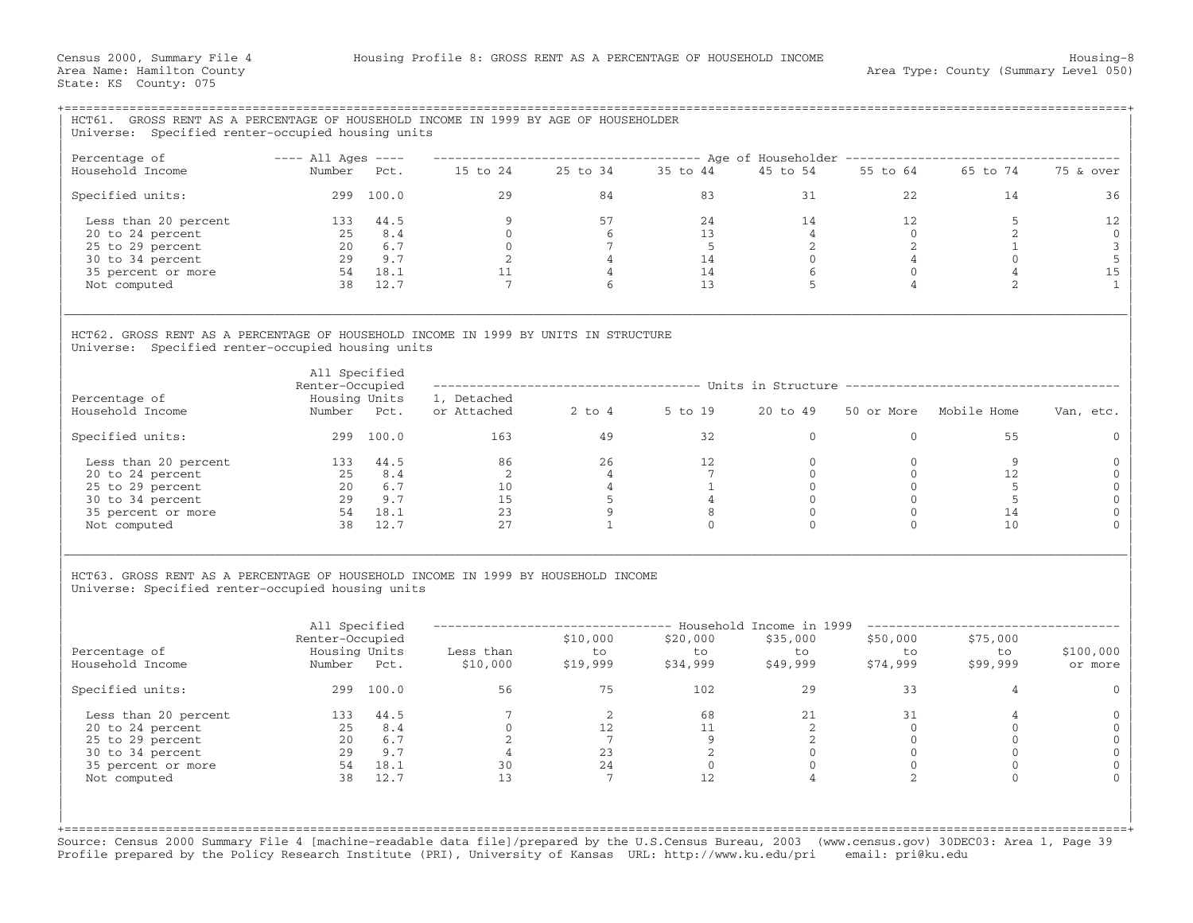Census 2000, Summary File 4 — Housing Profile 8: GROSS RENT AS A PERCENTAGE OF HOUSEHOLD INCOME — Housing-8
Area Name: Hamilton County — Area Type: County (Summary Level 050)
State: KS County: 075

## HCT61. GROSS RENT AS A PERCENTAGE OF HOUSEHOLD INCOME IN 1999 BY AGE OF HOUSEHOLDER

Universe: Specified renter-occupied housing units

| Percentage of Household Income | All Ages Number | All Ages Pct. | 15 to 24 | 25 to 34 | 35 to 44 | 45 to 54 | 55 to 64 | 65 to 74 | 75 & over |
|---|---|---|---|---|---|---|---|---|---|
| Specified units: | 299 | 100.0 | 29 | 84 | 83 | 31 | 22 | 14 | 36 |
| Less than 20 percent | 133 | 44.5 | 9 | 57 | 24 | 14 | 12 | 5 | 12 |
| 20 to 24 percent | 25 | 8.4 | 0 | 6 | 13 | 4 | 0 | 2 | 0 |
| 25 to 29 percent | 20 | 6.7 | 0 | 7 | 5 | 2 | 2 | 1 | 3 |
| 30 to 34 percent | 29 | 9.7 | 2 | 4 | 14 | 0 | 4 | 0 | 5 |
| 35 percent or more | 54 | 18.1 | 11 | 4 | 14 | 6 | 0 | 4 | 15 |
| Not computed | 38 | 12.7 | 7 | 6 | 13 | 5 | 4 | 2 | 1 |

## HCT62. GROSS RENT AS A PERCENTAGE OF HOUSEHOLD INCOME IN 1999 BY UNITS IN STRUCTURE

Universe: Specified renter-occupied housing units

| Percentage of Household Income | All Specified Renter-Occupied Housing Units Number | Pct. | 1, Detached or Attached | 2 to 4 | 5 to 19 | 20 to 49 | 50 or More | Mobile Home | Van, etc. |
|---|---|---|---|---|---|---|---|---|---|
| Specified units: | 299 | 100.0 | 163 | 49 | 32 | 0 | 0 | 55 | 0 |
| Less than 20 percent | 133 | 44.5 | 86 | 26 | 12 | 0 | 0 | 9 | 0 |
| 20 to 24 percent | 25 | 8.4 | 2 | 4 | 7 | 0 | 0 | 12 | 0 |
| 25 to 29 percent | 20 | 6.7 | 10 | 4 | 1 | 0 | 0 | 5 | 0 |
| 30 to 34 percent | 29 | 9.7 | 15 | 5 | 4 | 0 | 0 | 5 | 0 |
| 35 percent or more | 54 | 18.1 | 23 | 9 | 8 | 0 | 0 | 14 | 0 |
| Not computed | 38 | 12.7 | 27 | 1 | 0 | 0 | 0 | 10 | 0 |

## HCT63. GROSS RENT AS A PERCENTAGE OF HOUSEHOLD INCOME IN 1999 BY HOUSEHOLD INCOME

Universe: Specified renter-occupied housing units

| Percentage of Household Income | All Specified Renter-Occupied Housing Units Number | Pct. | Less than $10,000 | $10,000 to $19,999 | $20,000 to $34,999 | $35,000 to $49,999 | $50,000 to $74,999 | $75,000 to $99,999 | $100,000 or more |
|---|---|---|---|---|---|---|---|---|---|
| Specified units: | 299 | 100.0 | 56 | 75 | 102 | 29 | 33 | 4 | 0 |
| Less than 20 percent | 133 | 44.5 | 7 | 2 | 68 | 21 | 31 | 4 | 0 |
| 20 to 24 percent | 25 | 8.4 | 0 | 12 | 11 | 2 | 0 | 0 | 0 |
| 25 to 29 percent | 20 | 6.7 | 2 | 7 | 9 | 2 | 0 | 0 | 0 |
| 30 to 34 percent | 29 | 9.7 | 4 | 23 | 2 | 0 | 0 | 0 | 0 |
| 35 percent or more | 54 | 18.1 | 30 | 24 | 0 | 0 | 0 | 0 | 0 |
| Not computed | 38 | 12.7 | 13 | 7 | 12 | 4 | 2 | 0 | 0 |

Source: Census 2000 Summary File 4 [machine-readable data file]/prepared by the U.S.Census Bureau, 2003 (www.census.gov) 30DEC03: Area 1, Page 39
Profile prepared by the Policy Research Institute (PRI), University of Kansas URL: http://www.ku.edu/pri email: pri@ku.edu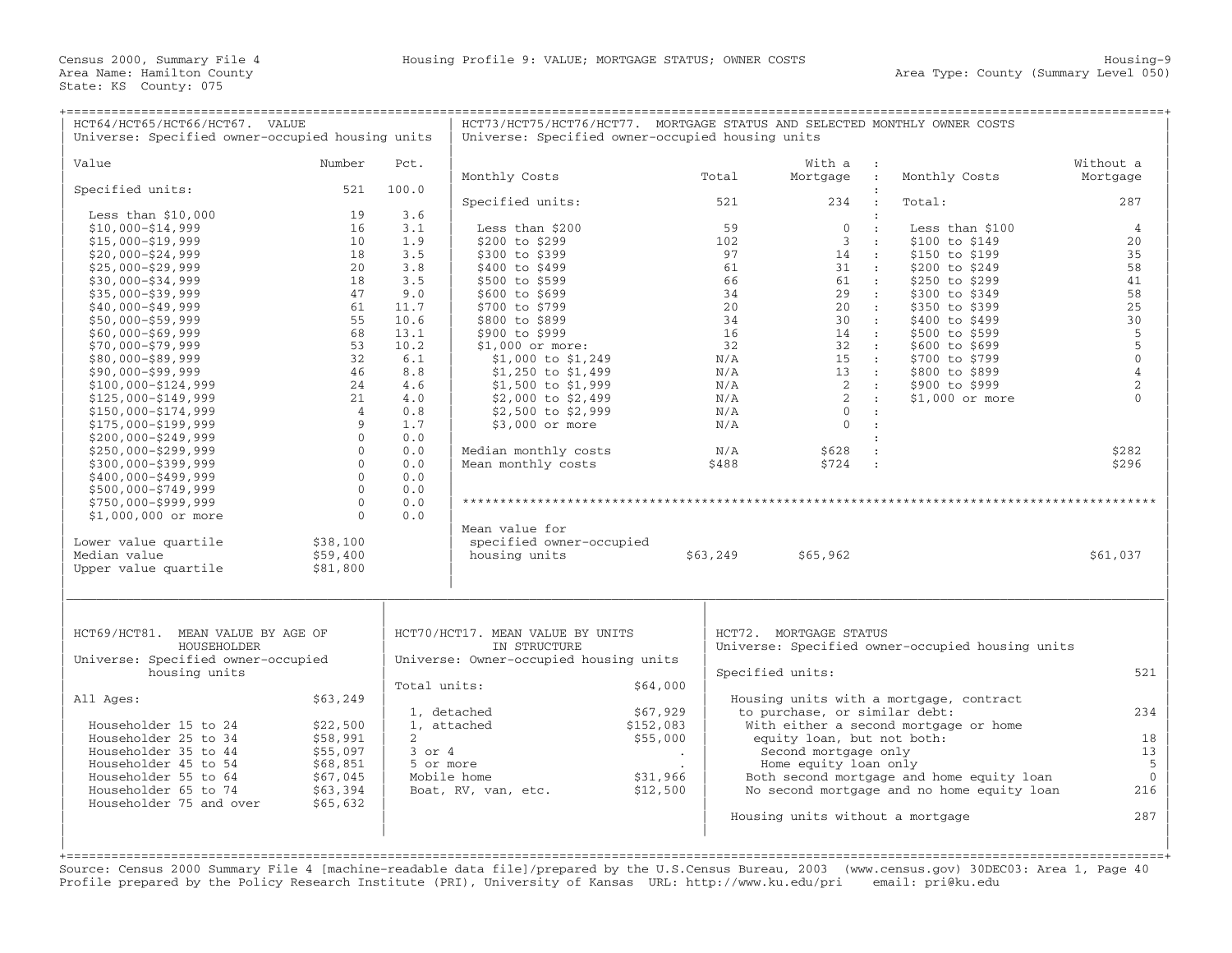Census 2000, Summary File 4 — Housing Profile 9: VALUE; MORTGAGE STATUS; OWNER COSTS — Housing-9

Area Name: Hamilton County — Area Type: County (Summary Level 050)

State: KS County: 075

## HCT64/HCT65/HCT66/HCT67. VALUE

Universe: Specified owner-occupied housing units

| Value | Number | Pct. |
|---|---|---|
| Specified units: | 521 | 100.0 |
| Less than $10,000 | 19 | 3.6 |
| $10,000-$14,999 | 16 | 3.1 |
| $15,000-$19,999 | 10 | 1.9 |
| $20,000-$24,999 | 18 | 3.5 |
| $25,000-$29,999 | 20 | 3.8 |
| $30,000-$34,999 | 18 | 3.5 |
| $35,000-$39,999 | 47 | 9.0 |
| $40,000-$49,999 | 61 | 11.7 |
| $50,000-$59,999 | 55 | 10.6 |
| $60,000-$69,999 | 68 | 13.1 |
| $70,000-$79,999 | 53 | 10.2 |
| $80,000-$89,999 | 32 | 6.1 |
| $90,000-$99,999 | 46 | 8.8 |
| $100,000-$124,999 | 24 | 4.6 |
| $125,000-$149,999 | 21 | 4.0 |
| $150,000-$174,999 | 4 | 0.8 |
| $175,000-$199,999 | 9 | 1.7 |
| $200,000-$249,999 | 0 | 0.0 |
| $250,000-$299,999 | 0 | 0.0 |
| $300,000-$399,999 | 0 | 0.0 |
| $400,000-$499,999 | 0 | 0.0 |
| $500,000-$749,999 | 0 | 0.0 |
| $750,000-$999,999 | 0 | 0.0 |
| $1,000,000 or more | 0 | 0.0 |
| Lower value quartile | $38,100 | |
| Median value | $59,400 | |
| Upper value quartile | $81,800 | |

## HCT73/HCT75/HCT76/HCT77. MORTGAGE STATUS AND SELECTED MONTHLY OWNER COSTS

Universe: Specified owner-occupied housing units

| Monthly Costs | Total | With a Mortgage |
|---|---|---|
| Specified units: | 521 | 234 |
| Less than $200 | 59 | 0 |
| $200 to $299 | 102 | 3 |
| $300 to $399 | 97 | 14 |
| $400 to $499 | 61 | 31 |
| $500 to $599 | 66 | 61 |
| $600 to $699 | 34 | 29 |
| $700 to $799 | 20 | 20 |
| $800 to $899 | 34 | 30 |
| $900 to $999 | 16 | 14 |
| $1,000 or more: | 32 | 32 |
| $1,000 to $1,249 | N/A | 15 |
| $1,250 to $1,499 | N/A | 13 |
| $1,500 to $1,999 | N/A | 2 |
| $2,000 to $2,499 | N/A | 2 |
| $2,500 to $2,999 | N/A | 0 |
| $3,000 or more | N/A | 0 |
| Median monthly costs | N/A | $628 |
| Mean monthly costs | $488 | $724 |

| Monthly Costs | Without a Mortgage |
|---|---|
| Total: | 287 |
| Less than $100 | 4 |
| $100 to $149 | 20 |
| $150 to $199 | 35 |
| $200 to $249 | 58 |
| $250 to $299 | 41 |
| $300 to $349 | 58 |
| $350 to $399 | 25 |
| $400 to $499 | 30 |
| $500 to $599 | 5 |
| $600 to $699 | 5 |
| $700 to $799 | 0 |
| $800 to $899 | 4 |
| $900 to $999 | 2 |
| $1,000 or more | 0 |
| Median monthly costs | $282 |
| Mean monthly costs | $296 |

| | Total | With a Mortgage | Without a Mortgage |
|---|---|---|---|
| Mean value for specified owner-occupied housing units | $63,249 | $65,962 | $61,037 |

## HCT69/HCT81. MEAN VALUE BY AGE OF HOUSEHOLDER

Universe: Specified owner-occupied housing units

| | |
|---|---|
| All Ages: | $63,249 |
| Householder 15 to 24 | $22,500 |
| Householder 25 to 34 | $58,991 |
| Householder 35 to 44 | $55,097 |
| Householder 45 to 54 | $68,851 |
| Householder 55 to 64 | $67,045 |
| Householder 65 to 74 | $63,394 |
| Householder 75 and over | $65,632 |

## HCT70/HCT17. MEAN VALUE BY UNITS IN STRUCTURE

Universe: Owner-occupied housing units

| | |
|---|---|
| Total units: | $64,000 |
| 1, detached | $67,929 |
| 1, attached | $152,083 |
| 2 | $55,000 |
| 3 or 4 | . |
| 5 or more | . |
| Mobile home | $31,966 |
| Boat, RV, van, etc. | $12,500 |

## HCT72. MORTGAGE STATUS

Universe: Specified owner-occupied housing units

| | |
|---|---|
| Specified units: | 521 |
| Housing units with a mortgage, contract to purchase, or similar debt: | 234 |
| With either a second mortgage or home equity loan, but not both: | 18 |
| Second mortgage only | 13 |
| Home equity loan only | 5 |
| Both second mortgage and home equity loan | 0 |
| No second mortgage and no home equity loan | 216 |
| Housing units without a mortgage | 287 |

Source: Census 2000 Summary File 4 [machine-readable data file]/prepared by the U.S.Census Bureau, 2003 (www.census.gov) 30DEC03: Area 1, Page 40
Profile prepared by the Policy Research Institute (PRI), University of Kansas URL: http://www.ku.edu/pri email: pri@ku.edu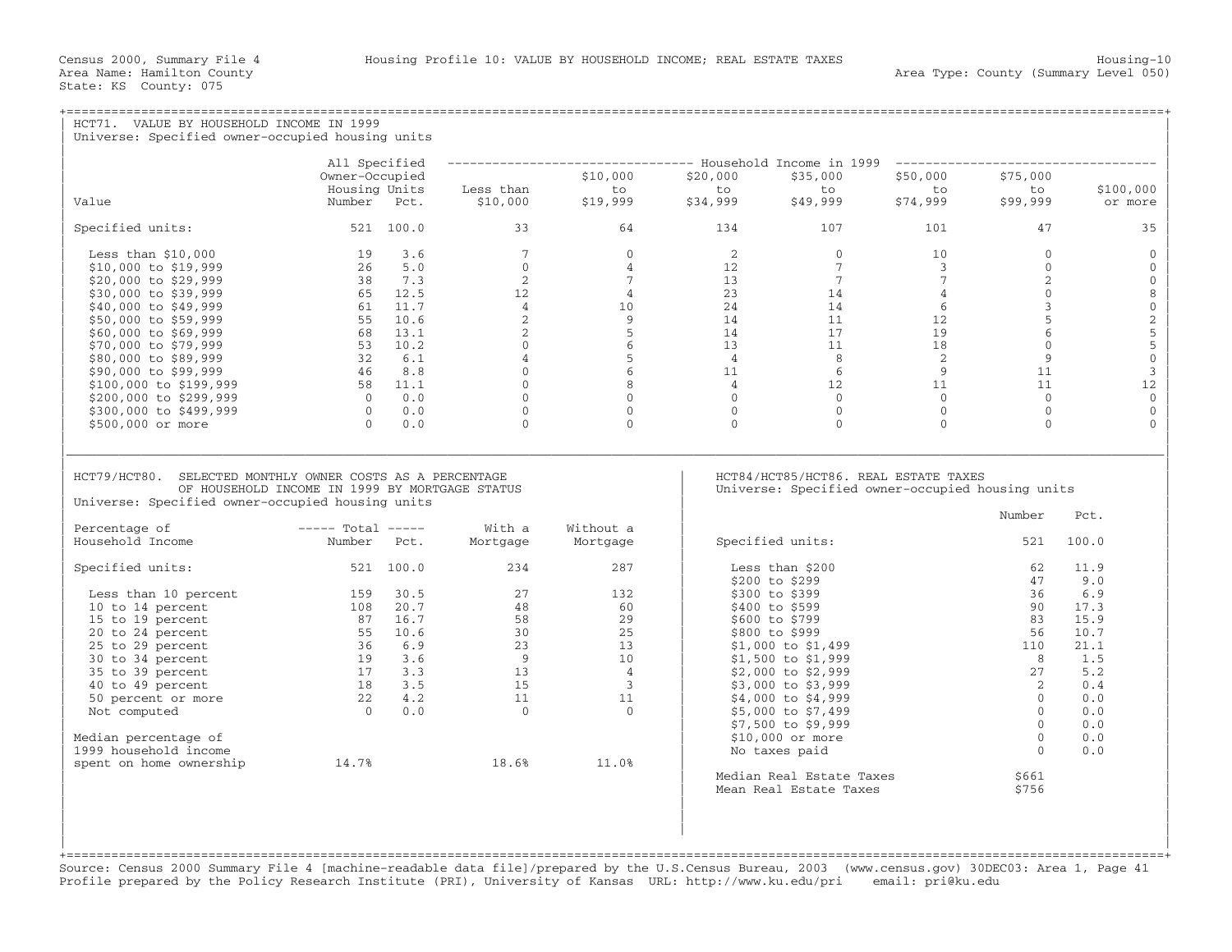Census 2000, Summary File 4 — Housing Profile 10: VALUE BY HOUSEHOLD INCOME; REAL ESTATE TAXES — Housing-10

Area Name: Hamilton County — Area Type: County (Summary Level 050)

State: KS County: 075

## HCT71. VALUE BY HOUSEHOLD INCOME IN 1999

Universe: Specified owner-occupied housing units

| Value | All Specified Owner-Occupied Housing Units Number | Pct. | Household Income in 1999: Less than $10,000 | $10,000 to $19,999 | $20,000 to $34,999 | $35,000 to $49,999 | $50,000 to $74,999 | $75,000 to $99,999 | $100,000 or more |
|---|---|---|---|---|---|---|---|---|---|
| Specified units: | 521 | 100.0 | 33 | 64 | 134 | 107 | 101 | 47 | 35 |
| Less than $10,000 | 19 | 3.6 | 7 | 0 | 2 | 0 | 10 | 0 | 0 |
| $10,000 to $19,999 | 26 | 5.0 | 0 | 4 | 12 | 7 | 3 | 0 | 0 |
| $20,000 to $29,999 | 38 | 7.3 | 2 | 7 | 13 | 7 | 7 | 2 | 0 |
| $30,000 to $39,999 | 65 | 12.5 | 12 | 4 | 23 | 14 | 4 | 0 | 8 |
| $40,000 to $49,999 | 61 | 11.7 | 4 | 10 | 24 | 14 | 6 | 3 | 0 |
| $50,000 to $59,999 | 55 | 10.6 | 2 | 9 | 14 | 11 | 12 | 5 | 2 |
| $60,000 to $69,999 | 68 | 13.1 | 2 | 5 | 14 | 17 | 19 | 6 | 5 |
| $70,000 to $79,999 | 53 | 10.2 | 0 | 6 | 13 | 11 | 18 | 0 | 5 |
| $80,000 to $89,999 | 32 | 6.1 | 4 | 5 | 4 | 8 | 2 | 9 | 0 |
| $90,000 to $99,999 | 46 | 8.8 | 0 | 6 | 11 | 6 | 9 | 11 | 3 |
| $100,000 to $199,999 | 58 | 11.1 | 0 | 8 | 4 | 12 | 11 | 11 | 12 |
| $200,000 to $299,999 | 0 | 0.0 | 0 | 0 | 0 | 0 | 0 | 0 | 0 |
| $300,000 to $499,999 | 0 | 0.0 | 0 | 0 | 0 | 0 | 0 | 0 | 0 |
| $500,000 or more | 0 | 0.0 | 0 | 0 | 0 | 0 | 0 | 0 | 0 |

## HCT79/HCT80. SELECTED MONTHLY OWNER COSTS AS A PERCENTAGE OF HOUSEHOLD INCOME IN 1999 BY MORTGAGE STATUS

Universe: Specified owner-occupied housing units

| Percentage of Household Income | Total Number | Total Pct. | With a Mortgage | Without a Mortgage |
|---|---|---|---|---|
| Specified units: | 521 | 100.0 | 234 | 287 |
| Less than 10 percent | 159 | 30.5 | 27 | 132 |
| 10 to 14 percent | 108 | 20.7 | 48 | 60 |
| 15 to 19 percent | 87 | 16.7 | 58 | 29 |
| 20 to 24 percent | 55 | 10.6 | 30 | 25 |
| 25 to 29 percent | 36 | 6.9 | 23 | 13 |
| 30 to 34 percent | 19 | 3.6 | 9 | 10 |
| 35 to 39 percent | 17 | 3.3 | 13 | 4 |
| 40 to 49 percent | 18 | 3.5 | 15 | 3 |
| 50 percent or more | 22 | 4.2 | 11 | 11 |
| Not computed | 0 | 0.0 | 0 | 0 |
| Median percentage of 1999 household income spent on home ownership | 14.7% | | 18.6% | 11.0% |

## HCT84/HCT85/HCT86. REAL ESTATE TAXES

Universe: Specified owner-occupied housing units

| | Number | Pct. |
|---|---|---|
| Specified units: | 521 | 100.0 |
| Less than $200 | 62 | 11.9 |
| $200 to $299 | 47 | 9.0 |
| $300 to $399 | 36 | 6.9 |
| $400 to $599 | 90 | 17.3 |
| $600 to $799 | 83 | 15.9 |
| $800 to $999 | 56 | 10.7 |
| $1,000 to $1,499 | 110 | 21.1 |
| $1,500 to $1,999 | 8 | 1.5 |
| $2,000 to $2,999 | 27 | 5.2 |
| $3,000 to $3,999 | 2 | 0.4 |
| $4,000 to $4,999 | 0 | 0.0 |
| $5,000 to $7,499 | 0 | 0.0 |
| $7,500 to $9,999 | 0 | 0.0 |
| $10,000 or more | 0 | 0.0 |
| No taxes paid | 0 | 0.0 |
| Median Real Estate Taxes | $661 | |
| Mean Real Estate Taxes | $756 | |

Source: Census 2000 Summary File 4 [machine-readable data file]/prepared by the U.S.Census Bureau, 2003 (www.census.gov) 30DEC03: Area 1, Page 41
Profile prepared by the Policy Research Institute (PRI), University of Kansas URL: http://www.ku.edu/pri email: pri@ku.edu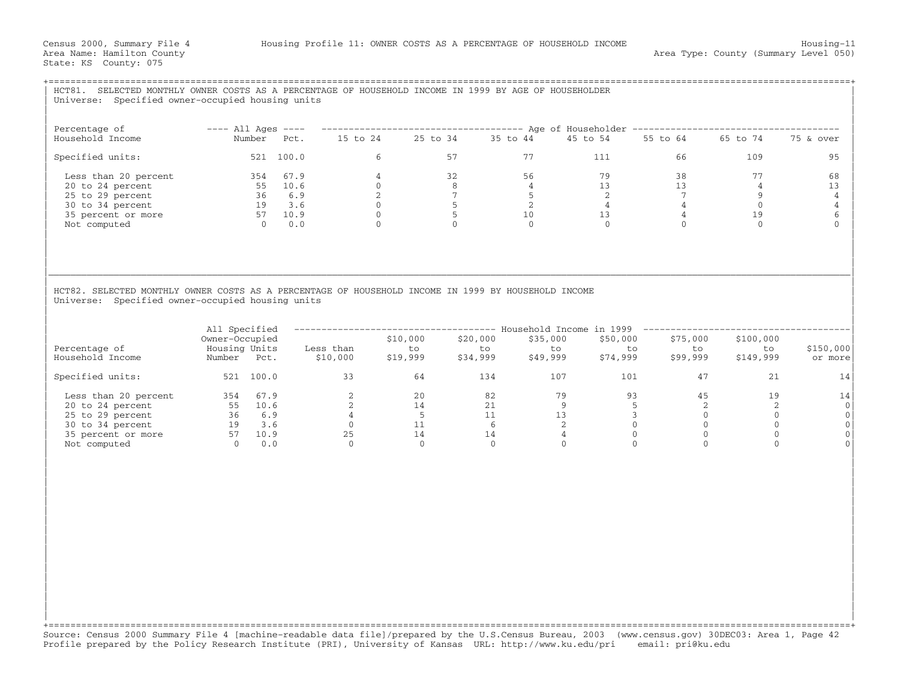Census 2000, Summary File 4 — Housing Profile 11: OWNER COSTS AS A PERCENTAGE OF HOUSEHOLD INCOME — Housing-11

Area Name: Hamilton County — Area Type: County (Summary Level 050)

State: KS County: 075

## HCT81. SELECTED MONTHLY OWNER COSTS AS A PERCENTAGE OF HOUSEHOLD INCOME IN 1999 BY AGE OF HOUSEHOLDER

Universe: Specified owner-occupied housing units

| Percentage of Household Income | All Ages Number | All Ages Pct. | 15 to 24 | 25 to 34 | 35 to 44 | 45 to 54 | 55 to 64 | 65 to 74 | 75 & over |
|---|---|---|---|---|---|---|---|---|---|
| Specified units: | 521 | 100.0 | 6 | 57 | 77 | 111 | 66 | 109 | 95 |
| Less than 20 percent | 354 | 67.9 | 4 | 32 | 56 | 79 | 38 | 77 | 68 |
| 20 to 24 percent | 55 | 10.6 | 0 | 8 | 4 | 13 | 13 | 4 | 13 |
| 25 to 29 percent | 36 | 6.9 | 2 | 7 | 5 | 2 | 7 | 9 | 4 |
| 30 to 34 percent | 19 | 3.6 | 0 | 5 | 2 | 4 | 4 | 0 | 4 |
| 35 percent or more | 57 | 10.9 | 0 | 5 | 10 | 13 | 4 | 19 | 6 |
| Not computed | 0 | 0.0 | 0 | 0 | 0 | 0 | 0 | 0 | 0 |

## HCT82. SELECTED MONTHLY OWNER COSTS AS A PERCENTAGE OF HOUSEHOLD INCOME IN 1999 BY HOUSEHOLD INCOME

Universe: Specified owner-occupied housing units

| Percentage of Household Income | All Specified Owner-Occupied Housing Units Number | Pct. | Less than $10,000 | $10,000 to $19,999 | $20,000 to $34,999 | $35,000 to $49,999 | $50,000 to $74,999 | $75,000 to $99,999 | $100,000 to $149,999 | $150,000 or more |
|---|---|---|---|---|---|---|---|---|---|---|
| Specified units: | 521 | 100.0 | 33 | 64 | 134 | 107 | 101 | 47 | 21 | 14 |
| Less than 20 percent | 354 | 67.9 | 2 | 20 | 82 | 79 | 93 | 45 | 19 | 14 |
| 20 to 24 percent | 55 | 10.6 | 2 | 14 | 21 | 9 | 5 | 2 | 2 | 0 |
| 25 to 29 percent | 36 | 6.9 | 4 | 5 | 11 | 13 | 3 | 0 | 0 | 0 |
| 30 to 34 percent | 19 | 3.6 | 0 | 11 | 6 | 2 | 0 | 0 | 0 | 0 |
| 35 percent or more | 57 | 10.9 | 25 | 14 | 14 | 4 | 0 | 0 | 0 | 0 |
| Not computed | 0 | 0.0 | 0 | 0 | 0 | 0 | 0 | 0 | 0 | 0 |

Source: Census 2000 Summary File 4 [machine-readable data file]/prepared by the U.S.Census Bureau, 2003 (www.census.gov) 30DEC03: Area 1, Page 42
Profile prepared by the Policy Research Institute (PRI), University of Kansas URL: http://www.ku.edu/pri email: pri@ku.edu